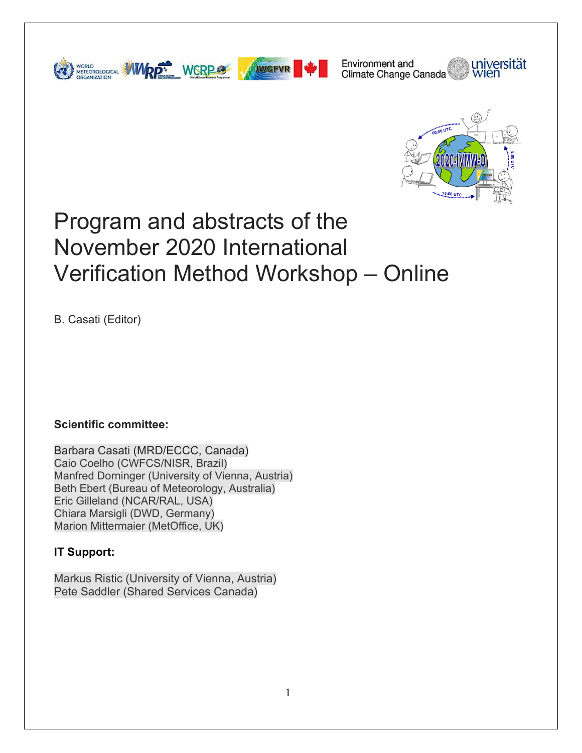# Program and abstracts of the November 2020 International Verification Method Workshop – Online

B. Casati (Editor)

**Scientific committee:**

Barbara Casati (MRD/ECCC, Canada)
Caio Coelho (CWFCS/NISR, Brazil)
Manfred Dorninger (University of Vienna, Austria)
Beth Ebert (Bureau of Meteorology, Australia)
Eric Gilleland (NCAR/RAL, USA)
Chiara Marsigli (DWD, Germany)
Marion Mittermaier (MetOffice, UK)

**IT Support:**

Markus Ristic (University of Vienna, Austria)
Pete Saddler (Shared Services Canada)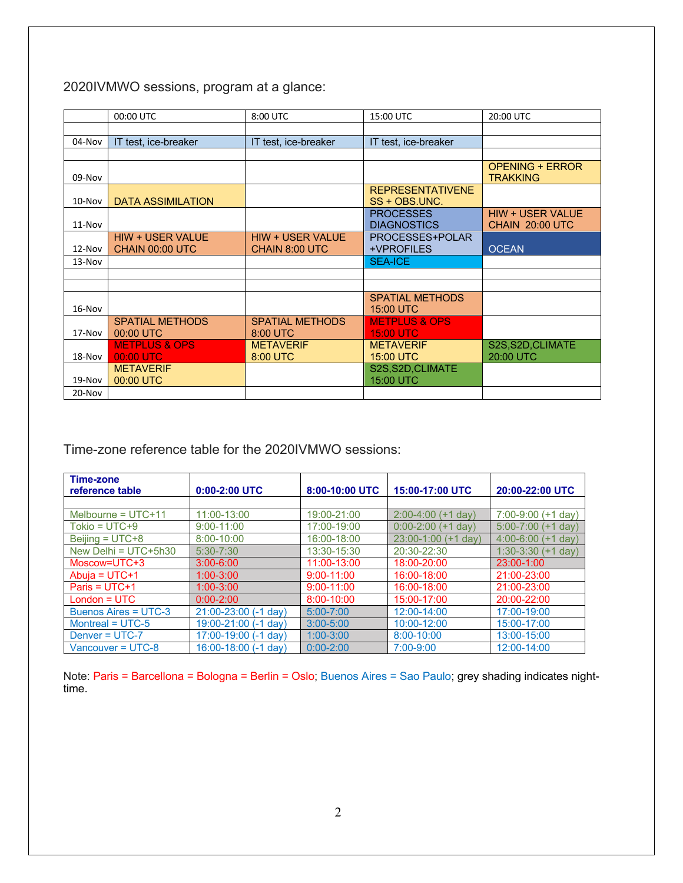2020IVMWO sessions, program at a glance:

| | 00:00 UTC | 8:00 UTC | 15:00 UTC | 20:00 UTC |
|---|---|---|---|---|
| | | | | |
| 04-Nov | IT test, ice-breaker | IT test, ice-breaker | IT test, ice-breaker | |
| | | | | |
| 09-Nov | | | | OPENING + ERROR TRAKKING |
| 10-Nov | DATA ASSIMILATION | | REPRESENTATIVENESS + OBS.UNC. | |
| 11-Nov | | | PROCESSES DIAGNOSTICS | HIW + USER VALUE CHAIN 20:00 UTC |
| 12-Nov | HIW + USER VALUE CHAIN 00:00 UTC | HIW + USER VALUE CHAIN 8:00 UTC | PROCESSES+POLAR +VPROFILES | OCEAN |
| 13-Nov | | | SEA-ICE | |
| | | | | |
| | | | | |
| 16-Nov | | | SPATIAL METHODS 15:00 UTC | |
| 17-Nov | SPATIAL METHODS 00:00 UTC | SPATIAL METHODS 8:00 UTC | METPLUS & OPS 15:00 UTC | |
| 18-Nov | METPLUS & OPS 00:00 UTC | METAVERIF 8:00 UTC | METAVERIF 15:00 UTC | S2S,S2D,CLIMATE 20:00 UTC |
| 19-Nov | METAVERIF 00:00 UTC | | S2S,S2D,CLIMATE 15:00 UTC | |
| 20-Nov | | | | |

Time-zone reference table for the 2020IVMWO sessions:

| Time-zone reference table | 0:00-2:00 UTC | 8:00-10:00 UTC | 15:00-17:00 UTC | 20:00-22:00 UTC |
|---|---|---|---|---|
| | | | | |
| Melbourne = UTC+11 | 11:00-13:00 | 19:00-21:00 | 2:00-4:00 (+1 day) | 7:00-9:00 (+1 day) |
| Tokio = UTC+9 | 9:00-11:00 | 17:00-19:00 | 0:00-2:00 (+1 day) | 5:00-7:00 (+1 day) |
| Beijing = UTC+8 | 8:00-10:00 | 16:00-18:00 | 23:00-1:00 (+1 day) | 4:00-6:00 (+1 day) |
| New Delhi = UTC+5h30 | 5:30-7:30 | 13:30-15:30 | 20:30-22:30 | 1:30-3:30 (+1 day) |
| Moscow=UTC+3 | 3:00-6:00 | 11:00-13:00 | 18:00-20:00 | 23:00-1:00 |
| Abuja = UTC+1 | 1:00-3:00 | 9:00-11:00 | 16:00-18:00 | 21:00-23:00 |
| Paris = UTC+1 | 1:00-3:00 | 9:00-11:00 | 16:00-18:00 | 21:00-23:00 |
| London = UTC | 0:00-2:00 | 8:00-10:00 | 15:00-17:00 | 20:00-22:00 |
| Buenos Aires = UTC-3 | 21:00-23:00 (-1 day) | 5:00-7:00 | 12:00-14:00 | 17:00-19:00 |
| Montreal = UTC-5 | 19:00-21:00 (-1 day) | 3:00-5:00 | 10:00-12:00 | 15:00-17:00 |
| Denver = UTC-7 | 17:00-19:00 (-1 day) | 1:00-3:00 | 8:00-10:00 | 13:00-15:00 |
| Vancouver = UTC-8 | 16:00-18:00 (-1 day) | 0:00-2:00 | 7:00-9:00 | 12:00-14:00 |

Note: Paris = Barcellona = Bologna = Berlin = Oslo; Buenos Aires = Sao Paulo; grey shading indicates night-time.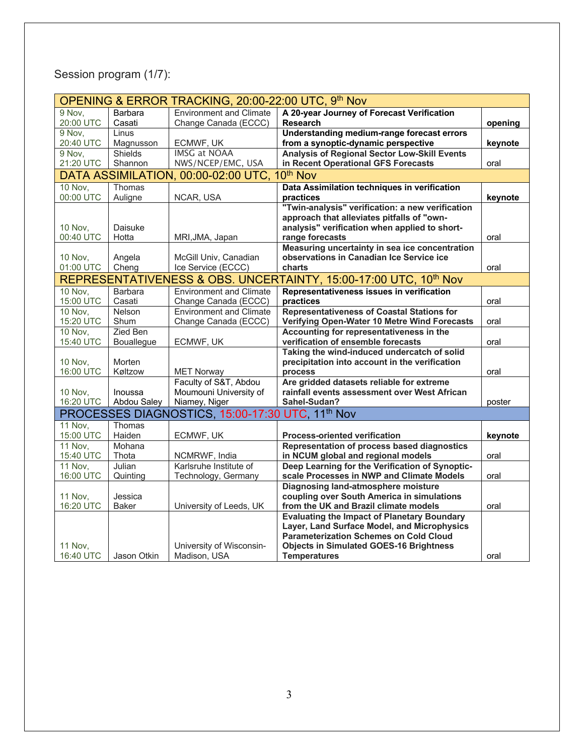Session program (1/7):

| OPENING & ERROR TRACKING, 20:00-22:00 UTC, 9th Nov | | | | |
|---|---|---|---|---|
| 9 Nov, 20:00 UTC | Barbara Casati | Environment and Climate Change Canada (ECCC) | **A 20-year Journey of Forecast Verification Research** | **opening** |
| 9 Nov, 20:40 UTC | Linus Magnusson | ECMWF, UK | **Understanding medium-range forecast errors from a synoptic-dynamic perspective** | **keynote** |
| 9 Nov, 21:20 UTC | Shields Shannon | IMSG at NOAA NWS/NCEP/EMC, USA | **Analysis of Regional Sector Low-Skill Events in Recent Operational GFS Forecasts** | oral |
| **DATA ASSIMILATION, 00:00-02:00 UTC, 10th Nov** | | | | |
| 10 Nov, 00:00 UTC | Thomas Auligne | NCAR, USA | **Data Assimilation techniques in verification practices** | **keynote** |
| 10 Nov, 00:40 UTC | Daisuke Hotta | MRI,JMA, Japan | **"Twin-analysis" verification: a new verification approach that alleviates pitfalls of "own-analysis" verification when applied to short-range forecasts** | oral |
| 10 Nov, 01:00 UTC | Angela Cheng | McGill Univ, Canadian Ice Service (ECCC) | **Measuring uncertainty in sea ice concentration observations in Canadian Ice Service ice charts** | oral |
| **REPRESENTATIVENESS & OBS. UNCERTAINTY, 15:00-17:00 UTC, 10th Nov** | | | | |
| 10 Nov, 15:00 UTC | Barbara Casati | Environment and Climate Change Canada (ECCC) | **Representativeness issues in verification practices** | oral |
| 10 Nov, 15:20 UTC | Nelson Shum | Environment and Climate Change Canada (ECCC) | **Representativeness of Coastal Stations for Verifying Open-Water 10 Metre Wind Forecasts** | oral |
| 10 Nov, 15:40 UTC | Zied Ben Bouallegue | ECMWF, UK | **Accounting for representativeness in the verification of ensemble forecasts** | oral |
| 10 Nov, 16:00 UTC | Morten Køltzow | MET Norway | **Taking the wind-induced undercatch of solid precipitation into account in the verification process** | oral |
| 10 Nov, 16:20 UTC | Inoussa Abdou Saley | Faculty of S&T, Abdou Moumouni University of Niamey, Niger | **Are gridded datasets reliable for extreme rainfall events assessment over West African Sahel-Sudan?** | poster |
| **PROCESSES DIAGNOSTICS, 15:00-17:30 UTC, 11th Nov** | | | | |
| 11 Nov, 15:00 UTC | Thomas Haiden | ECMWF, UK | **Process-oriented verification** | **keynote** |
| 11 Nov, 15:40 UTC | Mohana Thota | NCMRWF, India | **Representation of process based diagnostics in NCUM global and regional models** | oral |
| 11 Nov, 16:00 UTC | Julian Quinting | Karlsruhe Institute of Technology, Germany | **Deep Learning for the Verification of Synoptic-scale Processes in NWP and Climate Models** | oral |
| 11 Nov, 16:20 UTC | Jessica Baker | University of Leeds, UK | **Diagnosing land-atmosphere moisture coupling over South America in simulations from the UK and Brazil climate models** | oral |
| 11 Nov, 16:40 UTC | Jason Otkin | University of Wisconsin-Madison, USA | **Evaluating the Impact of Planetary Boundary Layer, Land Surface Model, and Microphysics Parameterization Schemes on Cold Cloud Objects in Simulated GOES-16 Brightness Temperatures** | oral |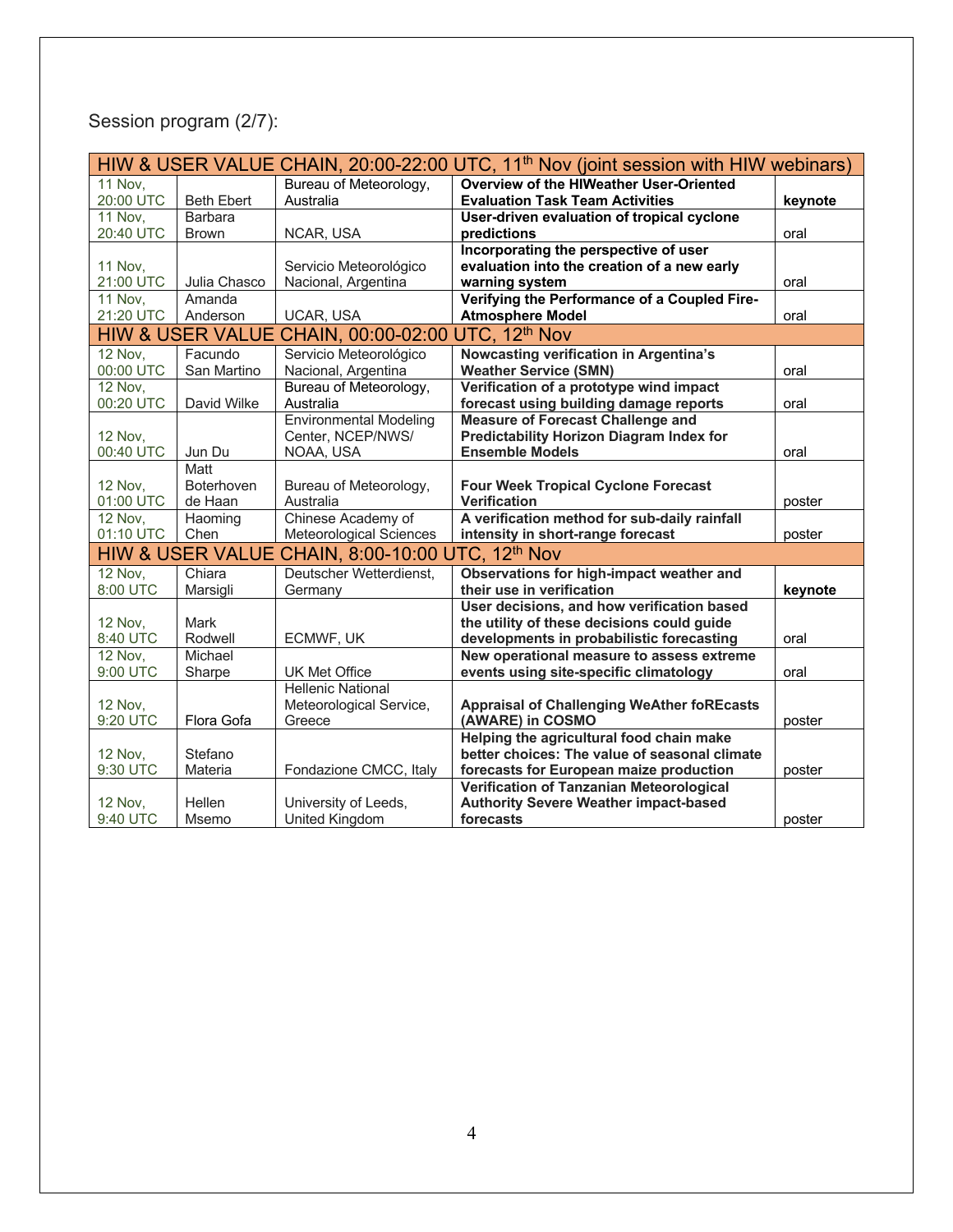Session program (2/7):

| HIW & USER VALUE CHAIN, 20:00-22:00 UTC, 11th Nov (joint session with HIW webinars) | | | | |
|---|---|---|---|---|
| 11 Nov, 20:00 UTC | Beth Ebert | Bureau of Meteorology, Australia | **Overview of the HIWeather User-Oriented Evaluation Task Team Activities** | **keynote** |
| 11 Nov, 20:40 UTC | Barbara Brown | NCAR, USA | **User-driven evaluation of tropical cyclone predictions** | oral |
| 11 Nov, 21:00 UTC | Julia Chasco | Servicio Meteorológico Nacional, Argentina | **Incorporating the perspective of user evaluation into the creation of a new early warning system** | oral |
| 11 Nov, 21:20 UTC | Amanda Anderson | UCAR, USA | **Verifying the Performance of a Coupled Fire-Atmosphere Model** | oral |
| **HIW & USER VALUE CHAIN, 00:00-02:00 UTC, 12th Nov** | | | | |
| 12 Nov, 00:00 UTC | Facundo San Martino | Servicio Meteorológico Nacional, Argentina | **Nowcasting verification in Argentina's Weather Service (SMN)** | oral |
| 12 Nov, 00:20 UTC | David Wilke | Bureau of Meteorology, Australia | **Verification of a prototype wind impact forecast using building damage reports** | oral |
| 12 Nov, 00:40 UTC | Jun Du | Environmental Modeling Center, NCEP/NWS/ NOAA, USA | **Measure of Forecast Challenge and Predictability Horizon Diagram Index for Ensemble Models** | oral |
| 12 Nov, 01:00 UTC | Matt Boterhoven de Haan | Bureau of Meteorology, Australia | **Four Week Tropical Cyclone Forecast Verification** | poster |
| 12 Nov, 01:10 UTC | Haoming Chen | Chinese Academy of Meteorological Sciences | **A verification method for sub-daily rainfall intensity in short-range forecast** | poster |
| **HIW & USER VALUE CHAIN, 8:00-10:00 UTC, 12th Nov** | | | | |
| 12 Nov, 8:00 UTC | Chiara Marsigli | Deutscher Wetterdienst, Germany | **Observations for high-impact weather and their use in verification** | **keynote** |
| 12 Nov, 8:40 UTC | Mark Rodwell | ECMWF, UK | **User decisions, and how verification based the utility of these decisions could guide developments in probabilistic forecasting** | oral |
| 12 Nov, 9:00 UTC | Michael Sharpe | UK Met Office | **New operational measure to assess extreme events using site-specific climatology** | oral |
| 12 Nov, 9:20 UTC | Flora Gofa | Hellenic National Meteorological Service, Greece | **Appraisal of Challenging WeAther foREcasts (AWARE) in COSMO** | poster |
| 12 Nov, 9:30 UTC | Stefano Materia | Fondazione CMCC, Italy | **Helping the agricultural food chain make better choices: The value of seasonal climate forecasts for European maize production** | poster |
| 12 Nov, 9:40 UTC | Hellen Msemo | University of Leeds, United Kingdom | **Verification of Tanzanian Meteorological Authority Severe Weather impact-based forecasts** | poster |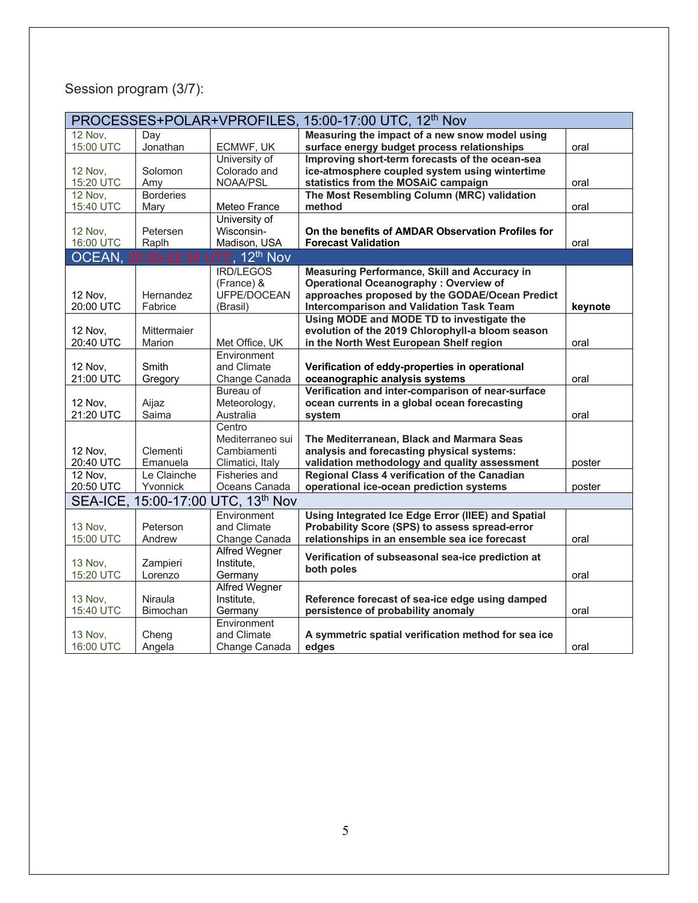Session program (3/7):

| PROCESSES+POLAR+VPROFILES, 15:00-17:00 UTC, 12th Nov | | | | |
|---|---|---|---|---|
| 12 Nov, 15:00 UTC | Day Jonathan | ECMWF, UK | **Measuring the impact of a new snow model using surface energy budget process relationships** | oral |
| 12 Nov, 15:20 UTC | Solomon Amy | University of Colorado and NOAA/PSL | **Improving short-term forecasts of the ocean-sea ice-atmosphere coupled system using wintertime statistics from the MOSAiC campaign** | oral |
| 12 Nov, 15:40 UTC | Borderies Mary | Meteo France | **The Most Resembling Column (MRC) validation method** | oral |
| 12 Nov, 16:00 UTC | Petersen Raplh | University of Wisconsin-Madison, USA | **On the benefits of AMDAR Observation Profiles for Forecast Validation** | oral |
| OCEAN, 20:00-22:30 UTC, 12th Nov | | | | |
| 12 Nov, 20:00 UTC | Hernandez Fabrice | IRD/LEGOS (France) & UFPE/DOCEAN (Brasil) | **Measuring Performance, Skill and Accuracy in Operational Oceanography : Overview of approaches proposed by the GODAE/Ocean Predict Intercomparison and Validation Task Team** | **keynote** |
| 12 Nov, 20:40 UTC | Mittermaier Marion | Met Office, UK | **Using MODE and MODE TD to investigate the evolution of the 2019 Chlorophyll-a bloom season in the North West European Shelf region** | oral |
| 12 Nov, 21:00 UTC | Smith Gregory | Environment and Climate Change Canada | **Verification of eddy-properties in operational oceanographic analysis systems** | oral |
| 12 Nov, 21:20 UTC | Aijaz Saima | Bureau of Meteorology, Australia | **Verification and inter-comparison of near-surface ocean currents in a global ocean forecasting system** | oral |
| 12 Nov, 20:40 UTC | Clementi Emanuela | Centro Mediterraneo sui Cambiamenti Climatici, Italy | **The Mediterranean, Black and Marmara Seas analysis and forecasting physical systems: validation methodology and quality assessment** | poster |
| 12 Nov, 20:50 UTC | Le Clainche Yvonnick | Fisheries and Oceans Canada | **Regional Class 4 verification of the Canadian operational ice-ocean prediction systems** | poster |
| SEA-ICE, 15:00-17:00 UTC, 13th Nov | | | | |
| 13 Nov, 15:00 UTC | Peterson Andrew | Environment and Climate Change Canada | **Using Integrated Ice Edge Error (IIEE) and Spatial Probability Score (SPS) to assess spread-error relationships in an ensemble sea ice forecast** | oral |
| 13 Nov, 15:20 UTC | Zampieri Lorenzo | Alfred Wegner Institute, Germany | **Verification of subseasonal sea-ice prediction at both poles** | oral |
| 13 Nov, 15:40 UTC | Niraula Bimochan | Alfred Wegner Institute, Germany | **Reference forecast of sea-ice edge using damped persistence of probability anomaly** | oral |
| 13 Nov, 16:00 UTC | Cheng Angela | Environment and Climate Change Canada | **A symmetric spatial verification method for sea ice edges** | oral |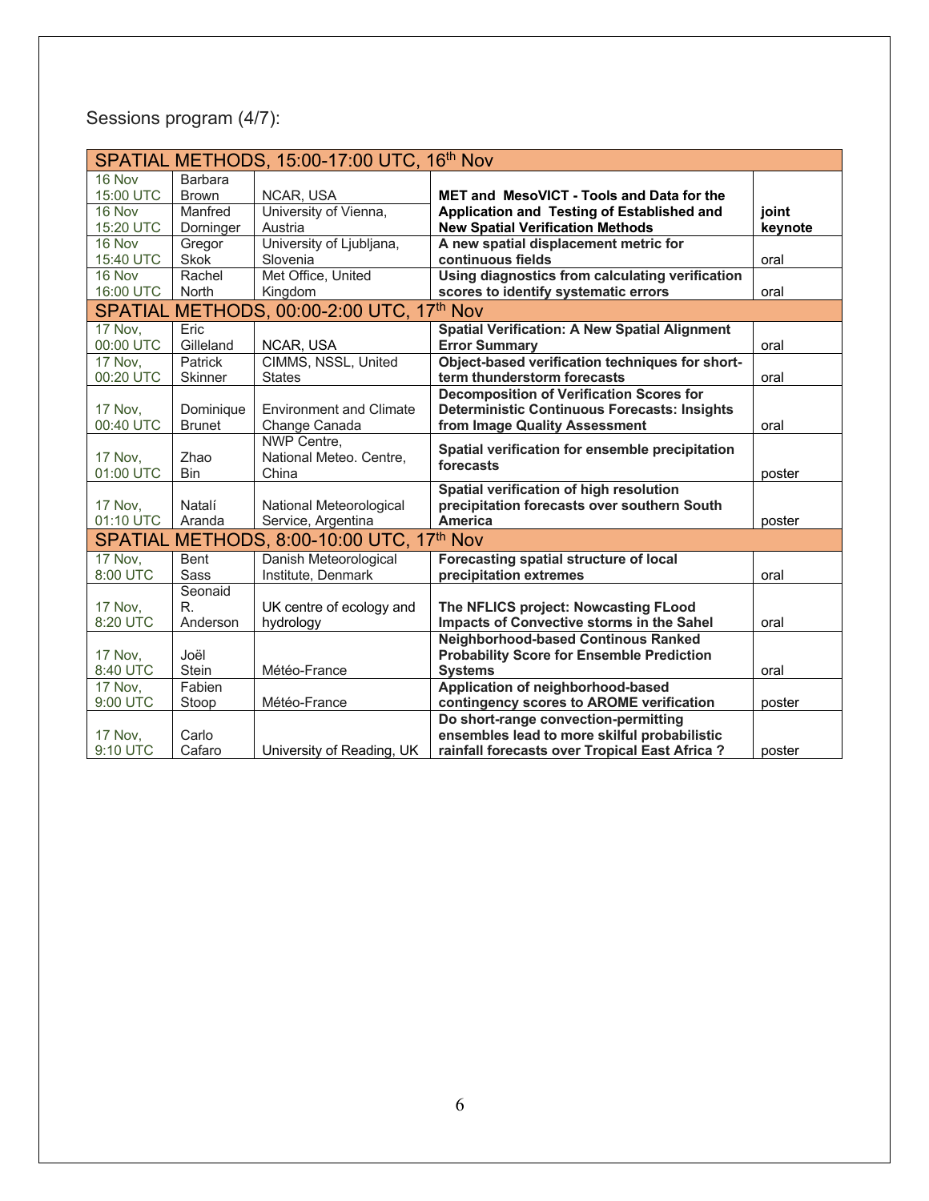Sessions program (4/7):

| SPATIAL METHODS, 15:00-17:00 UTC, 16th Nov | | | | |
|---|---|---|---|---|
| 16 Nov 15:00 UTC | Barbara Brown | NCAR, USA | MET and MesoVICT - Tools and Data for the Application and Testing of Established and New Spatial Verification Methods | joint keynote |
| 16 Nov 15:20 UTC | Manfred Dorninger | University of Vienna, Austria | | |
| 16 Nov 15:40 UTC | Gregor Skok | University of Ljubljana, Slovenia | A new spatial displacement metric for continuous fields | oral |
| 16 Nov 16:00 UTC | Rachel North | Met Office, United Kingdom | Using diagnostics from calculating verification scores to identify systematic errors | oral |
| **SPATIAL METHODS, 00:00-2:00 UTC, 17th Nov** | | | | |
| 17 Nov, 00:00 UTC | Eric Gilleland | NCAR, USA | Spatial Verification: A New Spatial Alignment Error Summary | oral |
| 17 Nov, 00:20 UTC | Patrick Skinner | CIMMS, NSSL, United States | Object-based verification techniques for short-term thunderstorm forecasts | oral |
| 17 Nov, 00:40 UTC | Dominique Brunet | Environment and Climate Change Canada | Decomposition of Verification Scores for Deterministic Continuous Forecasts: Insights from Image Quality Assessment | oral |
| 17 Nov, 01:00 UTC | Zhao Bin | NWP Centre, National Meteo. Centre, China | Spatial verification for ensemble precipitation forecasts | poster |
| 17 Nov, 01:10 UTC | Natalí Aranda | National Meteorological Service, Argentina | Spatial verification of high resolution precipitation forecasts over southern South America | poster |
| **SPATIAL METHODS, 8:00-10:00 UTC, 17th Nov** | | | | |
| 17 Nov, 8:00 UTC | Bent Sass | Danish Meteorological Institute, Denmark | Forecasting spatial structure of local precipitation extremes | oral |
| 17 Nov, 8:20 UTC | Seonaid R. Anderson | UK centre of ecology and hydrology | The NFLICS project: Nowcasting FLood Impacts of Convective storms in the Sahel | oral |
| 17 Nov, 8:40 UTC | Joël Stein | Météo-France | Neighborhood-based Continous Ranked Probability Score for Ensemble Prediction Systems | oral |
| 17 Nov, 9:00 UTC | Fabien Stoop | Météo-France | Application of neighborhood-based contingency scores to AROME verification | poster |
| 17 Nov, 9:10 UTC | Carlo Cafaro | University of Reading, UK | Do short-range convection-permitting ensembles lead to more skilful probabilistic rainfall forecasts over Tropical East Africa ? | poster |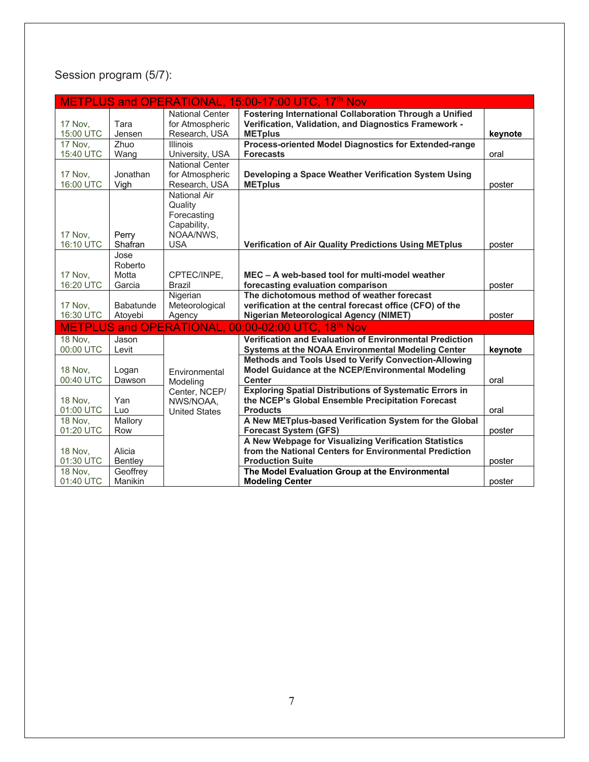Session program (5/7):

| METPLUS and OPERATIONAL, 15:00-17:00 UTC, 17th Nov | | | | |
|---|---|---|---|---|
| 17 Nov, 15:00 UTC | Tara Jensen | National Center for Atmospheric Research, USA | **Fostering International Collaboration Through a Unified Verification, Validation, and Diagnostics Framework - METplus** | **keynote** |
| 17 Nov, 15:40 UTC | Zhuo Wang | Illinois University, USA | **Process-oriented Model Diagnostics for Extended-range Forecasts** | oral |
| 17 Nov, 16:00 UTC | Jonathan Vigh | National Center for Atmospheric Research, USA | **Developing a Space Weather Verification System Using METplus** | poster |
| 17 Nov, 16:10 UTC | Perry Shafran | National Air Quality Forecasting Capability, NOAA/NWS, USA | **Verification of Air Quality Predictions Using METplus** | poster |
| 17 Nov, 16:20 UTC | Jose Roberto Motta Garcia | CPTEC/INPE, Brazil | **MEC – A web-based tool for multi-model weather forecasting evaluation comparison** | poster |
| 17 Nov, 16:30 UTC | Babatunde Atoyebi | Nigerian Meteorological Agency | **The dichotomous method of weather forecast verification at the central forecast office (CFO) of the Nigerian Meteorological Agency (NIMET)** | poster |
| **METPLUS and OPERATIONAL, 00:00-02:00 UTC, 18th Nov** | | | | |
| 18 Nov, 00:00 UTC | Jason Levit | Environmental Modeling Center, NCEP/ NWS/NOAA, United States | **Verification and Evaluation of Environmental Prediction Systems at the NOAA Environmental Modeling Center** | **keynote** |
| 18 Nov, 00:40 UTC | Logan Dawson | Environmental Modeling Center, NCEP/ NWS/NOAA, United States | **Methods and Tools Used to Verify Convection-Allowing Model Guidance at the NCEP/Environmental Modeling Center** | oral |
| 18 Nov, 01:00 UTC | Yan Luo | Environmental Modeling Center, NCEP/ NWS/NOAA, United States | **Exploring Spatial Distributions of Systematic Errors in the NCEP's Global Ensemble Precipitation Forecast Products** | oral |
| 18 Nov, 01:20 UTC | Mallory Row | Environmental Modeling Center, NCEP/ NWS/NOAA, United States | **A New METplus-based Verification System for the Global Forecast System (GFS)** | poster |
| 18 Nov, 01:30 UTC | Alicia Bentley | Environmental Modeling Center, NCEP/ NWS/NOAA, United States | **A New Webpage for Visualizing Verification Statistics from the National Centers for Environmental Prediction Production Suite** | poster |
| 18 Nov, 01:40 UTC | Geoffrey Manikin | Environmental Modeling Center, NCEP/ NWS/NOAA, United States | **The Model Evaluation Group at the Environmental Modeling Center** | poster |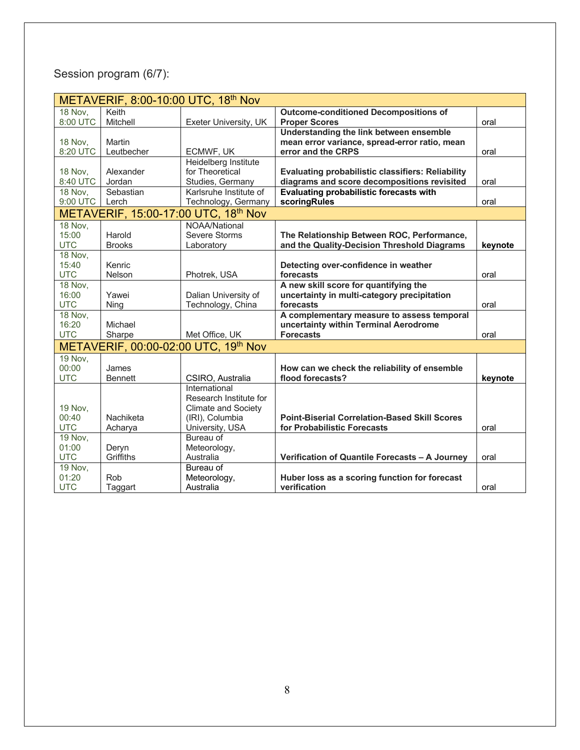Session program (6/7):

| METAVERIF, 8:00-10:00 UTC, 18th Nov | | | | |
|---|---|---|---|---|
| 18 Nov, 8:00 UTC | Keith Mitchell | Exeter University, UK | **Outcome-conditioned Decompositions of Proper Scores** | oral |
| 18 Nov, 8:20 UTC | Martin Leutbecher | ECMWF, UK | **Understanding the link between ensemble mean error variance, spread-error ratio, mean error and the CRPS** | oral |
| 18 Nov, 8:40 UTC | Alexander Jordan | Heidelberg Institute for Theoretical Studies, Germany | **Evaluating probabilistic classifiers: Reliability diagrams and score decompositions revisited** | oral |
| 18 Nov, 9:00 UTC | Sebastian Lerch | Karlsruhe Institute of Technology, Germany | **Evaluating probabilistic forecasts with scoringRules** | oral |
| **METAVERIF, 15:00-17:00 UTC, 18th Nov** | | | | |
| 18 Nov, 15:00 UTC | Harold Brooks | NOAA/National Severe Storms Laboratory | **The Relationship Between ROC, Performance, and the Quality-Decision Threshold Diagrams** | **keynote** |
| 18 Nov, 15:40 UTC | Kenric Nelson | Photrek, USA | **Detecting over-confidence in weather forecasts** | oral |
| 18 Nov, 16:00 UTC | Yawei Ning | Dalian University of Technology, China | **A new skill score for quantifying the uncertainty in multi-category precipitation forecasts** | oral |
| 18 Nov, 16:20 UTC | Michael Sharpe | Met Office, UK | **A complementary measure to assess temporal uncertainty within Terminal Aerodrome Forecasts** | oral |
| **METAVERIF, 00:00-02:00 UTC, 19th Nov** | | | | |
| 19 Nov, 00:00 UTC | James Bennett | CSIRO, Australia | **How can we check the reliability of ensemble flood forecasts?** | **keynote** |
| 19 Nov, 00:40 UTC | Nachiketa Acharya | International Research Institute for Climate and Society (IRI), Columbia University, USA | **Point-Biserial Correlation-Based Skill Scores for Probabilistic Forecasts** | oral |
| 19 Nov, 01:00 UTC | Deryn Griffiths | Bureau of Meteorology, Australia | **Verification of Quantile Forecasts – A Journey** | oral |
| 19 Nov, 01:20 UTC | Rob Taggart | Bureau of Meteorology, Australia | **Huber loss as a scoring function for forecast verification** | oral |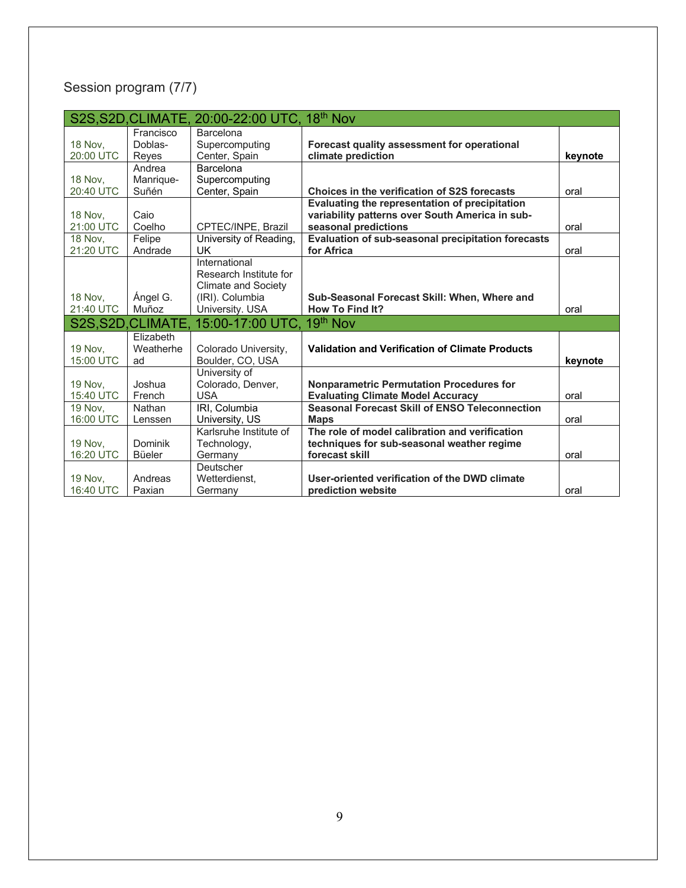Session program (7/7)

| S2S,S2D,CLIMATE, 20:00-22:00 UTC, 18th Nov | | | | |
|---|---|---|---|---|
| 18 Nov, 20:00 UTC | Francisco Doblas-Reyes | Barcelona Supercomputing Center, Spain | **Forecast quality assessment for operational climate prediction** | **keynote** |
| 18 Nov, 20:40 UTC | Andrea Manrique-Suñén | Barcelona Supercomputing Center, Spain | **Choices in the verification of S2S forecasts** | oral |
| 18 Nov, 21:00 UTC | Caio Coelho | CPTEC/INPE, Brazil | **Evaluating the representation of precipitation variability patterns over South America in sub-seasonal predictions** | oral |
| 18 Nov, 21:20 UTC | Felipe Andrade | University of Reading, UK | **Evaluation of sub-seasonal precipitation forecasts for Africa** | oral |
| 18 Nov, 21:40 UTC | Ángel G. Muñoz | International Research Institute for Climate and Society (IRI). Columbia University. USA | **Sub-Seasonal Forecast Skill: When, Where and How To Find It?** | oral |
| **S2S,S2D,CLIMATE, 15:00-17:00 UTC, 19th Nov** | | | | |
| 19 Nov, 15:00 UTC | Elizabeth Weatherhead | Colorado University, Boulder, CO, USA | **Validation and Verification of Climate Products** | **keynote** |
| 19 Nov, 15:40 UTC | Joshua French | University of Colorado, Denver, USA | **Nonparametric Permutation Procedures for Evaluating Climate Model Accuracy** | oral |
| 19 Nov, 16:00 UTC | Nathan Lenssen | IRI, Columbia University, US | **Seasonal Forecast Skill of ENSO Teleconnection Maps** | oral |
| 19 Nov, 16:20 UTC | Dominik Büeler | Karlsruhe Institute of Technology, Germany | **The role of model calibration and verification techniques for sub-seasonal weather regime forecast skill** | oral |
| 19 Nov, 16:40 UTC | Andreas Paxian | Deutscher Wetterdienst, Germany | **User-oriented verification of the DWD climate prediction website** | oral |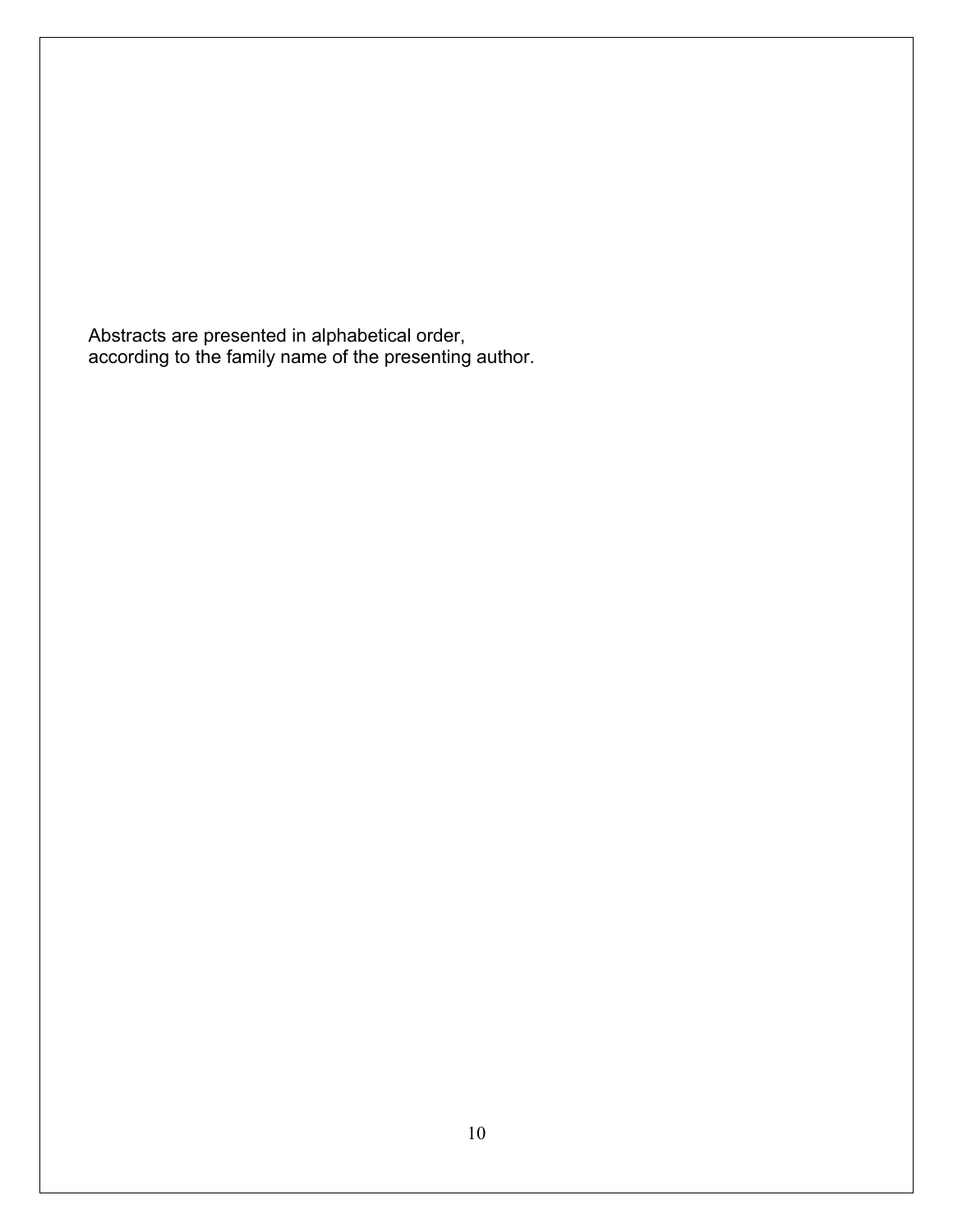Abstracts are presented in alphabetical order,
according to the family name of the presenting author.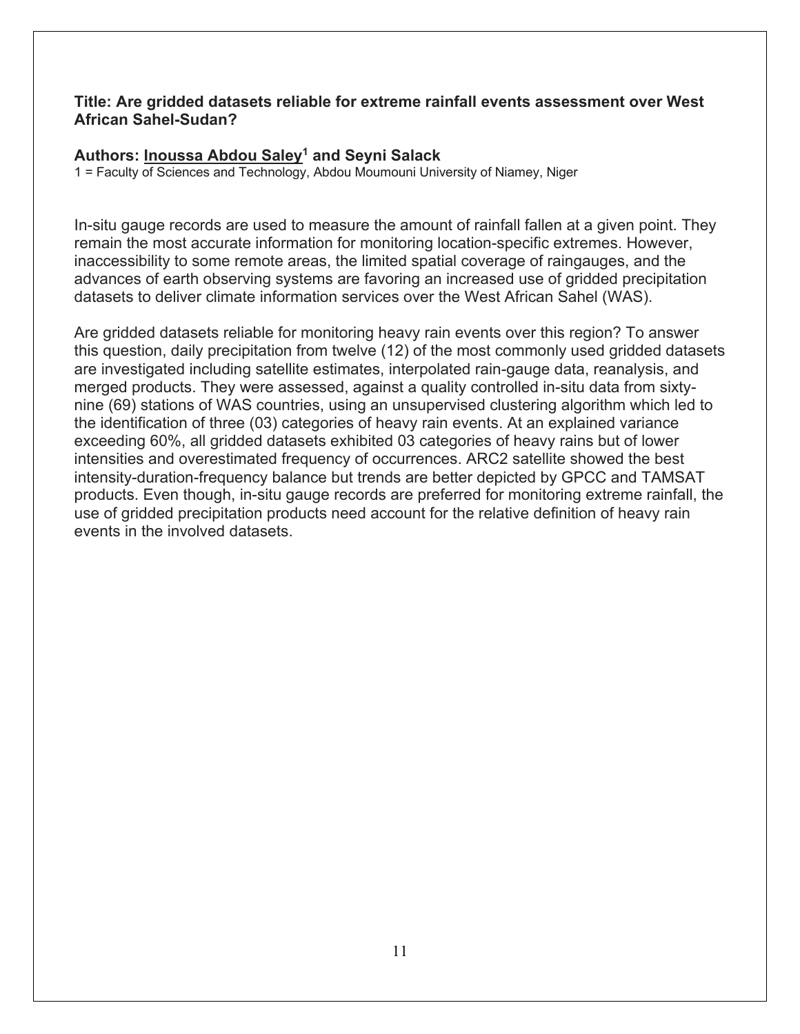**Title: Are gridded datasets reliable for extreme rainfall events assessment over West African Sahel-Sudan?**

**Authors: Inoussa Abdou Saley[1] and Seyni Salack**

1 = Faculty of Sciences and Technology, Abdou Moumouni University of Niamey, Niger

In-situ gauge records are used to measure the amount of rainfall fallen at a given point. They remain the most accurate information for monitoring location-specific extremes. However, inaccessibility to some remote areas, the limited spatial coverage of raingauges, and the advances of earth observing systems are favoring an increased use of gridded precipitation datasets to deliver climate information services over the West African Sahel (WAS).

Are gridded datasets reliable for monitoring heavy rain events over this region? To answer this question, daily precipitation from twelve (12) of the most commonly used gridded datasets are investigated including satellite estimates, interpolated rain-gauge data, reanalysis, and merged products. They were assessed, against a quality controlled in-situ data from sixty-nine (69) stations of WAS countries, using an unsupervised clustering algorithm which led to the identification of three (03) categories of heavy rain events. At an explained variance exceeding 60%, all gridded datasets exhibited 03 categories of heavy rains but of lower intensities and overestimated frequency of occurrences. ARC2 satellite showed the best intensity-duration-frequency balance but trends are better depicted by GPCC and TAMSAT products. Even though, in-situ gauge records are preferred for monitoring extreme rainfall, the use of gridded precipitation products need account for the relative definition of heavy rain events in the involved datasets.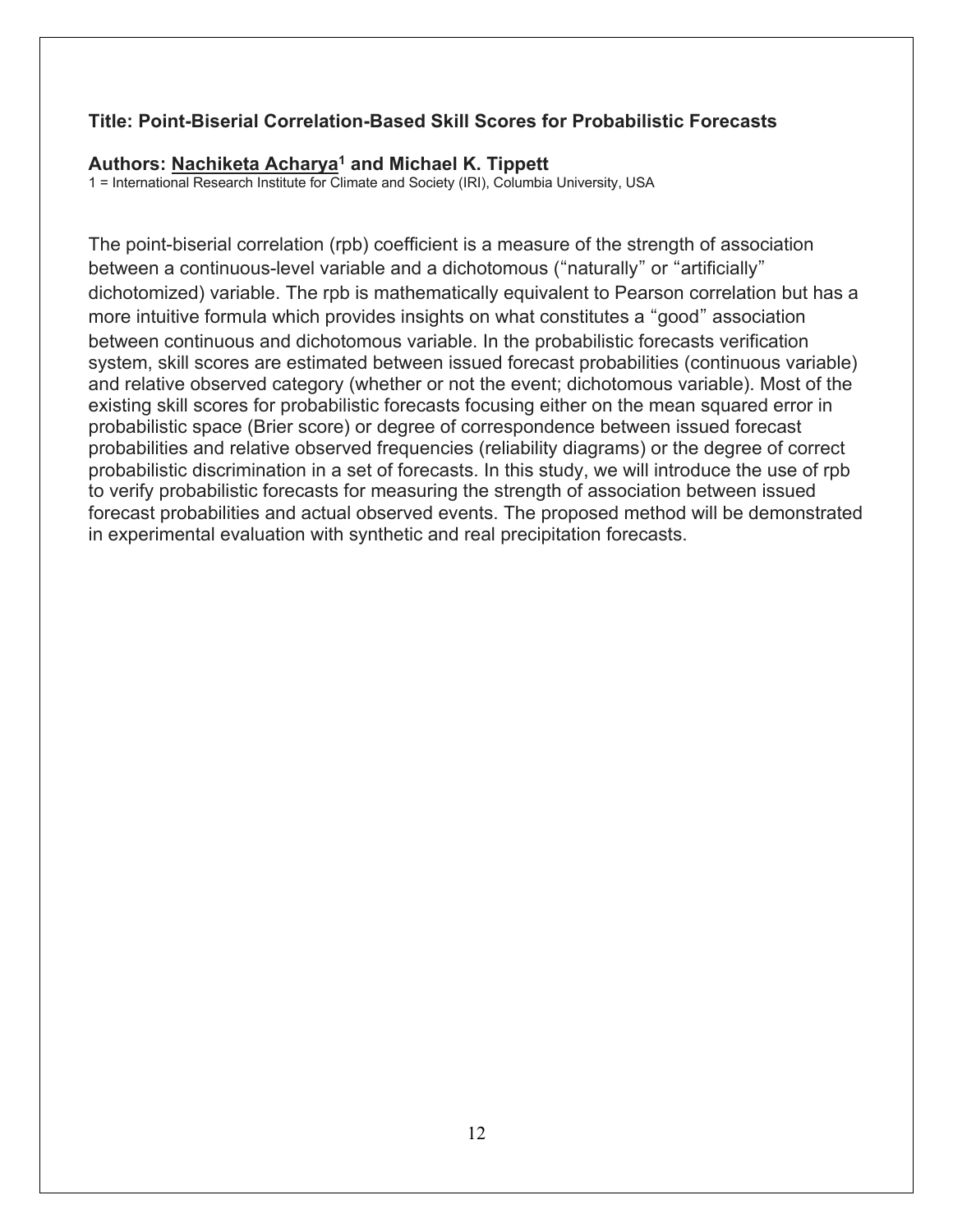**Title: Point-Biserial Correlation-Based Skill Scores for Probabilistic Forecasts**

**Authors: Nachiketa Acharya[1] and Michael K. Tippett**

1 = International Research Institute for Climate and Society (IRI), Columbia University, USA

The point-biserial correlation (rpb) coefficient is a measure of the strength of association between a continuous-level variable and a dichotomous ("naturally" or "artificially" dichotomized) variable. The rpb is mathematically equivalent to Pearson correlation but has a more intuitive formula which provides insights on what constitutes a "good" association between continuous and dichotomous variable. In the probabilistic forecasts verification system, skill scores are estimated between issued forecast probabilities (continuous variable) and relative observed category (whether or not the event; dichotomous variable). Most of the existing skill scores for probabilistic forecasts focusing either on the mean squared error in probabilistic space (Brier score) or degree of correspondence between issued forecast probabilities and relative observed frequencies (reliability diagrams) or the degree of correct probabilistic discrimination in a set of forecasts. In this study, we will introduce the use of rpb to verify probabilistic forecasts for measuring the strength of association between issued forecast probabilities and actual observed events. The proposed method will be demonstrated in experimental evaluation with synthetic and real precipitation forecasts.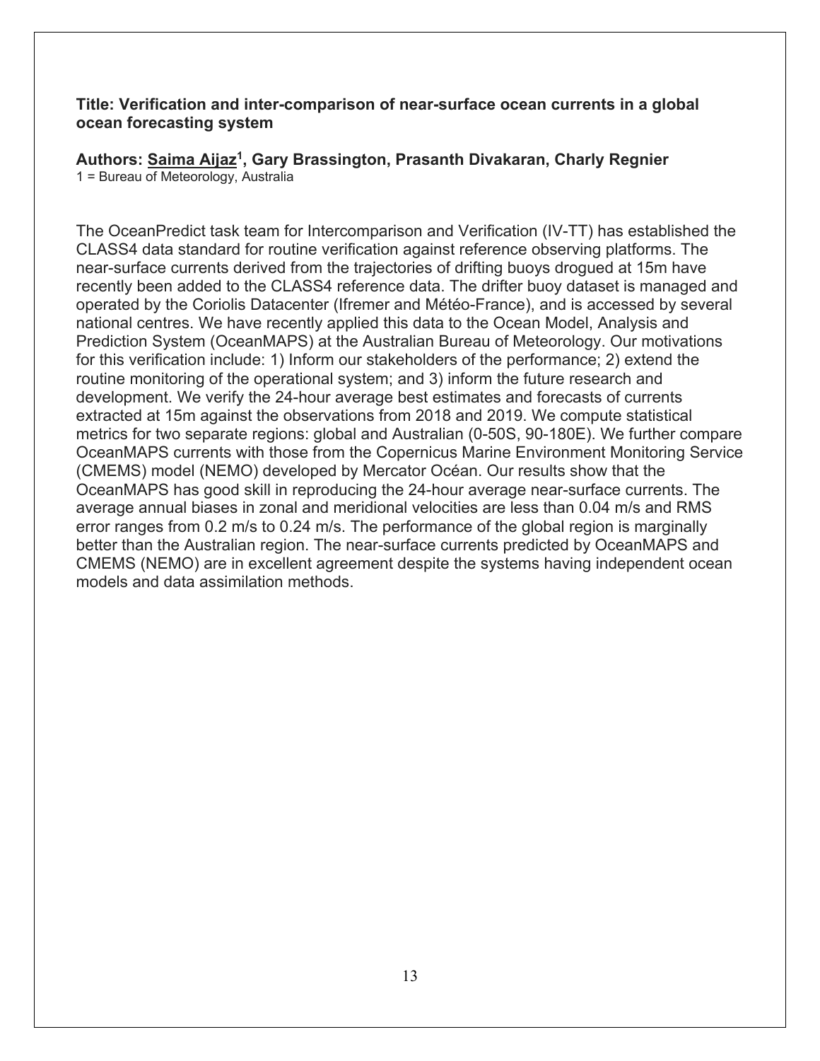**Title: Verification and inter-comparison of near-surface ocean currents in a global ocean forecasting system**

**Authors: Saima Aijaz[1], Gary Brassington, Prasanth Divakaran, Charly Regnier**

1 = Bureau of Meteorology, Australia

The OceanPredict task team for Intercomparison and Verification (IV-TT) has established the CLASS4 data standard for routine verification against reference observing platforms. The near-surface currents derived from the trajectories of drifting buoys drogued at 15m have recently been added to the CLASS4 reference data. The drifter buoy dataset is managed and operated by the Coriolis Datacenter (Ifremer and Météo-France), and is accessed by several national centres. We have recently applied this data to the Ocean Model, Analysis and Prediction System (OceanMAPS) at the Australian Bureau of Meteorology. Our motivations for this verification include: 1) Inform our stakeholders of the performance; 2) extend the routine monitoring of the operational system; and 3) inform the future research and development. We verify the 24-hour average best estimates and forecasts of currents extracted at 15m against the observations from 2018 and 2019. We compute statistical metrics for two separate regions: global and Australian (0-50S, 90-180E). We further compare OceanMAPS currents with those from the Copernicus Marine Environment Monitoring Service (CMEMS) model (NEMO) developed by Mercator Océan. Our results show that the OceanMAPS has good skill in reproducing the 24-hour average near-surface currents. The average annual biases in zonal and meridional velocities are less than 0.04 m/s and RMS error ranges from 0.2 m/s to 0.24 m/s. The performance of the global region is marginally better than the Australian region. The near-surface currents predicted by OceanMAPS and CMEMS (NEMO) are in excellent agreement despite the systems having independent ocean models and data assimilation methods.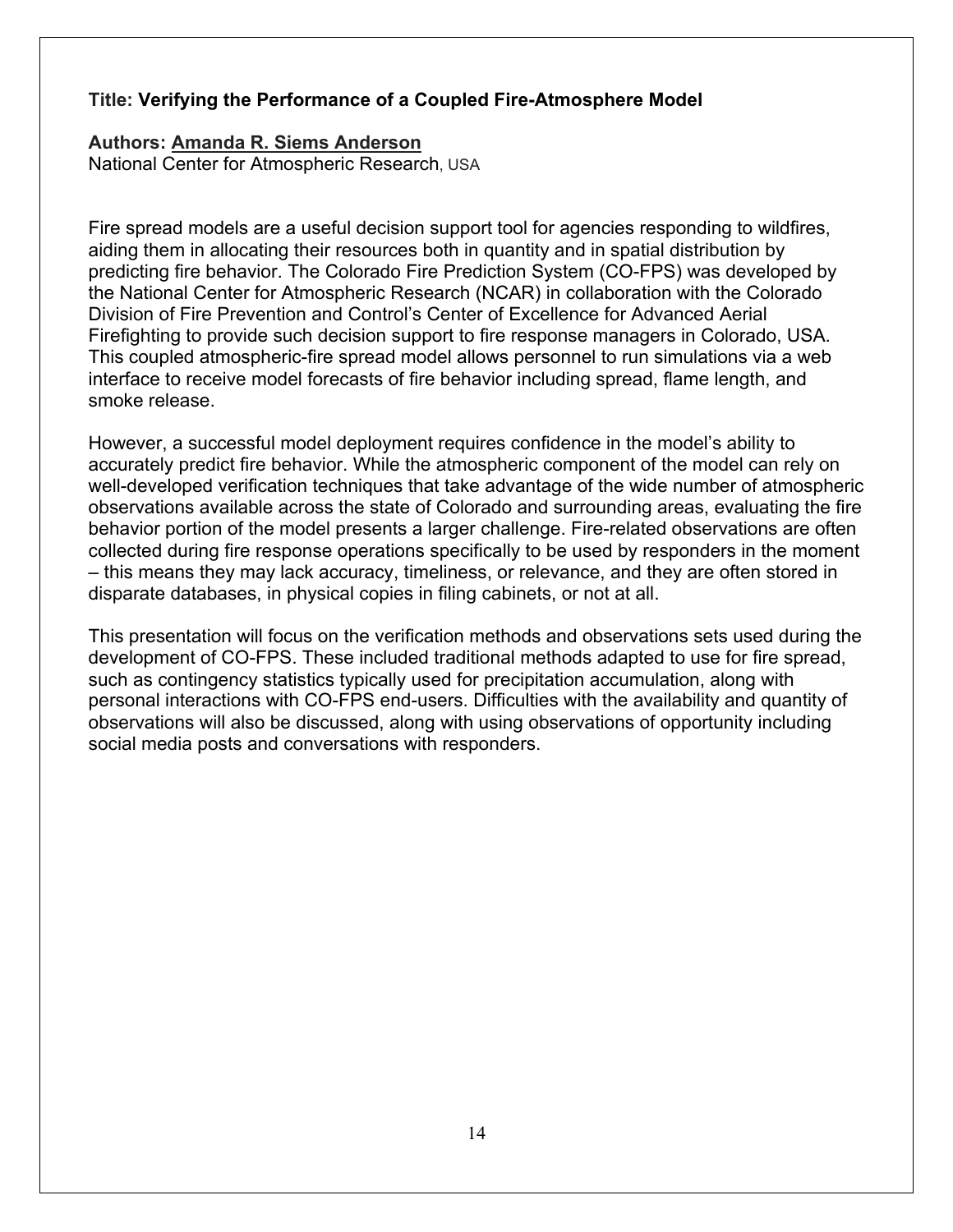**Title: Verifying the Performance of a Coupled Fire-Atmosphere Model**

**Authors: Amanda R. Siems Anderson**
National Center for Atmospheric Research, USA

Fire spread models are a useful decision support tool for agencies responding to wildfires, aiding them in allocating their resources both in quantity and in spatial distribution by predicting fire behavior. The Colorado Fire Prediction System (CO-FPS) was developed by the National Center for Atmospheric Research (NCAR) in collaboration with the Colorado Division of Fire Prevention and Control's Center of Excellence for Advanced Aerial Firefighting to provide such decision support to fire response managers in Colorado, USA. This coupled atmospheric-fire spread model allows personnel to run simulations via a web interface to receive model forecasts of fire behavior including spread, flame length, and smoke release.

However, a successful model deployment requires confidence in the model's ability to accurately predict fire behavior. While the atmospheric component of the model can rely on well-developed verification techniques that take advantage of the wide number of atmospheric observations available across the state of Colorado and surrounding areas, evaluating the fire behavior portion of the model presents a larger challenge. Fire-related observations are often collected during fire response operations specifically to be used by responders in the moment – this means they may lack accuracy, timeliness, or relevance, and they are often stored in disparate databases, in physical copies in filing cabinets, or not at all.

This presentation will focus on the verification methods and observations sets used during the development of CO-FPS. These included traditional methods adapted to use for fire spread, such as contingency statistics typically used for precipitation accumulation, along with personal interactions with CO-FPS end-users. Difficulties with the availability and quantity of observations will also be discussed, along with using observations of opportunity including social media posts and conversations with responders.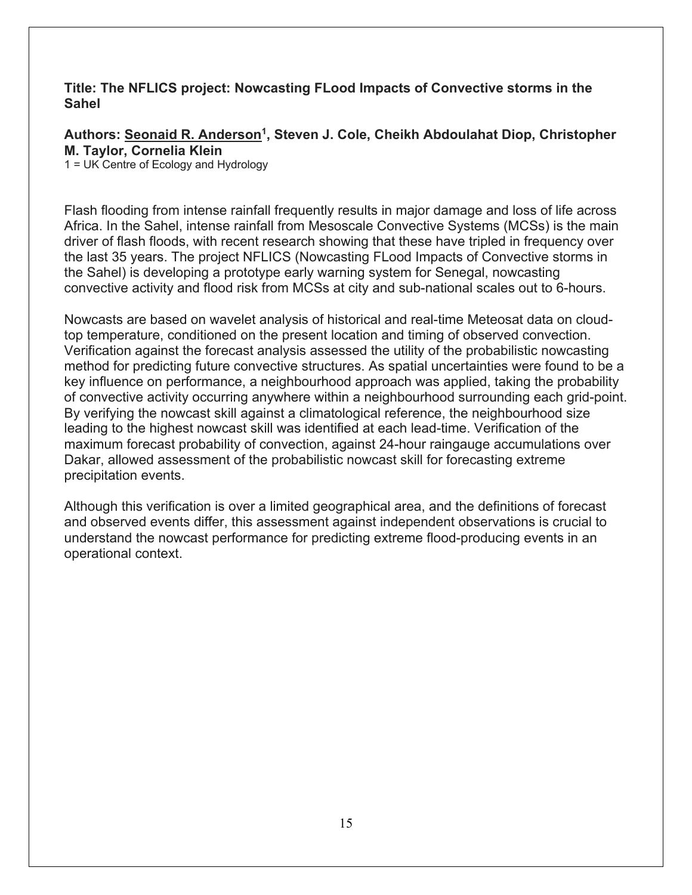**Title: The NFLICS project: Nowcasting FLood Impacts of Convective storms in the Sahel**

**Authors: Seonaid R. Anderson[1], Steven J. Cole, Cheikh Abdoulahat Diop, Christopher M. Taylor, Cornelia Klein**

1 = UK Centre of Ecology and Hydrology

Flash flooding from intense rainfall frequently results in major damage and loss of life across Africa. In the Sahel, intense rainfall from Mesoscale Convective Systems (MCSs) is the main driver of flash floods, with recent research showing that these have tripled in frequency over the last 35 years. The project NFLICS (Nowcasting FLood Impacts of Convective storms in the Sahel) is developing a prototype early warning system for Senegal, nowcasting convective activity and flood risk from MCSs at city and sub-national scales out to 6-hours.

Nowcasts are based on wavelet analysis of historical and real-time Meteosat data on cloud-top temperature, conditioned on the present location and timing of observed convection. Verification against the forecast analysis assessed the utility of the probabilistic nowcasting method for predicting future convective structures. As spatial uncertainties were found to be a key influence on performance, a neighbourhood approach was applied, taking the probability of convective activity occurring anywhere within a neighbourhood surrounding each grid-point. By verifying the nowcast skill against a climatological reference, the neighbourhood size leading to the highest nowcast skill was identified at each lead-time. Verification of the maximum forecast probability of convection, against 24-hour raingauge accumulations over Dakar, allowed assessment of the probabilistic nowcast skill for forecasting extreme precipitation events.

Although this verification is over a limited geographical area, and the definitions of forecast and observed events differ, this assessment against independent observations is crucial to understand the nowcast performance for predicting extreme flood-producing events in an operational context.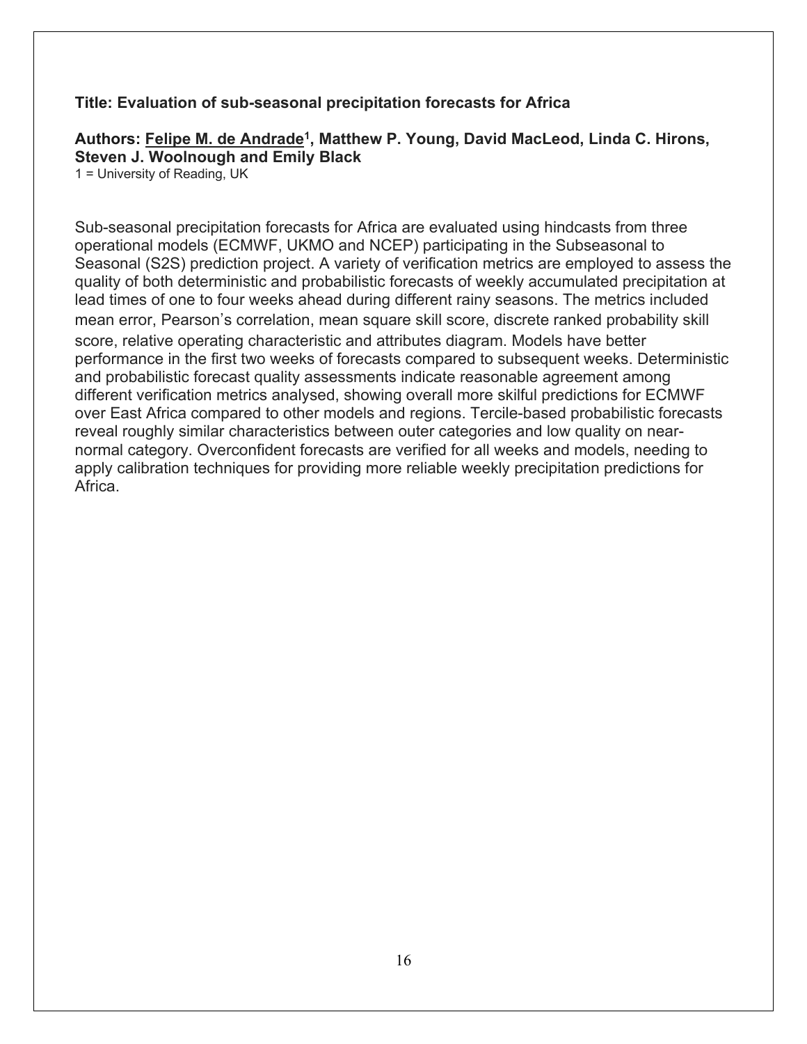**Title: Evaluation of sub-seasonal precipitation forecasts for Africa**

**Authors: Felipe M. de Andrade[1], Matthew P. Young, David MacLeod, Linda C. Hirons, Steven J. Woolnough and Emily Black**

1 = University of Reading, UK

Sub-seasonal precipitation forecasts for Africa are evaluated using hindcasts from three operational models (ECMWF, UKMO and NCEP) participating in the Subseasonal to Seasonal (S2S) prediction project. A variety of verification metrics are employed to assess the quality of both deterministic and probabilistic forecasts of weekly accumulated precipitation at lead times of one to four weeks ahead during different rainy seasons. The metrics included mean error, Pearson's correlation, mean square skill score, discrete ranked probability skill score, relative operating characteristic and attributes diagram. Models have better performance in the first two weeks of forecasts compared to subsequent weeks. Deterministic and probabilistic forecast quality assessments indicate reasonable agreement among different verification metrics analysed, showing overall more skilful predictions for ECMWF over East Africa compared to other models and regions. Tercile-based probabilistic forecasts reveal roughly similar characteristics between outer categories and low quality on near-normal category. Overconfident forecasts are verified for all weeks and models, needing to apply calibration techniques for providing more reliable weekly precipitation predictions for Africa.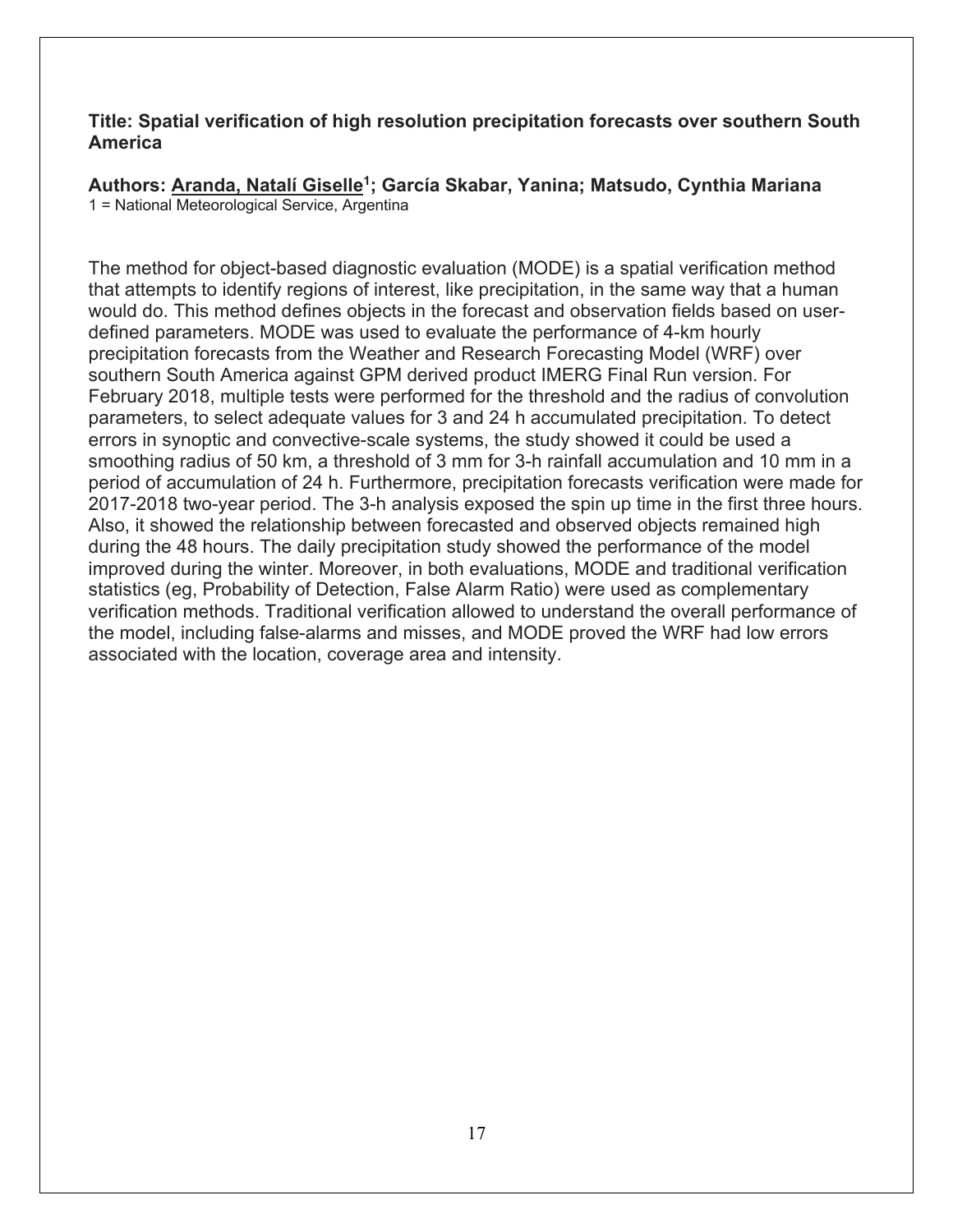**Title: Spatial verification of high resolution precipitation forecasts over southern South America**

**Authors: Aranda, Natalí Giselle[1]; García Skabar, Yanina; Matsudo, Cynthia Mariana**
1 = National Meteorological Service, Argentina

The method for object-based diagnostic evaluation (MODE) is a spatial verification method that attempts to identify regions of interest, like precipitation, in the same way that a human would do. This method defines objects in the forecast and observation fields based on user-defined parameters. MODE was used to evaluate the performance of 4-km hourly precipitation forecasts from the Weather and Research Forecasting Model (WRF) over southern South America against GPM derived product IMERG Final Run version. For February 2018, multiple tests were performed for the threshold and the radius of convolution parameters, to select adequate values for 3 and 24 h accumulated precipitation. To detect errors in synoptic and convective-scale systems, the study showed it could be used a smoothing radius of 50 km, a threshold of 3 mm for 3-h rainfall accumulation and 10 mm in a period of accumulation of 24 h. Furthermore, precipitation forecasts verification were made for 2017-2018 two-year period. The 3-h analysis exposed the spin up time in the first three hours. Also, it showed the relationship between forecasted and observed objects remained high during the 48 hours. The daily precipitation study showed the performance of the model improved during the winter. Moreover, in both evaluations, MODE and traditional verification statistics (eg, Probability of Detection, False Alarm Ratio) were used as complementary verification methods. Traditional verification allowed to understand the overall performance of the model, including false-alarms and misses, and MODE proved the WRF had low errors associated with the location, coverage area and intensity.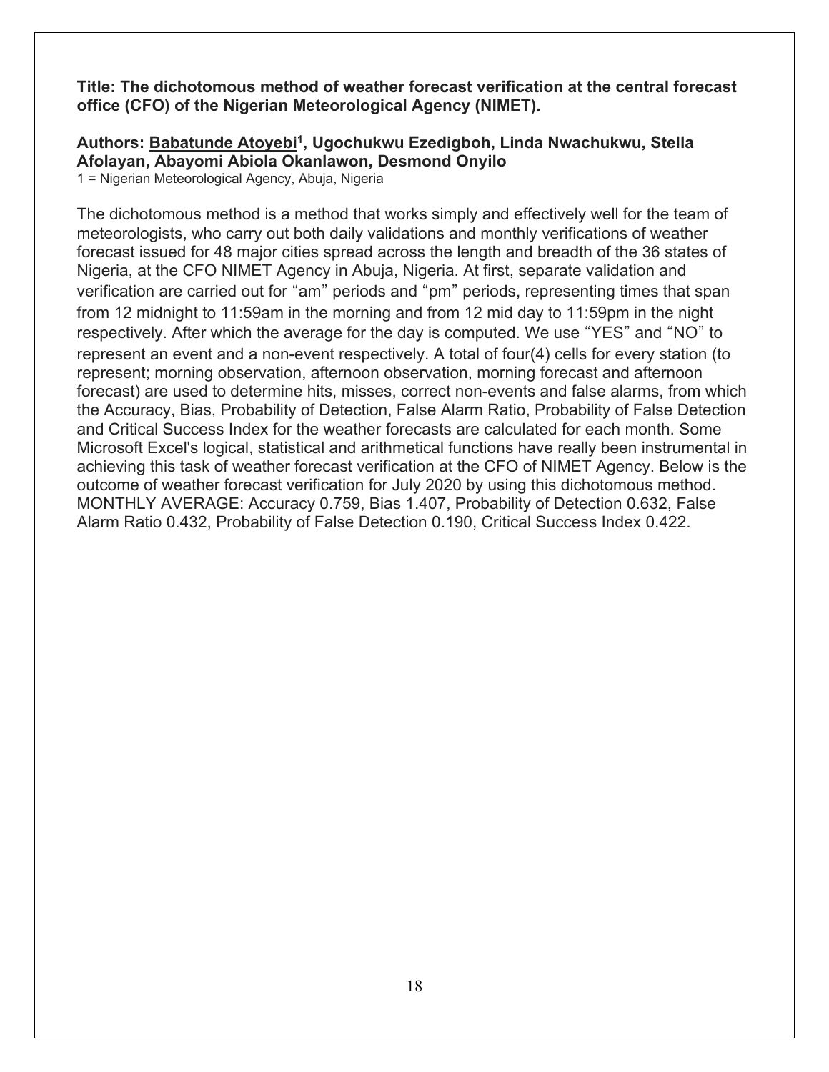**Title: The dichotomous method of weather forecast verification at the central forecast office (CFO) of the Nigerian Meteorological Agency (NIMET).**

**Authors: <u>Babatunde Atoyebi</u>[1], Ugochukwu Ezedigboh, Linda Nwachukwu, Stella Afolayan, Abayomi Abiola Okanlawon, Desmond Onyilo**

1 = Nigerian Meteorological Agency, Abuja, Nigeria

The dichotomous method is a method that works simply and effectively well for the team of meteorologists, who carry out both daily validations and monthly verifications of weather forecast issued for 48 major cities spread across the length and breadth of the 36 states of Nigeria, at the CFO NIMET Agency in Abuja, Nigeria. At first, separate validation and verification are carried out for "am" periods and "pm" periods, representing times that span from 12 midnight to 11:59am in the morning and from 12 mid day to 11:59pm in the night respectively. After which the average for the day is computed. We use "YES" and "NO" to represent an event and a non-event respectively. A total of four(4) cells for every station (to represent; morning observation, afternoon observation, morning forecast and afternoon forecast) are used to determine hits, misses, correct non-events and false alarms, from which the Accuracy, Bias, Probability of Detection, False Alarm Ratio, Probability of False Detection and Critical Success Index for the weather forecasts are calculated for each month. Some Microsoft Excel's logical, statistical and arithmetical functions have really been instrumental in achieving this task of weather forecast verification at the CFO of NIMET Agency. Below is the outcome of weather forecast verification for July 2020 by using this dichotomous method. MONTHLY AVERAGE: Accuracy 0.759, Bias 1.407, Probability of Detection 0.632, False Alarm Ratio 0.432, Probability of False Detection 0.190, Critical Success Index 0.422.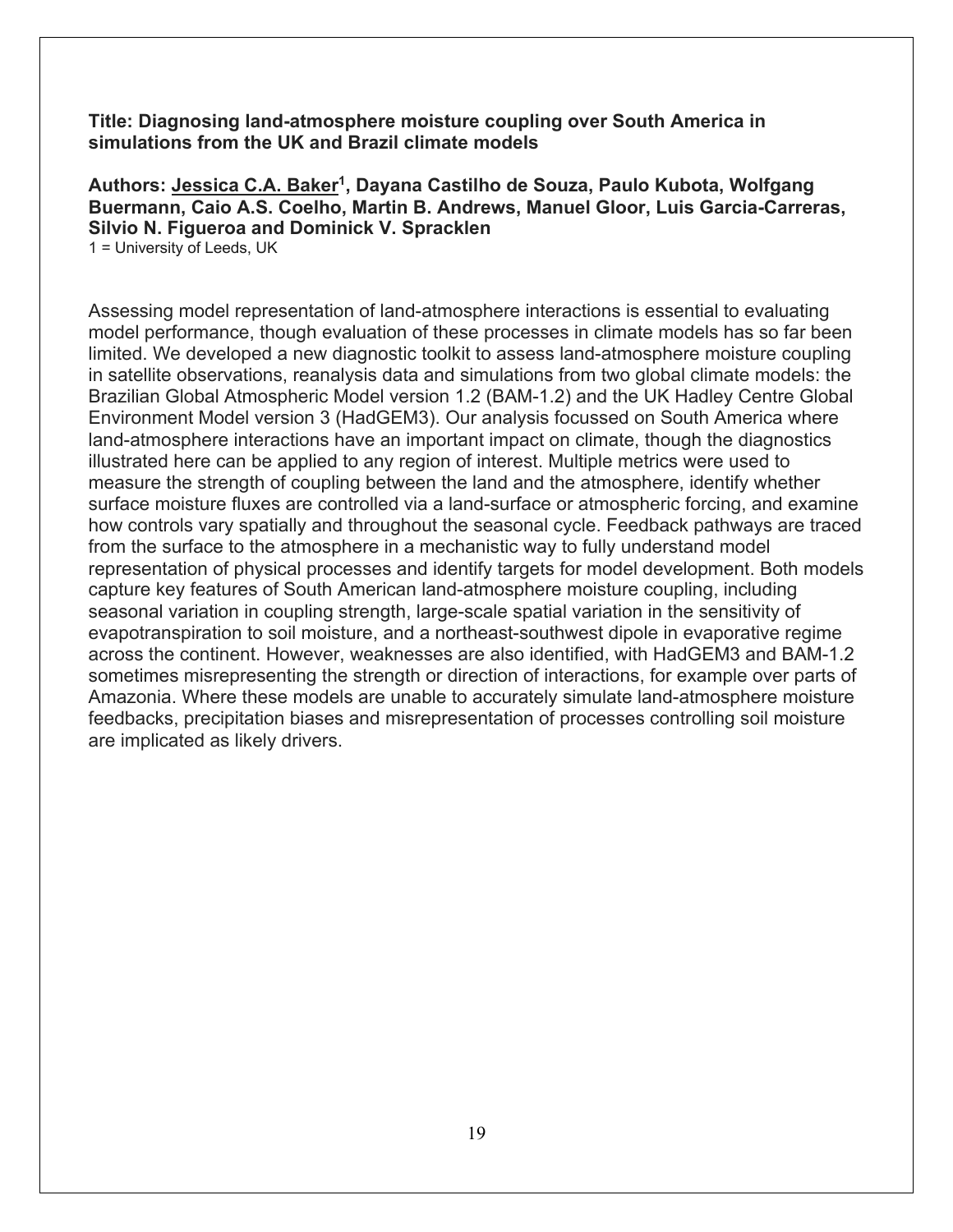**Title: Diagnosing land-atmosphere moisture coupling over South America in simulations from the UK and Brazil climate models**

**Authors: Jessica C.A. Baker[1], Dayana Castilho de Souza, Paulo Kubota, Wolfgang Buermann, Caio A.S. Coelho, Martin B. Andrews, Manuel Gloor, Luis Garcia-Carreras, Silvio N. Figueroa and Dominick V. Spracklen**

1 = University of Leeds, UK

Assessing model representation of land-atmosphere interactions is essential to evaluating model performance, though evaluation of these processes in climate models has so far been limited. We developed a new diagnostic toolkit to assess land-atmosphere moisture coupling in satellite observations, reanalysis data and simulations from two global climate models: the Brazilian Global Atmospheric Model version 1.2 (BAM-1.2) and the UK Hadley Centre Global Environment Model version 3 (HadGEM3). Our analysis focussed on South America where land-atmosphere interactions have an important impact on climate, though the diagnostics illustrated here can be applied to any region of interest. Multiple metrics were used to measure the strength of coupling between the land and the atmosphere, identify whether surface moisture fluxes are controlled via a land-surface or atmospheric forcing, and examine how controls vary spatially and throughout the seasonal cycle. Feedback pathways are traced from the surface to the atmosphere in a mechanistic way to fully understand model representation of physical processes and identify targets for model development. Both models capture key features of South American land-atmosphere moisture coupling, including seasonal variation in coupling strength, large-scale spatial variation in the sensitivity of evapotranspiration to soil moisture, and a northeast-southwest dipole in evaporative regime across the continent. However, weaknesses are also identified, with HadGEM3 and BAM-1.2 sometimes misrepresenting the strength or direction of interactions, for example over parts of Amazonia. Where these models are unable to accurately simulate land-atmosphere moisture feedbacks, precipitation biases and misrepresentation of processes controlling soil moisture are implicated as likely drivers.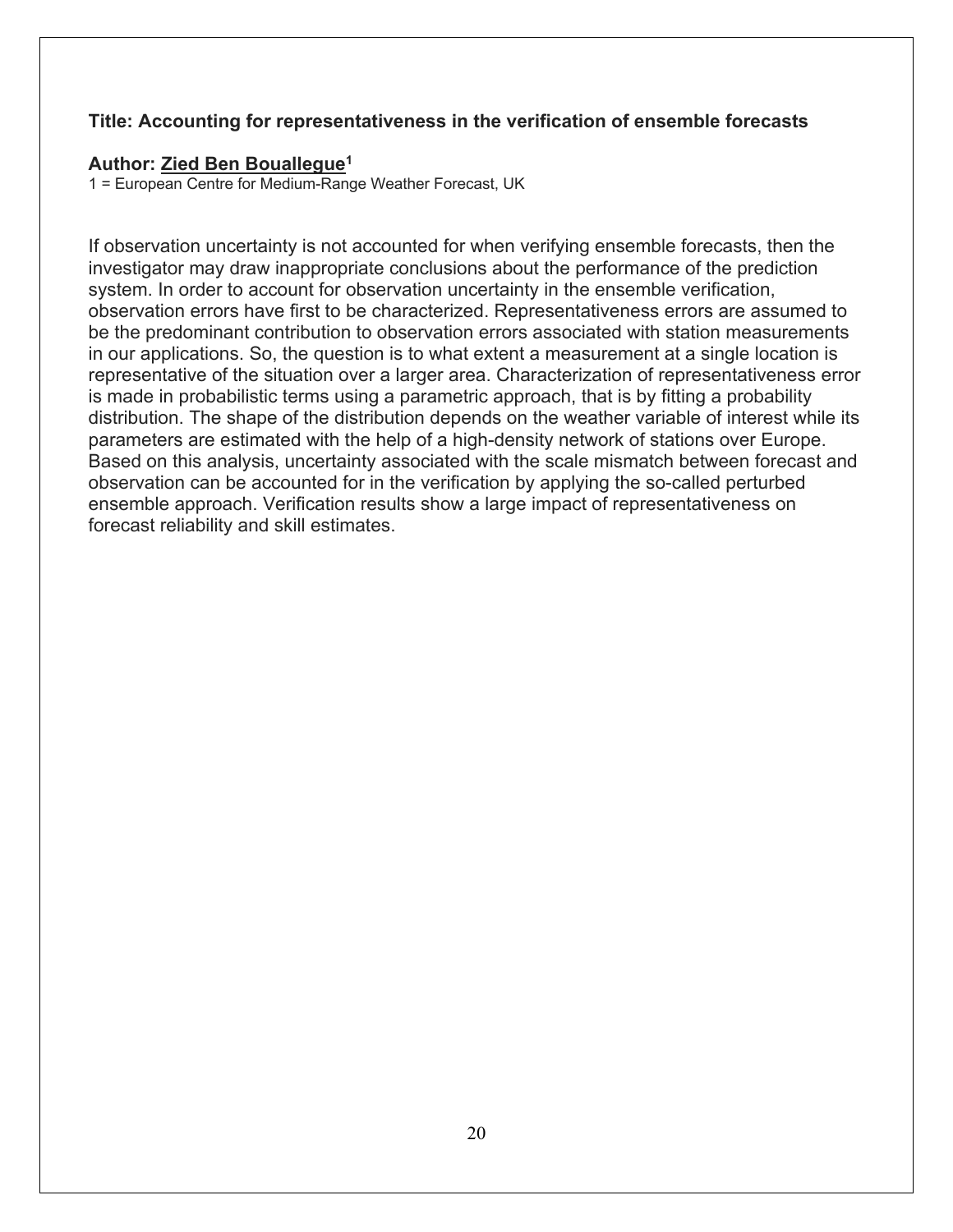**Title: Accounting for representativeness in the verification of ensemble forecasts**

**Author: Zied Ben Bouallegue[1]**

1 = European Centre for Medium-Range Weather Forecast, UK

If observation uncertainty is not accounted for when verifying ensemble forecasts, then the investigator may draw inappropriate conclusions about the performance of the prediction system. In order to account for observation uncertainty in the ensemble verification, observation errors have first to be characterized. Representativeness errors are assumed to be the predominant contribution to observation errors associated with station measurements in our applications. So, the question is to what extent a measurement at a single location is representative of the situation over a larger area. Characterization of representativeness error is made in probabilistic terms using a parametric approach, that is by fitting a probability distribution. The shape of the distribution depends on the weather variable of interest while its parameters are estimated with the help of a high-density network of stations over Europe. Based on this analysis, uncertainty associated with the scale mismatch between forecast and observation can be accounted for in the verification by applying the so-called perturbed ensemble approach. Verification results show a large impact of representativeness on forecast reliability and skill estimates.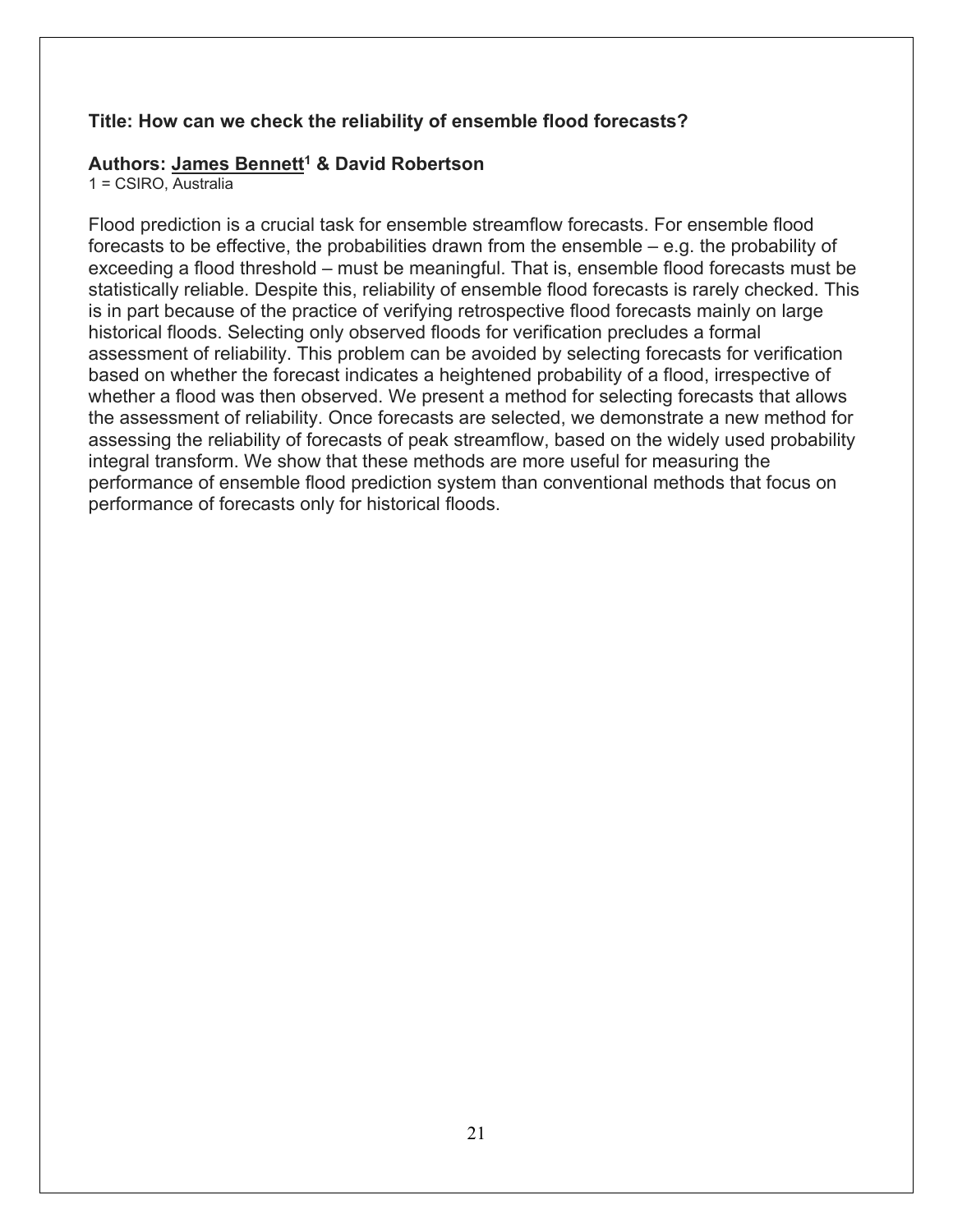**Title: How can we check the reliability of ensemble flood forecasts?**

**Authors: James Bennett[1] & David Robertson**

1 = CSIRO, Australia

Flood prediction is a crucial task for ensemble streamflow forecasts. For ensemble flood forecasts to be effective, the probabilities drawn from the ensemble – e.g. the probability of exceeding a flood threshold – must be meaningful. That is, ensemble flood forecasts must be statistically reliable. Despite this, reliability of ensemble flood forecasts is rarely checked. This is in part because of the practice of verifying retrospective flood forecasts mainly on large historical floods. Selecting only observed floods for verification precludes a formal assessment of reliability. This problem can be avoided by selecting forecasts for verification based on whether the forecast indicates a heightened probability of a flood, irrespective of whether a flood was then observed. We present a method for selecting forecasts that allows the assessment of reliability. Once forecasts are selected, we demonstrate a new method for assessing the reliability of forecasts of peak streamflow, based on the widely used probability integral transform. We show that these methods are more useful for measuring the performance of ensemble flood prediction system than conventional methods that focus on performance of forecasts only for historical floods.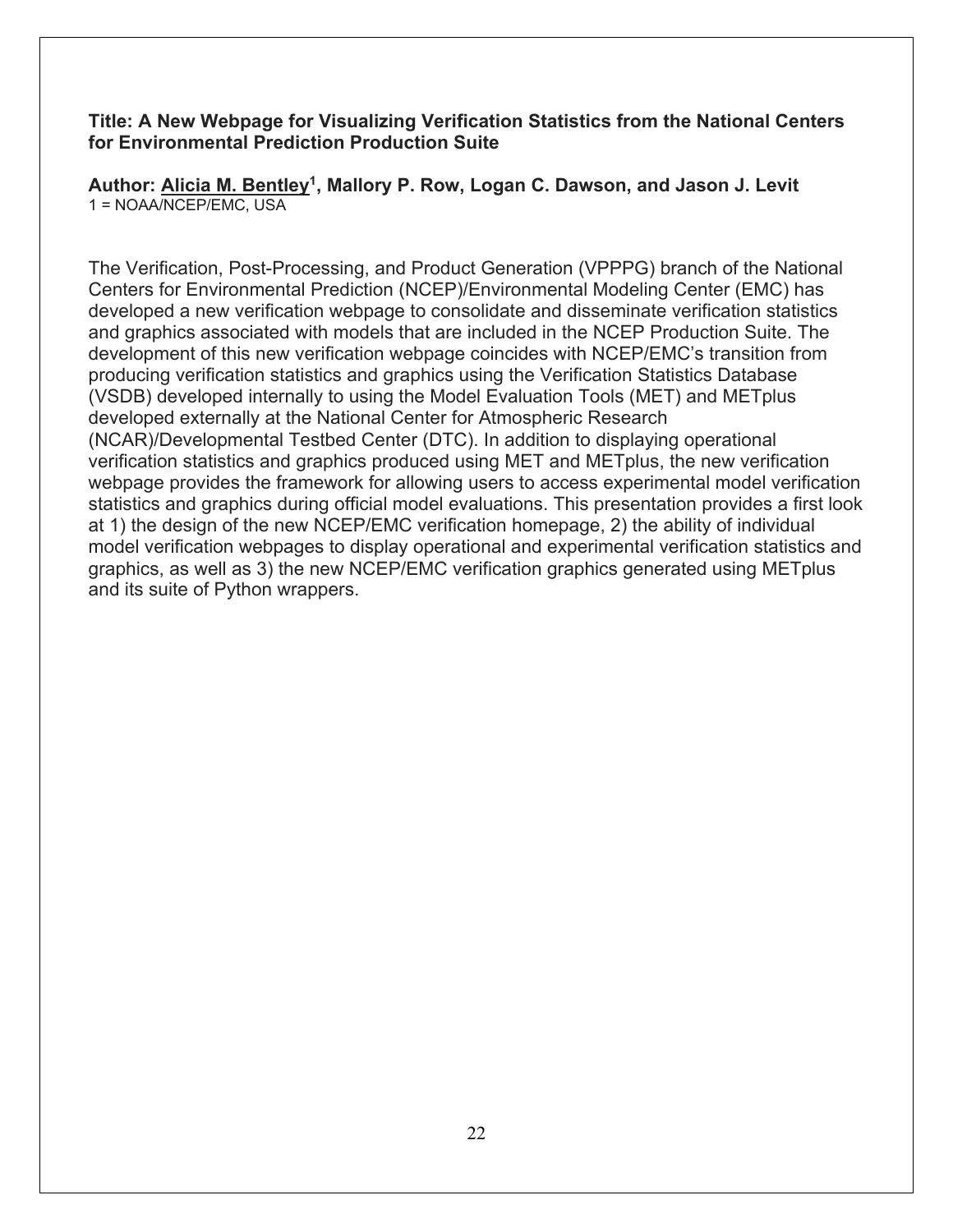**Title: A New Webpage for Visualizing Verification Statistics from the National Centers for Environmental Prediction Production Suite**

**Author: Alicia M. Bentley[1], Mallory P. Row, Logan C. Dawson, and Jason J. Levit**
1 = NOAA/NCEP/EMC, USA

The Verification, Post-Processing, and Product Generation (VPPPG) branch of the National Centers for Environmental Prediction (NCEP)/Environmental Modeling Center (EMC) has developed a new verification webpage to consolidate and disseminate verification statistics and graphics associated with models that are included in the NCEP Production Suite. The development of this new verification webpage coincides with NCEP/EMC's transition from producing verification statistics and graphics using the Verification Statistics Database (VSDB) developed internally to using the Model Evaluation Tools (MET) and METplus developed externally at the National Center for Atmospheric Research (NCAR)/Developmental Testbed Center (DTC). In addition to displaying operational verification statistics and graphics produced using MET and METplus, the new verification webpage provides the framework for allowing users to access experimental model verification statistics and graphics during official model evaluations. This presentation provides a first look at 1) the design of the new NCEP/EMC verification homepage, 2) the ability of individual model verification webpages to display operational and experimental verification statistics and graphics, as well as 3) the new NCEP/EMC verification graphics generated using METplus and its suite of Python wrappers.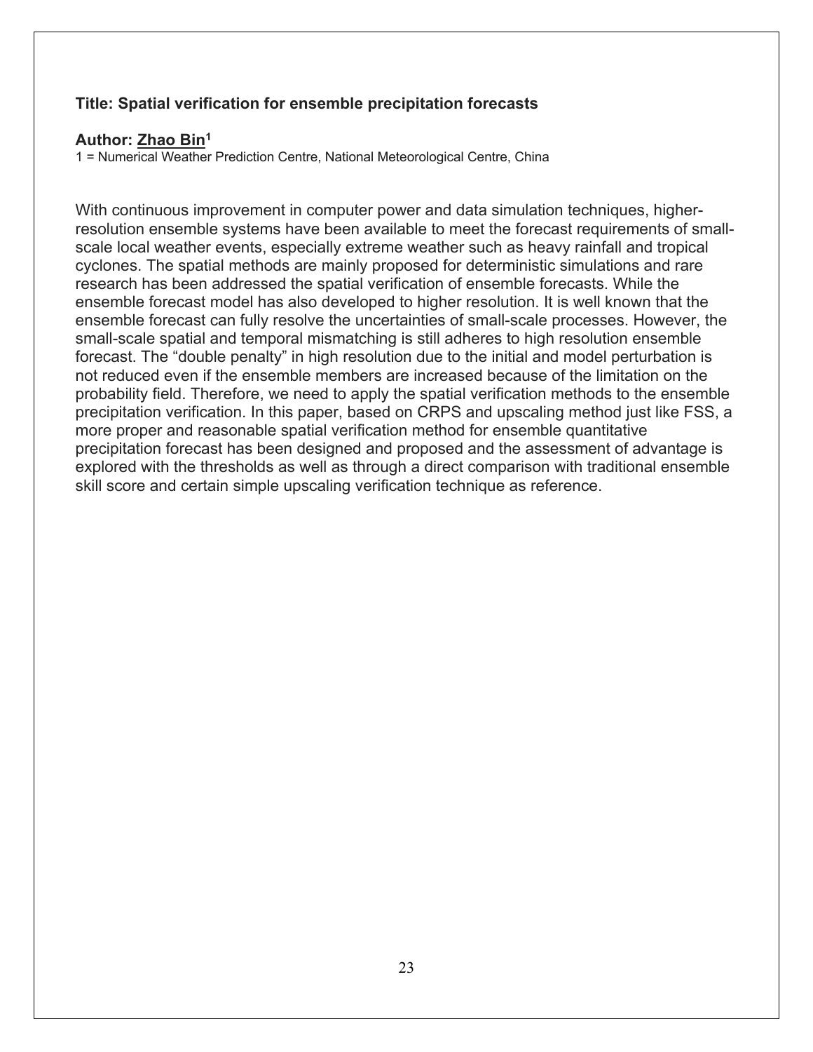**Title: Spatial verification for ensemble precipitation forecasts**

**Author: Zhao Bin[1]**

1 = Numerical Weather Prediction Centre, National Meteorological Centre, China

With continuous improvement in computer power and data simulation techniques, higher-resolution ensemble systems have been available to meet the forecast requirements of small-scale local weather events, especially extreme weather such as heavy rainfall and tropical cyclones. The spatial methods are mainly proposed for deterministic simulations and rare research has been addressed the spatial verification of ensemble forecasts. While the ensemble forecast model has also developed to higher resolution. It is well known that the ensemble forecast can fully resolve the uncertainties of small-scale processes. However, the small-scale spatial and temporal mismatching is still adheres to high resolution ensemble forecast. The "double penalty" in high resolution due to the initial and model perturbation is not reduced even if the ensemble members are increased because of the limitation on the probability field. Therefore, we need to apply the spatial verification methods to the ensemble precipitation verification. In this paper, based on CRPS and upscaling method just like FSS, a more proper and reasonable spatial verification method for ensemble quantitative precipitation forecast has been designed and proposed and the assessment of advantage is explored with the thresholds as well as through a direct comparison with traditional ensemble skill score and certain simple upscaling verification technique as reference.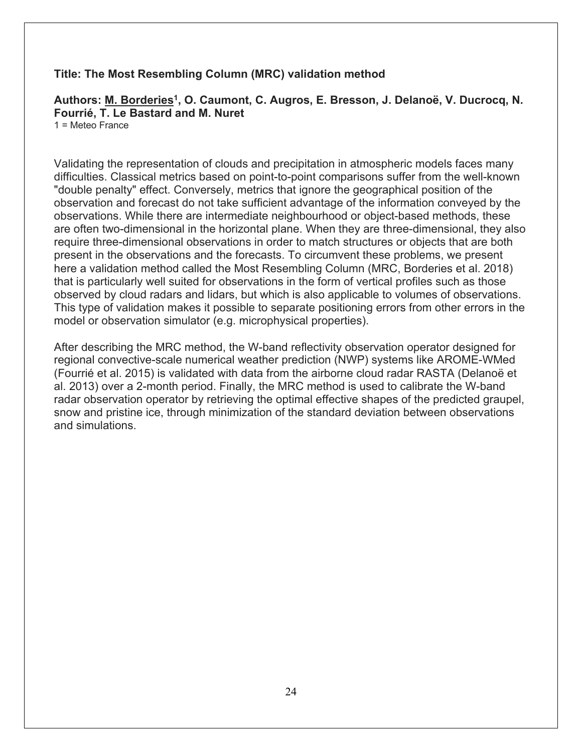**Title: The Most Resembling Column (MRC) validation method**

**Authors: M. Borderies[1], O. Caumont, C. Augros, E. Bresson, J. Delanoë, V. Ducrocq, N. Fourrié, T. Le Bastard and M. Nuret**
1 = Meteo France

Validating the representation of clouds and precipitation in atmospheric models faces many difficulties. Classical metrics based on point-to-point comparisons suffer from the well-known "double penalty" effect. Conversely, metrics that ignore the geographical position of the observation and forecast do not take sufficient advantage of the information conveyed by the observations. While there are intermediate neighbourhood or object-based methods, these are often two-dimensional in the horizontal plane. When they are three-dimensional, they also require three-dimensional observations in order to match structures or objects that are both present in the observations and the forecasts. To circumvent these problems, we present here a validation method called the Most Resembling Column (MRC, Borderies et al. 2018) that is particularly well suited for observations in the form of vertical profiles such as those observed by cloud radars and lidars, but which is also applicable to volumes of observations. This type of validation makes it possible to separate positioning errors from other errors in the model or observation simulator (e.g. microphysical properties).

After describing the MRC method, the W-band reflectivity observation operator designed for regional convective-scale numerical weather prediction (NWP) systems like AROME-WMed (Fourrié et al. 2015) is validated with data from the airborne cloud radar RASTA (Delanoë et al. 2013) over a 2-month period. Finally, the MRC method is used to calibrate the W-band radar observation operator by retrieving the optimal effective shapes of the predicted graupel, snow and pristine ice, through minimization of the standard deviation between observations and simulations.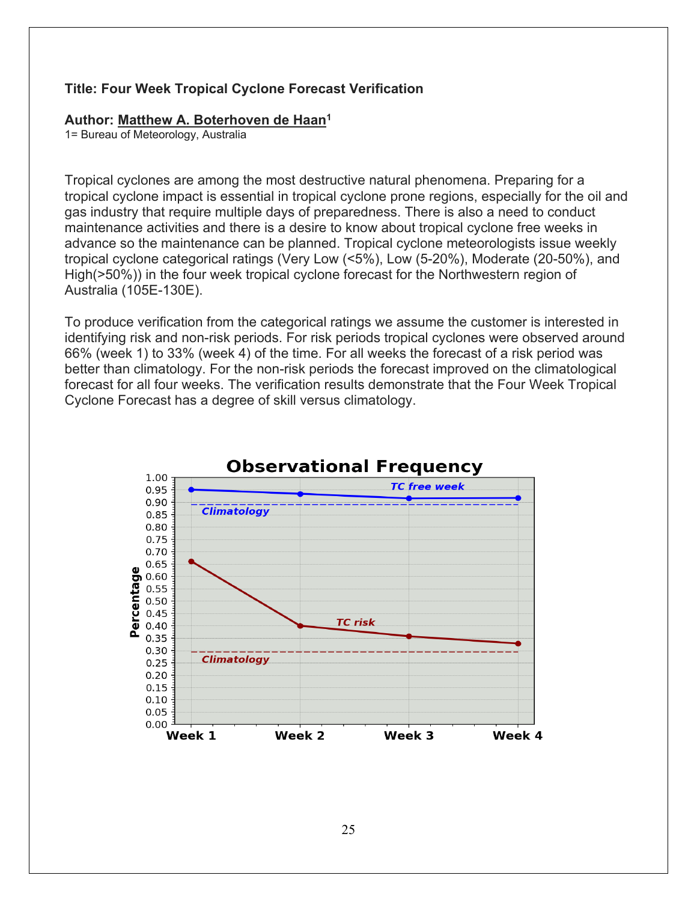**Title: Four Week Tropical Cyclone Forecast Verification**

**Author: Matthew A. Boterhoven de Haan[1]**
1= Bureau of Meteorology, Australia

Tropical cyclones are among the most destructive natural phenomena. Preparing for a tropical cyclone impact is essential in tropical cyclone prone regions, especially for the oil and gas industry that require multiple days of preparedness. There is also a need to conduct maintenance activities and there is a desire to know about tropical cyclone free weeks in advance so the maintenance can be planned. Tropical cyclone meteorologists issue weekly tropical cyclone categorical ratings (Very Low (<5%), Low (5-20%), Moderate (20-50%), and High(>50%)) in the four week tropical cyclone forecast for the Northwestern region of Australia (105E-130E).

To produce verification from the categorical ratings we assume the customer is interested in identifying risk and non-risk periods. For risk periods tropical cyclones were observed around 66% (week 1) to 33% (week 4) of the time. For all weeks the forecast of a risk period was better than climatology. For the non-risk periods the forecast improved on the climatological forecast for all four weeks. The verification results demonstrate that the Four Week Tropical Cyclone Forecast has a degree of skill versus climatology.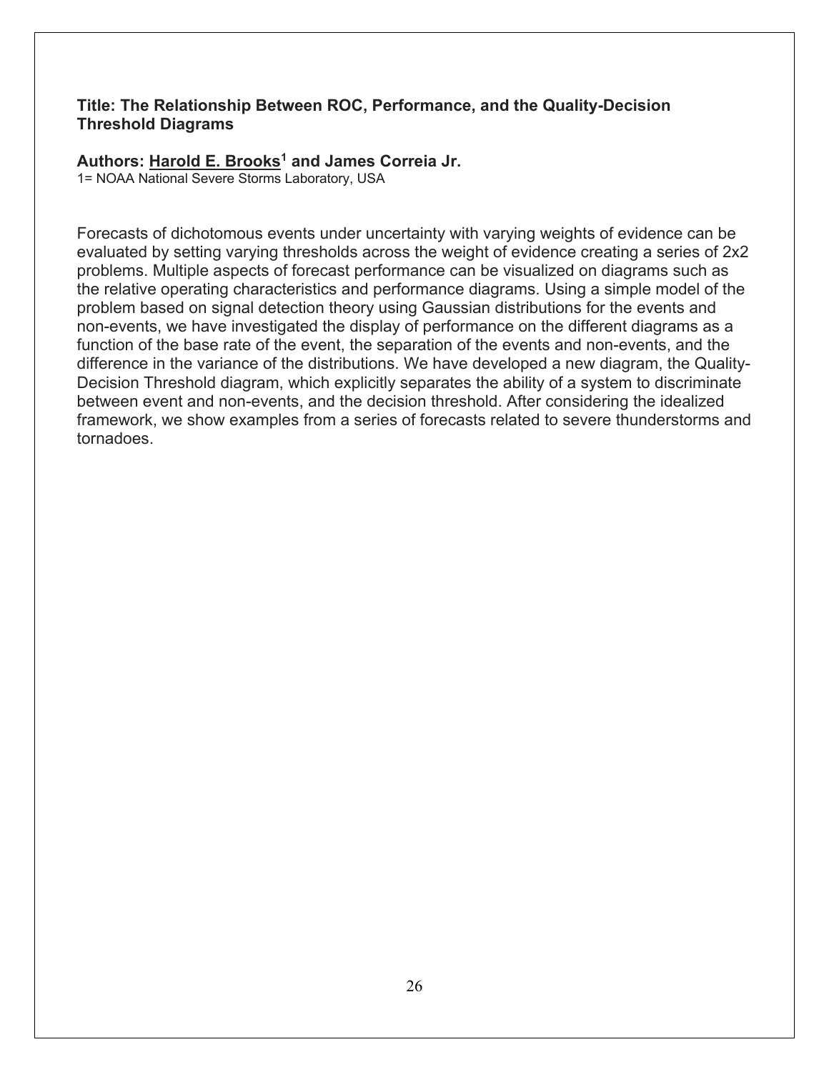**Title: The Relationship Between ROC, Performance, and the Quality-Decision Threshold Diagrams**

**Authors: Harold E. Brooks[1] and James Correia Jr.**

1= NOAA National Severe Storms Laboratory, USA

Forecasts of dichotomous events under uncertainty with varying weights of evidence can be evaluated by setting varying thresholds across the weight of evidence creating a series of 2x2 problems. Multiple aspects of forecast performance can be visualized on diagrams such as the relative operating characteristics and performance diagrams. Using a simple model of the problem based on signal detection theory using Gaussian distributions for the events and non-events, we have investigated the display of performance on the different diagrams as a function of the base rate of the event, the separation of the events and non-events, and the difference in the variance of the distributions. We have developed a new diagram, the Quality-Decision Threshold diagram, which explicitly separates the ability of a system to discriminate between event and non-events, and the decision threshold. After considering the idealized framework, we show examples from a series of forecasts related to severe thunderstorms and tornadoes.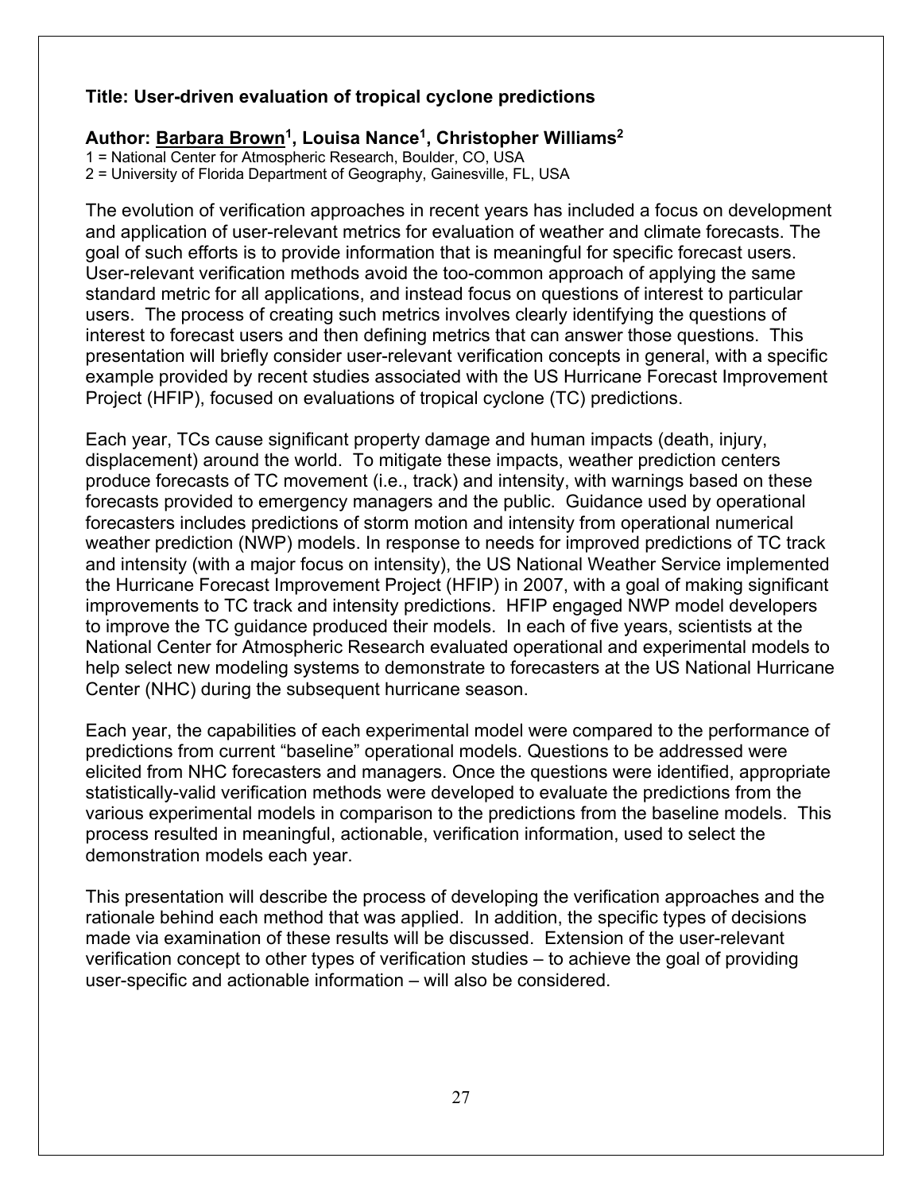**Title: User-driven evaluation of tropical cyclone predictions**

**Author: Barbara Brown[1], Louisa Nance[1], Christopher Williams[2]**

1 = National Center for Atmospheric Research, Boulder, CO, USA
2 = University of Florida Department of Geography, Gainesville, FL, USA

The evolution of verification approaches in recent years has included a focus on development and application of user-relevant metrics for evaluation of weather and climate forecasts. The goal of such efforts is to provide information that is meaningful for specific forecast users. User-relevant verification methods avoid the too-common approach of applying the same standard metric for all applications, and instead focus on questions of interest to particular users. The process of creating such metrics involves clearly identifying the questions of interest to forecast users and then defining metrics that can answer those questions. This presentation will briefly consider user-relevant verification concepts in general, with a specific example provided by recent studies associated with the US Hurricane Forecast Improvement Project (HFIP), focused on evaluations of tropical cyclone (TC) predictions.

Each year, TCs cause significant property damage and human impacts (death, injury, displacement) around the world. To mitigate these impacts, weather prediction centers produce forecasts of TC movement (i.e., track) and intensity, with warnings based on these forecasts provided to emergency managers and the public. Guidance used by operational forecasters includes predictions of storm motion and intensity from operational numerical weather prediction (NWP) models. In response to needs for improved predictions of TC track and intensity (with a major focus on intensity), the US National Weather Service implemented the Hurricane Forecast Improvement Project (HFIP) in 2007, with a goal of making significant improvements to TC track and intensity predictions. HFIP engaged NWP model developers to improve the TC guidance produced their models. In each of five years, scientists at the National Center for Atmospheric Research evaluated operational and experimental models to help select new modeling systems to demonstrate to forecasters at the US National Hurricane Center (NHC) during the subsequent hurricane season.

Each year, the capabilities of each experimental model were compared to the performance of predictions from current "baseline" operational models. Questions to be addressed were elicited from NHC forecasters and managers. Once the questions were identified, appropriate statistically-valid verification methods were developed to evaluate the predictions from the various experimental models in comparison to the predictions from the baseline models. This process resulted in meaningful, actionable, verification information, used to select the demonstration models each year.

This presentation will describe the process of developing the verification approaches and the rationale behind each method that was applied. In addition, the specific types of decisions made via examination of these results will be discussed. Extension of the user-relevant verification concept to other types of verification studies – to achieve the goal of providing user-specific and actionable information – will also be considered.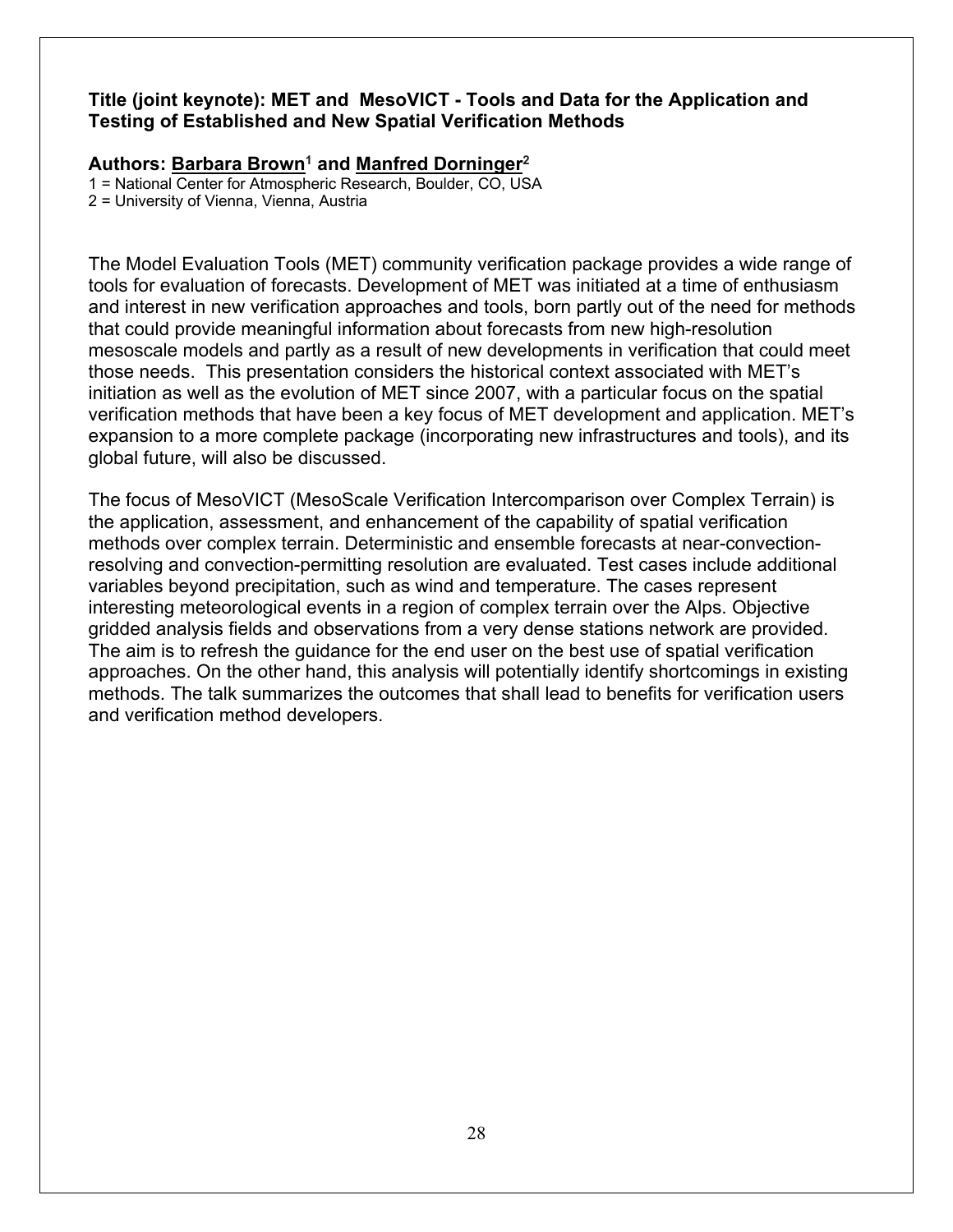**Title (joint keynote): MET and MesoVICT - Tools and Data for the Application and Testing of Established and New Spatial Verification Methods**

**Authors: Barbara Brown[1] and Manfred Dorninger[2]**

1 = National Center for Atmospheric Research, Boulder, CO, USA
2 = University of Vienna, Vienna, Austria

The Model Evaluation Tools (MET) community verification package provides a wide range of tools for evaluation of forecasts. Development of MET was initiated at a time of enthusiasm and interest in new verification approaches and tools, born partly out of the need for methods that could provide meaningful information about forecasts from new high-resolution mesoscale models and partly as a result of new developments in verification that could meet those needs. This presentation considers the historical context associated with MET's initiation as well as the evolution of MET since 2007, with a particular focus on the spatial verification methods that have been a key focus of MET development and application. MET's expansion to a more complete package (incorporating new infrastructures and tools), and its global future, will also be discussed.

The focus of MesoVICT (MesoScale Verification Intercomparison over Complex Terrain) is the application, assessment, and enhancement of the capability of spatial verification methods over complex terrain. Deterministic and ensemble forecasts at near-convection-resolving and convection-permitting resolution are evaluated. Test cases include additional variables beyond precipitation, such as wind and temperature. The cases represent interesting meteorological events in a region of complex terrain over the Alps. Objective gridded analysis fields and observations from a very dense stations network are provided. The aim is to refresh the guidance for the end user on the best use of spatial verification approaches. On the other hand, this analysis will potentially identify shortcomings in existing methods. The talk summarizes the outcomes that shall lead to benefits for verification users and verification method developers.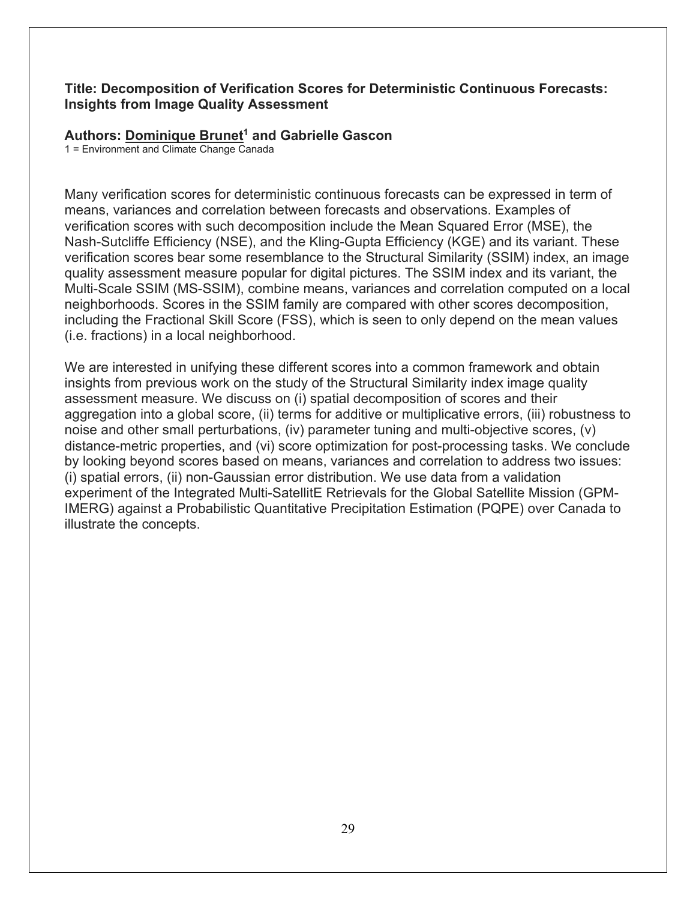**Title: Decomposition of Verification Scores for Deterministic Continuous Forecasts: Insights from Image Quality Assessment**

**Authors: Dominique Brunet[1] and Gabrielle Gascon**

1 = Environment and Climate Change Canada

Many verification scores for deterministic continuous forecasts can be expressed in term of means, variances and correlation between forecasts and observations. Examples of verification scores with such decomposition include the Mean Squared Error (MSE), the Nash-Sutcliffe Efficiency (NSE), and the Kling-Gupta Efficiency (KGE) and its variant. These verification scores bear some resemblance to the Structural Similarity (SSIM) index, an image quality assessment measure popular for digital pictures. The SSIM index and its variant, the Multi-Scale SSIM (MS-SSIM), combine means, variances and correlation computed on a local neighborhoods. Scores in the SSIM family are compared with other scores decomposition, including the Fractional Skill Score (FSS), which is seen to only depend on the mean values (i.e. fractions) in a local neighborhood.

We are interested in unifying these different scores into a common framework and obtain insights from previous work on the study of the Structural Similarity index image quality assessment measure. We discuss on (i) spatial decomposition of scores and their aggregation into a global score, (ii) terms for additive or multiplicative errors, (iii) robustness to noise and other small perturbations, (iv) parameter tuning and multi-objective scores, (v) distance-metric properties, and (vi) score optimization for post-processing tasks. We conclude by looking beyond scores based on means, variances and correlation to address two issues: (i) spatial errors, (ii) non-Gaussian error distribution. We use data from a validation experiment of the Integrated Multi-SatellitE Retrievals for the Global Satellite Mission (GPM-IMERG) against a Probabilistic Quantitative Precipitation Estimation (PQPE) over Canada to illustrate the concepts.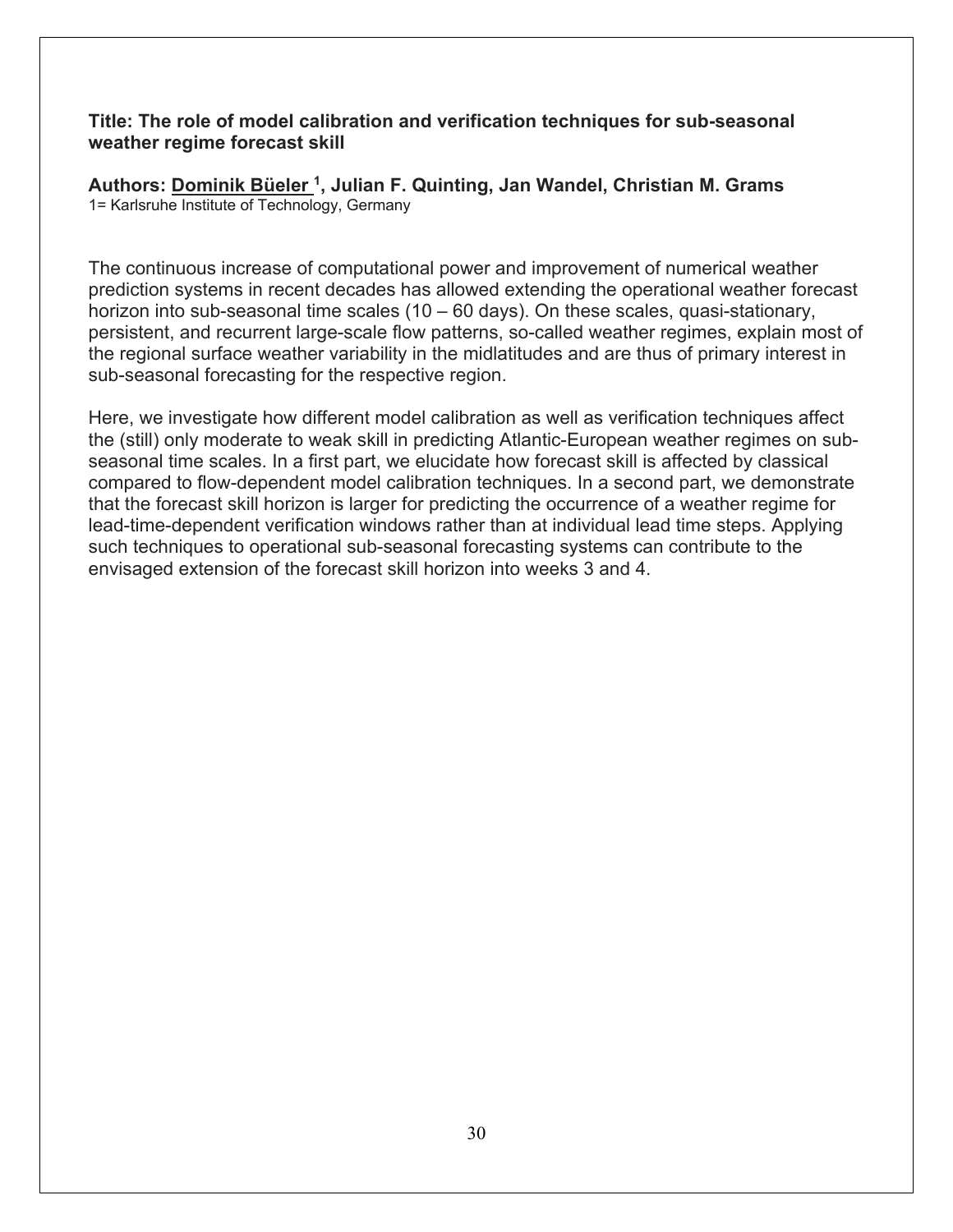**Title: The role of model calibration and verification techniques for sub-seasonal weather regime forecast skill**

**Authors: Dominik Büeler [1], Julian F. Quinting, Jan Wandel, Christian M. Grams**
1= Karlsruhe Institute of Technology, Germany

The continuous increase of computational power and improvement of numerical weather prediction systems in recent decades has allowed extending the operational weather forecast horizon into sub-seasonal time scales (10 – 60 days). On these scales, quasi-stationary, persistent, and recurrent large-scale flow patterns, so-called weather regimes, explain most of the regional surface weather variability in the midlatitudes and are thus of primary interest in sub-seasonal forecasting for the respective region.

Here, we investigate how different model calibration as well as verification techniques affect the (still) only moderate to weak skill in predicting Atlantic-European weather regimes on sub-seasonal time scales. In a first part, we elucidate how forecast skill is affected by classical compared to flow-dependent model calibration techniques. In a second part, we demonstrate that the forecast skill horizon is larger for predicting the occurrence of a weather regime for lead-time-dependent verification windows rather than at individual lead time steps. Applying such techniques to operational sub-seasonal forecasting systems can contribute to the envisaged extension of the forecast skill horizon into weeks 3 and 4.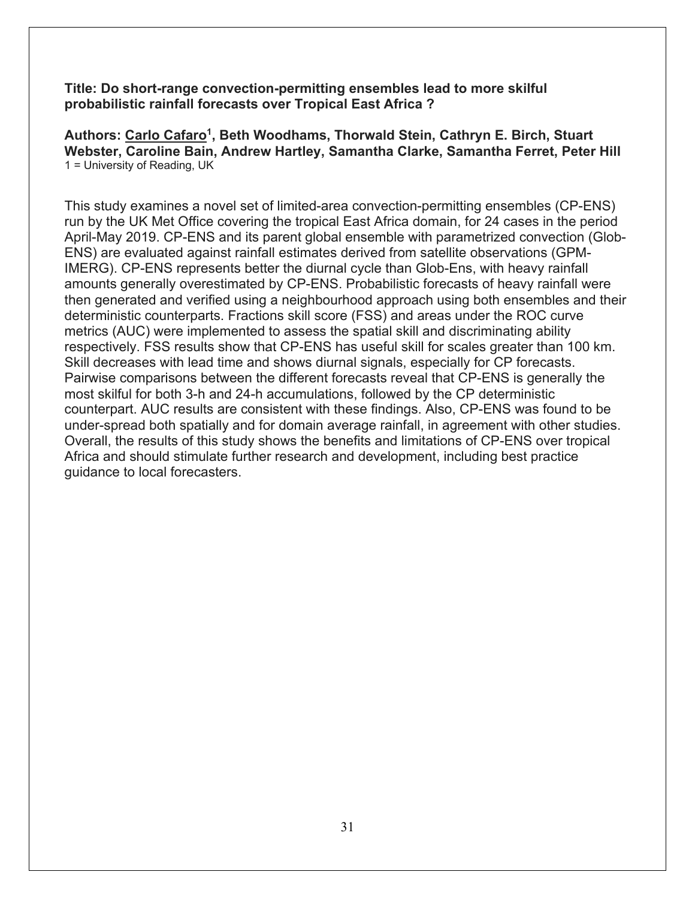**Title: Do short-range convection-permitting ensembles lead to more skilful probabilistic rainfall forecasts over Tropical East Africa ?**

**Authors: Carlo Cafaro[1], Beth Woodhams, Thorwald Stein, Cathryn E. Birch, Stuart Webster, Caroline Bain, Andrew Hartley, Samantha Clarke, Samantha Ferret, Peter Hill**
1 = University of Reading, UK

This study examines a novel set of limited-area convection-permitting ensembles (CP-ENS) run by the UK Met Office covering the tropical East Africa domain, for 24 cases in the period April-May 2019. CP-ENS and its parent global ensemble with parametrized convection (Glob-ENS) are evaluated against rainfall estimates derived from satellite observations (GPM-IMERG). CP-ENS represents better the diurnal cycle than Glob-Ens, with heavy rainfall amounts generally overestimated by CP-ENS. Probabilistic forecasts of heavy rainfall were then generated and verified using a neighbourhood approach using both ensembles and their deterministic counterparts. Fractions skill score (FSS) and areas under the ROC curve metrics (AUC) were implemented to assess the spatial skill and discriminating ability respectively. FSS results show that CP-ENS has useful skill for scales greater than 100 km. Skill decreases with lead time and shows diurnal signals, especially for CP forecasts. Pairwise comparisons between the different forecasts reveal that CP-ENS is generally the most skilful for both 3-h and 24-h accumulations, followed by the CP deterministic counterpart. AUC results are consistent with these findings. Also, CP-ENS was found to be under-spread both spatially and for domain average rainfall, in agreement with other studies. Overall, the results of this study shows the benefits and limitations of CP-ENS over tropical Africa and should stimulate further research and development, including best practice guidance to local forecasters.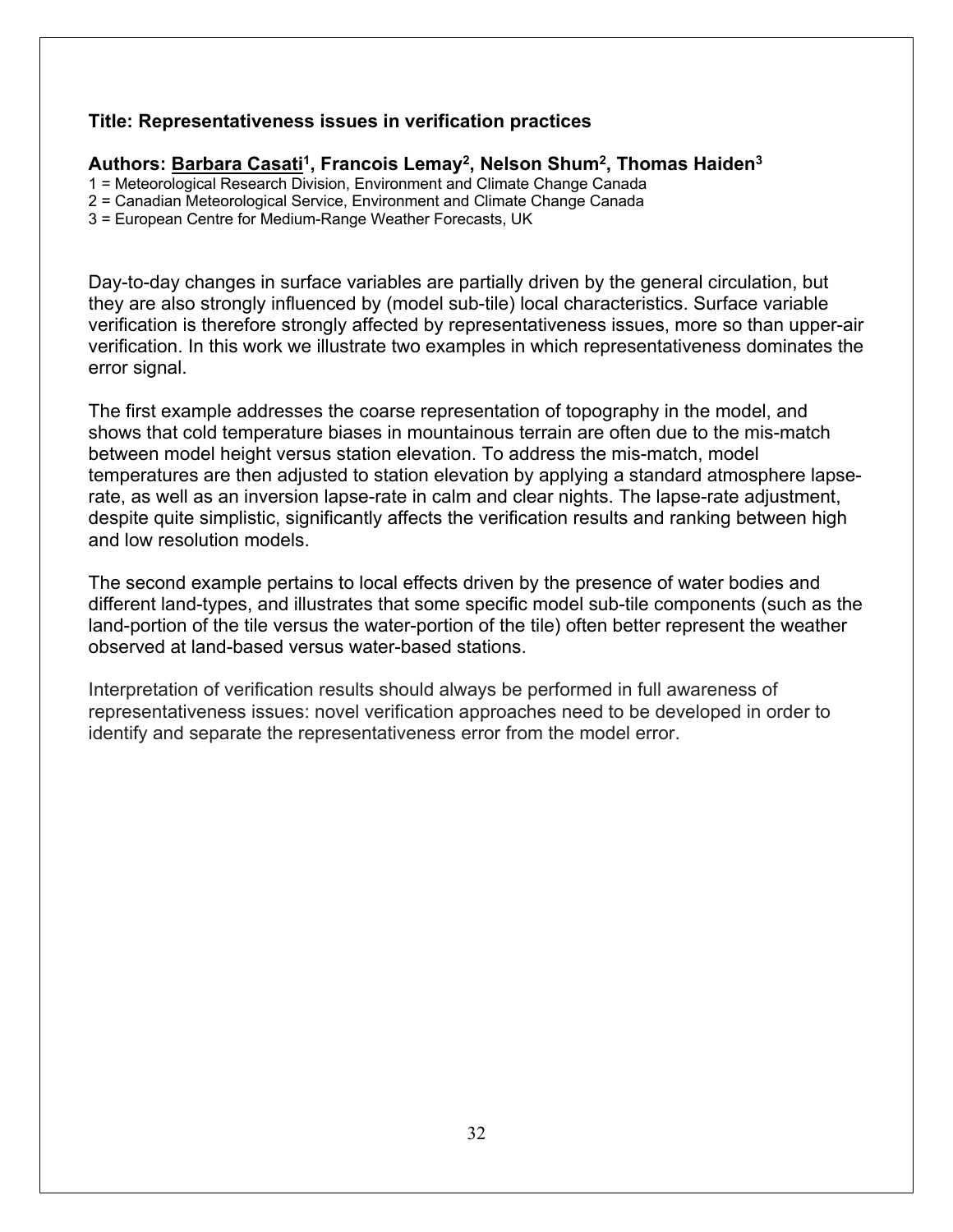**Title: Representativeness issues in verification practices**

**Authors: Barbara Casati[1], Francois Lemay[2], Nelson Shum[2], Thomas Haiden[3]**

1 = Meteorological Research Division, Environment and Climate Change Canada
2 = Canadian Meteorological Service, Environment and Climate Change Canada
3 = European Centre for Medium-Range Weather Forecasts, UK

Day-to-day changes in surface variables are partially driven by the general circulation, but they are also strongly influenced by (model sub-tile) local characteristics. Surface variable verification is therefore strongly affected by representativeness issues, more so than upper-air verification. In this work we illustrate two examples in which representativeness dominates the error signal.

The first example addresses the coarse representation of topography in the model, and shows that cold temperature biases in mountainous terrain are often due to the mis-match between model height versus station elevation. To address the mis-match, model temperatures are then adjusted to station elevation by applying a standard atmosphere lapse-rate, as well as an inversion lapse-rate in calm and clear nights. The lapse-rate adjustment, despite quite simplistic, significantly affects the verification results and ranking between high and low resolution models.

The second example pertains to local effects driven by the presence of water bodies and different land-types, and illustrates that some specific model sub-tile components (such as the land-portion of the tile versus the water-portion of the tile) often better represent the weather observed at land-based versus water-based stations.

Interpretation of verification results should always be performed in full awareness of representativeness issues: novel verification approaches need to be developed in order to identify and separate the representativeness error from the model error.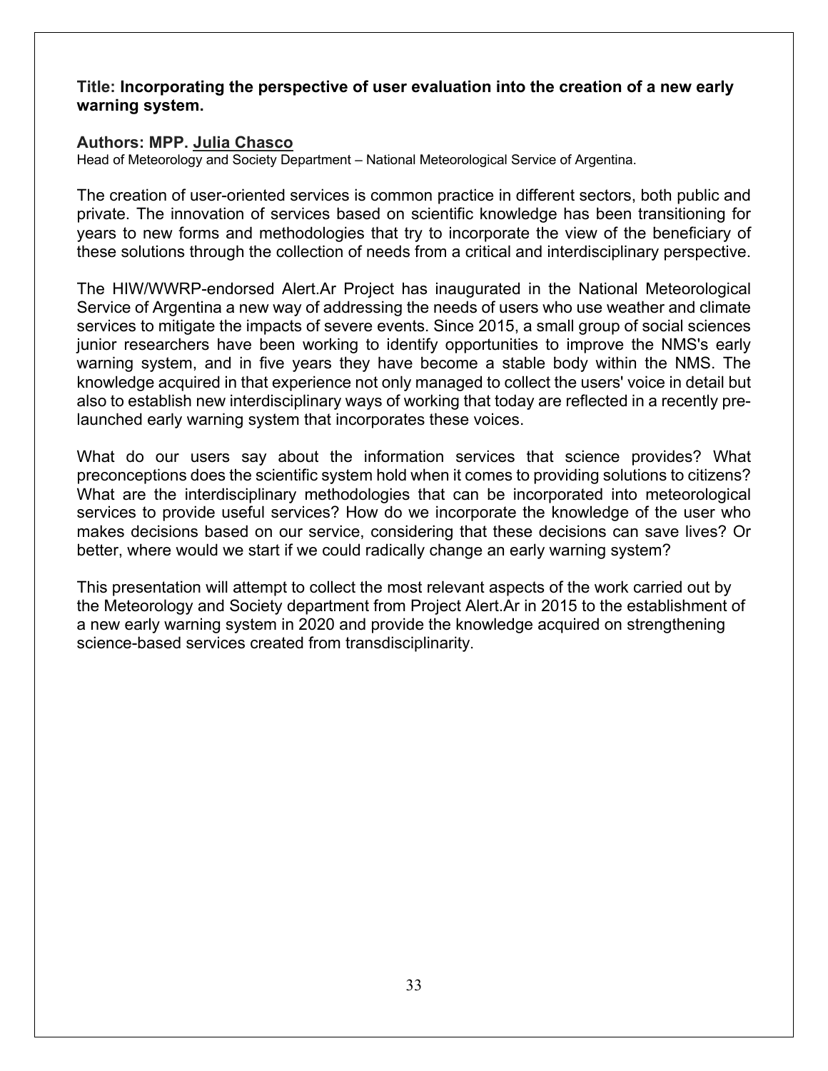**Title: Incorporating the perspective of user evaluation into the creation of a new early warning system.**

**Authors: MPP. Julia Chasco**
Head of Meteorology and Society Department – National Meteorological Service of Argentina.

The creation of user-oriented services is common practice in different sectors, both public and private. The innovation of services based on scientific knowledge has been transitioning for years to new forms and methodologies that try to incorporate the view of the beneficiary of these solutions through the collection of needs from a critical and interdisciplinary perspective.

The HIW/WWRP-endorsed Alert.Ar Project has inaugurated in the National Meteorological Service of Argentina a new way of addressing the needs of users who use weather and climate services to mitigate the impacts of severe events. Since 2015, a small group of social sciences junior researchers have been working to identify opportunities to improve the NMS's early warning system, and in five years they have become a stable body within the NMS. The knowledge acquired in that experience not only managed to collect the users' voice in detail but also to establish new interdisciplinary ways of working that today are reflected in a recently pre-launched early warning system that incorporates these voices.

What do our users say about the information services that science provides? What preconceptions does the scientific system hold when it comes to providing solutions to citizens? What are the interdisciplinary methodologies that can be incorporated into meteorological services to provide useful services? How do we incorporate the knowledge of the user who makes decisions based on our service, considering that these decisions can save lives? Or better, where would we start if we could radically change an early warning system?

This presentation will attempt to collect the most relevant aspects of the work carried out by the Meteorology and Society department from Project Alert.Ar in 2015 to the establishment of a new early warning system in 2020 and provide the knowledge acquired on strengthening science-based services created from transdisciplinarity.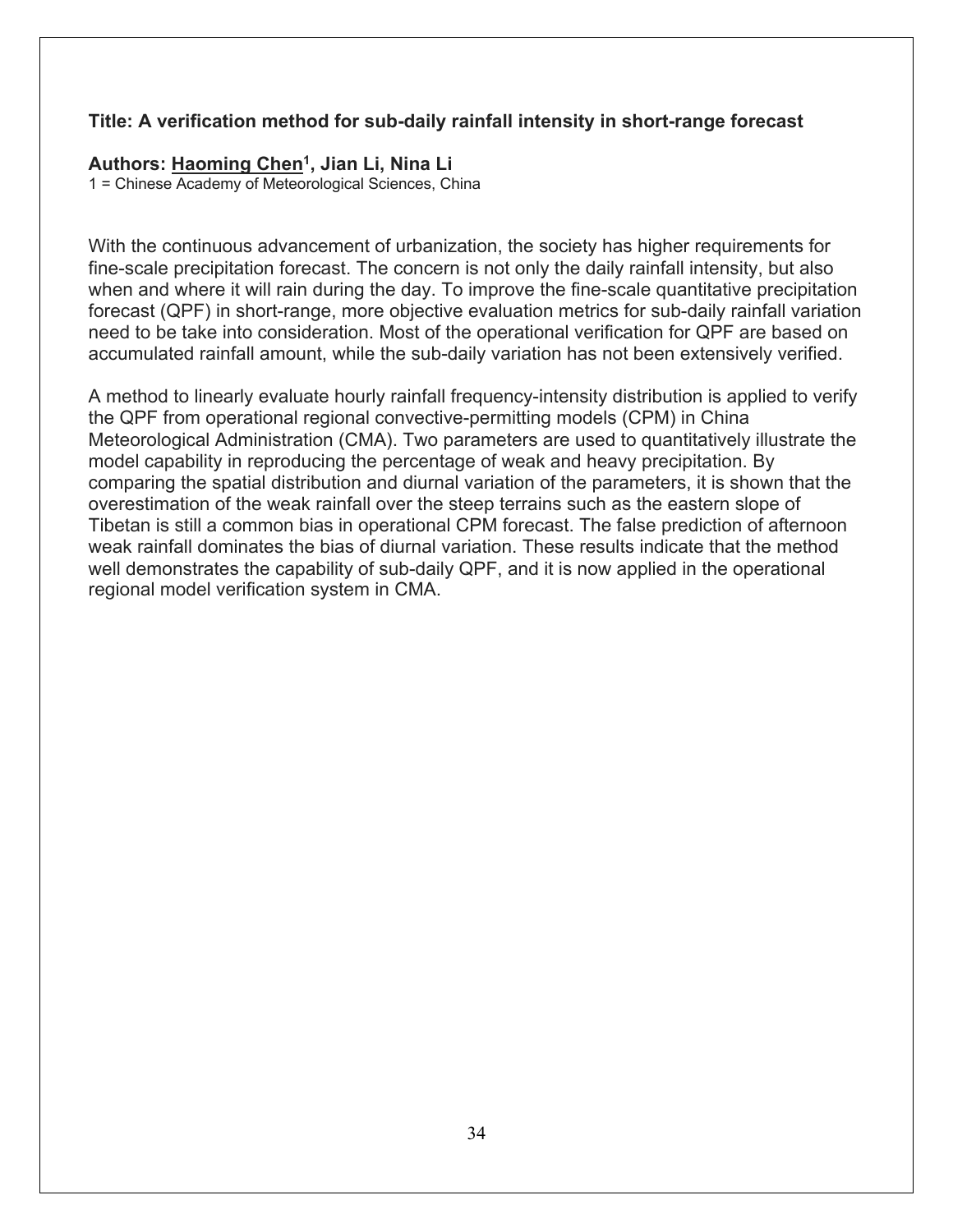**Title: A verification method for sub-daily rainfall intensity in short-range forecast**

**Authors: Haoming Chen[1], Jian Li, Nina Li**

1 = Chinese Academy of Meteorological Sciences, China

With the continuous advancement of urbanization, the society has higher requirements for fine-scale precipitation forecast. The concern is not only the daily rainfall intensity, but also when and where it will rain during the day. To improve the fine-scale quantitative precipitation forecast (QPF) in short-range, more objective evaluation metrics for sub-daily rainfall variation need to be take into consideration. Most of the operational verification for QPF are based on accumulated rainfall amount, while the sub-daily variation has not been extensively verified.

A method to linearly evaluate hourly rainfall frequency-intensity distribution is applied to verify the QPF from operational regional convective-permitting models (CPM) in China Meteorological Administration (CMA). Two parameters are used to quantitatively illustrate the model capability in reproducing the percentage of weak and heavy precipitation. By comparing the spatial distribution and diurnal variation of the parameters, it is shown that the overestimation of the weak rainfall over the steep terrains such as the eastern slope of Tibetan is still a common bias in operational CPM forecast. The false prediction of afternoon weak rainfall dominates the bias of diurnal variation. These results indicate that the method well demonstrates the capability of sub-daily QPF, and it is now applied in the operational regional model verification system in CMA.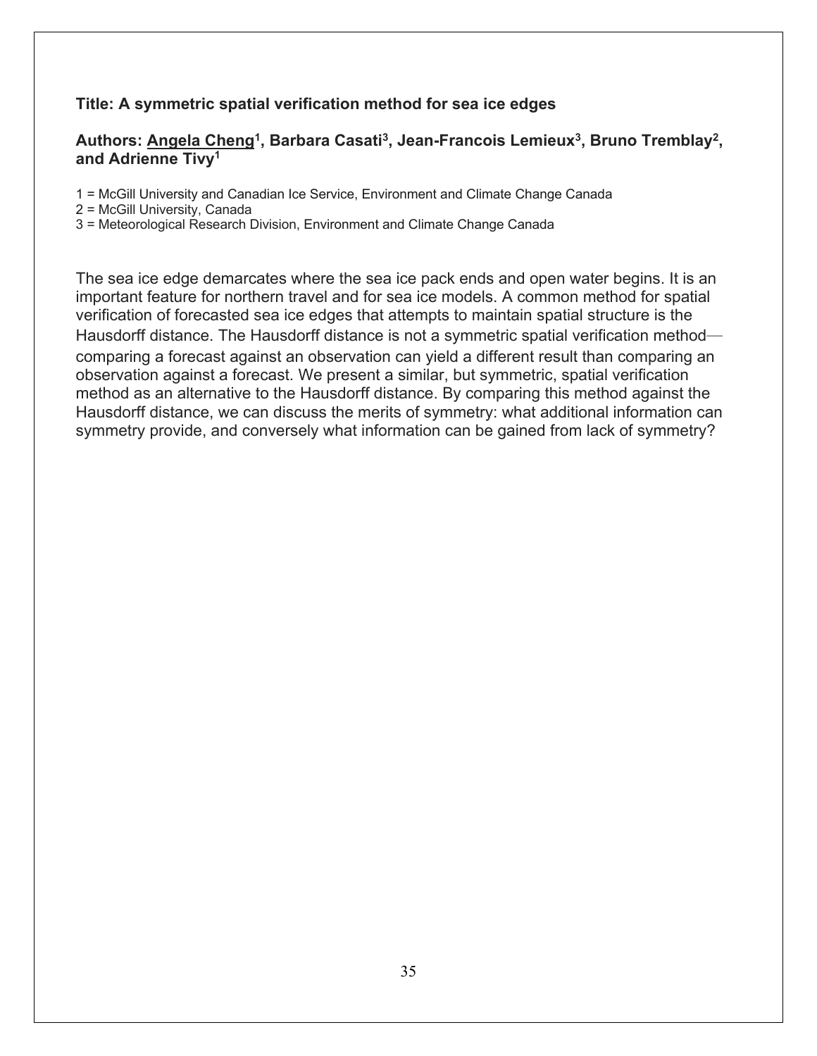**Title: A symmetric spatial verification method for sea ice edges**

**Authors: Angela Cheng[1], Barbara Casati[3], Jean-Francois Lemieux[3], Bruno Tremblay[2], and Adrienne Tivy[1]**

1 = McGill University and Canadian Ice Service, Environment and Climate Change Canada
2 = McGill University, Canada
3 = Meteorological Research Division, Environment and Climate Change Canada

The sea ice edge demarcates where the sea ice pack ends and open water begins. It is an important feature for northern travel and for sea ice models. A common method for spatial verification of forecasted sea ice edges that attempts to maintain spatial structure is the Hausdorff distance. The Hausdorff distance is not a symmetric spatial verification method—comparing a forecast against an observation can yield a different result than comparing an observation against a forecast. We present a similar, but symmetric, spatial verification method as an alternative to the Hausdorff distance. By comparing this method against the Hausdorff distance, we can discuss the merits of symmetry: what additional information can symmetry provide, and conversely what information can be gained from lack of symmetry?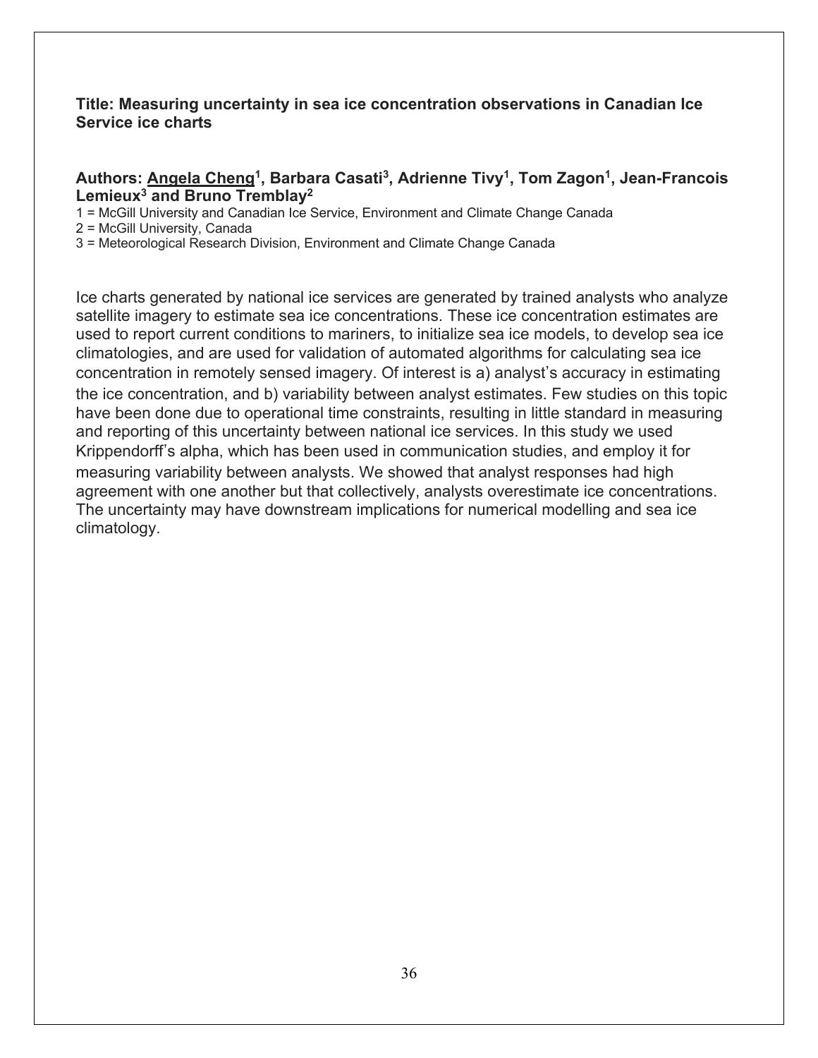**Title: Measuring uncertainty in sea ice concentration observations in Canadian Ice Service ice charts**

**Authors: <u>Angela Cheng</u>[1], Barbara Casati[3], Adrienne Tivy[1], Tom Zagon[1], Jean-Francois Lemieux[3] and Bruno Tremblay[2]**

1 = McGill University and Canadian Ice Service, Environment and Climate Change Canada
2 = McGill University, Canada
3 = Meteorological Research Division, Environment and Climate Change Canada

Ice charts generated by national ice services are generated by trained analysts who analyze satellite imagery to estimate sea ice concentrations. These ice concentration estimates are used to report current conditions to mariners, to initialize sea ice models, to develop sea ice climatologies, and are used for validation of automated algorithms for calculating sea ice concentration in remotely sensed imagery. Of interest is a) analyst's accuracy in estimating the ice concentration, and b) variability between analyst estimates. Few studies on this topic have been done due to operational time constraints, resulting in little standard in measuring and reporting of this uncertainty between national ice services. In this study we used Krippendorff's alpha, which has been used in communication studies, and employ it for measuring variability between analysts. We showed that analyst responses had high agreement with one another but that collectively, analysts overestimate ice concentrations. The uncertainty may have downstream implications for numerical modelling and sea ice climatology.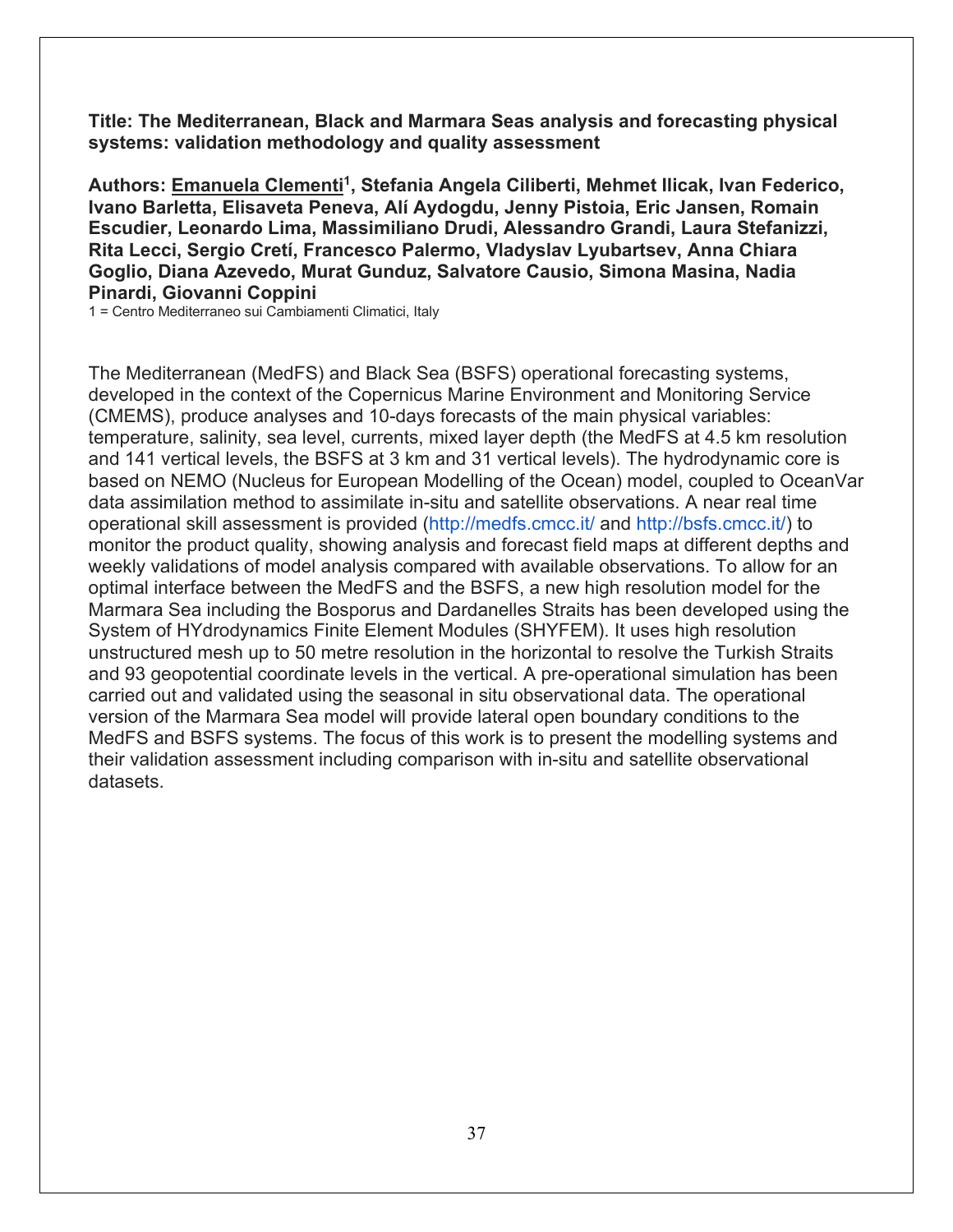**Title: The Mediterranean, Black and Marmara Seas analysis and forecasting physical systems: validation methodology and quality assessment**

**Authors: Emanuela Clementi[1], Stefania Angela Ciliberti, Mehmet Ilicak, Ivan Federico, Ivano Barletta, Elisaveta Peneva, Alí Aydogdu, Jenny Pistoia, Eric Jansen, Romain Escudier, Leonardo Lima, Massimiliano Drudi, Alessandro Grandi, Laura Stefanizzi, Rita Lecci, Sergio Cretí, Francesco Palermo, Vladyslav Lyubartsev, Anna Chiara Goglio, Diana Azevedo, Murat Gunduz, Salvatore Causio, Simona Masina, Nadia Pinardi, Giovanni Coppini**

1 = Centro Mediterraneo sui Cambiamenti Climatici, Italy

The Mediterranean (MedFS) and Black Sea (BSFS) operational forecasting systems, developed in the context of the Copernicus Marine Environment and Monitoring Service (CMEMS), produce analyses and 10-days forecasts of the main physical variables: temperature, salinity, sea level, currents, mixed layer depth (the MedFS at 4.5 km resolution and 141 vertical levels, the BSFS at 3 km and 31 vertical levels). The hydrodynamic core is based on NEMO (Nucleus for European Modelling of the Ocean) model, coupled to OceanVar data assimilation method to assimilate in-situ and satellite observations. A near real time operational skill assessment is provided (http://medfs.cmcc.it/ and http://bsfs.cmcc.it/) to monitor the product quality, showing analysis and forecast field maps at different depths and weekly validations of model analysis compared with available observations. To allow for an optimal interface between the MedFS and the BSFS, a new high resolution model for the Marmara Sea including the Bosporus and Dardanelles Straits has been developed using the System of HYdrodynamics Finite Element Modules (SHYFEM). It uses high resolution unstructured mesh up to 50 metre resolution in the horizontal to resolve the Turkish Straits and 93 geopotential coordinate levels in the vertical. A pre-operational simulation has been carried out and validated using the seasonal in situ observational data. The operational version of the Marmara Sea model will provide lateral open boundary conditions to the MedFS and BSFS systems. The focus of this work is to present the modelling systems and their validation assessment including comparison with in-situ and satellite observational datasets.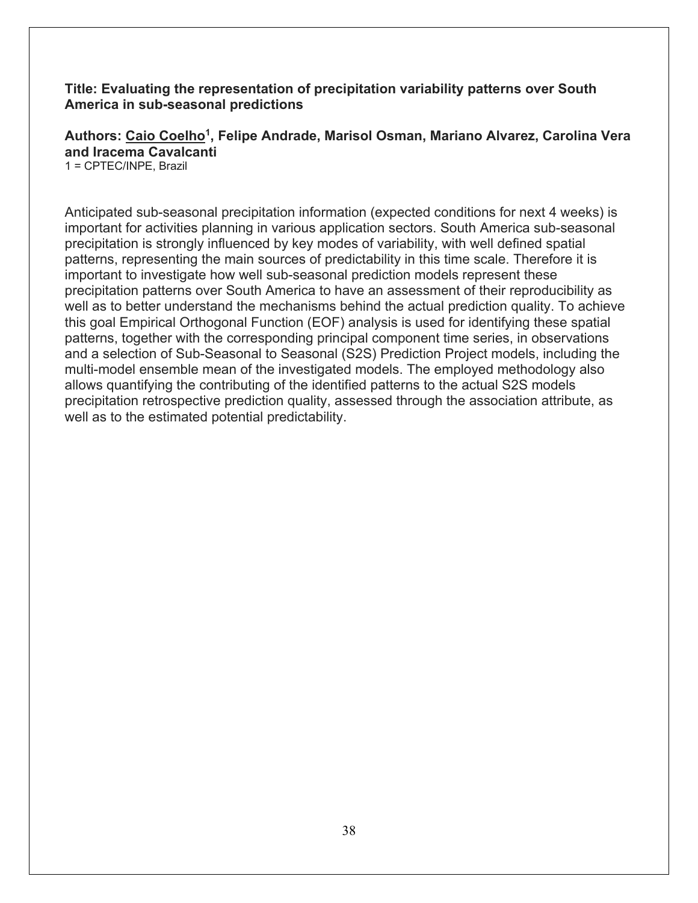**Title: Evaluating the representation of precipitation variability patterns over South America in sub-seasonal predictions**

**Authors: <u>Caio Coelho</u>[1], Felipe Andrade, Marisol Osman, Mariano Alvarez, Carolina Vera and Iracema Cavalcanti**

1 = CPTEC/INPE, Brazil

Anticipated sub-seasonal precipitation information (expected conditions for next 4 weeks) is important for activities planning in various application sectors. South America sub-seasonal precipitation is strongly influenced by key modes of variability, with well defined spatial patterns, representing the main sources of predictability in this time scale. Therefore it is important to investigate how well sub-seasonal prediction models represent these precipitation patterns over South America to have an assessment of their reproducibility as well as to better understand the mechanisms behind the actual prediction quality. To achieve this goal Empirical Orthogonal Function (EOF) analysis is used for identifying these spatial patterns, together with the corresponding principal component time series, in observations and a selection of Sub-Seasonal to Seasonal (S2S) Prediction Project models, including the multi-model ensemble mean of the investigated models. The employed methodology also allows quantifying the contributing of the identified patterns to the actual S2S models precipitation retrospective prediction quality, assessed through the association attribute, as well as to the estimated potential predictability.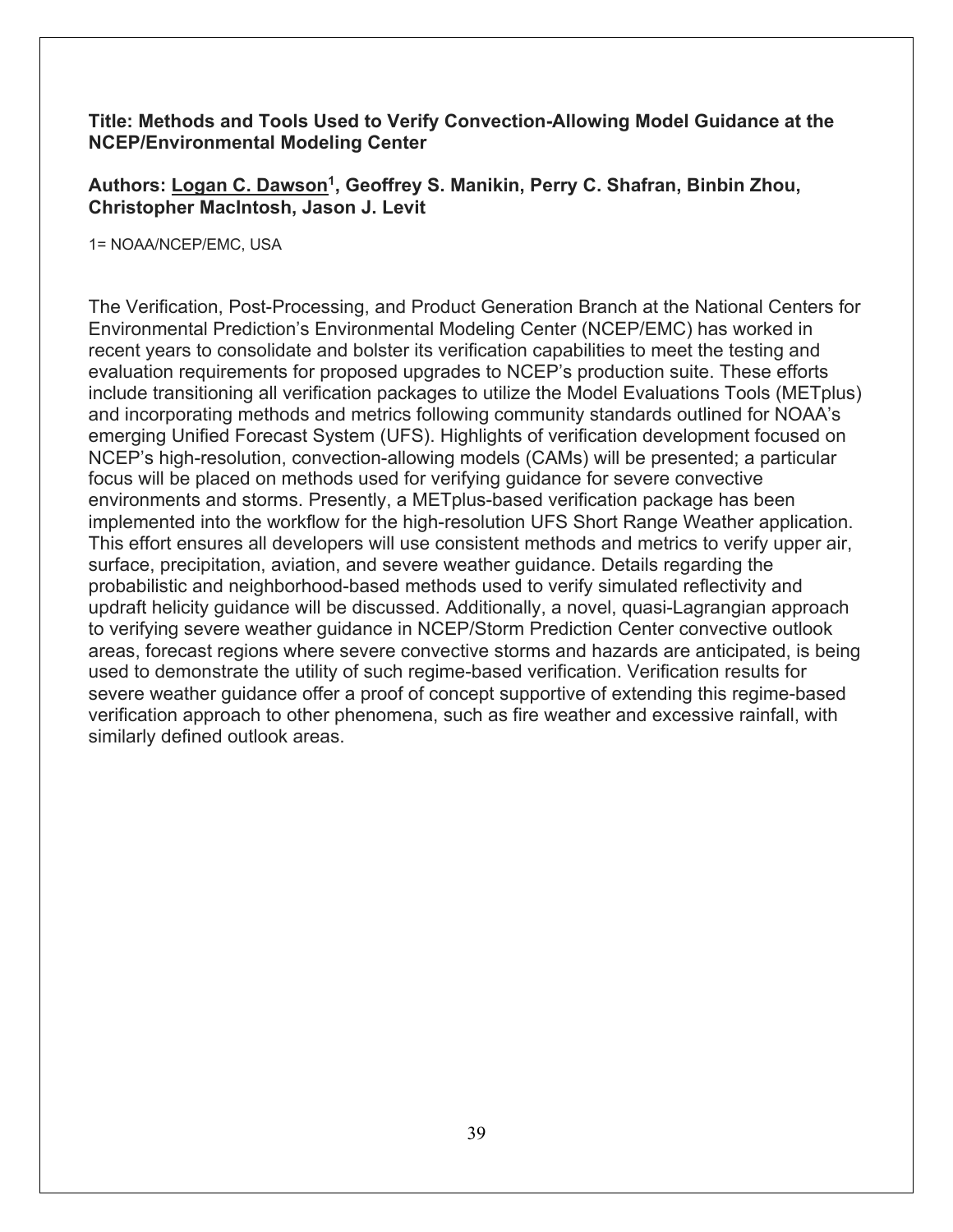**Title: Methods and Tools Used to Verify Convection-Allowing Model Guidance at the NCEP/Environmental Modeling Center**

**Authors: Logan C. Dawson[1], Geoffrey S. Manikin, Perry C. Shafran, Binbin Zhou, Christopher MacIntosh, Jason J. Levit**

1= NOAA/NCEP/EMC, USA

The Verification, Post-Processing, and Product Generation Branch at the National Centers for Environmental Prediction's Environmental Modeling Center (NCEP/EMC) has worked in recent years to consolidate and bolster its verification capabilities to meet the testing and evaluation requirements for proposed upgrades to NCEP's production suite. These efforts include transitioning all verification packages to utilize the Model Evaluations Tools (METplus) and incorporating methods and metrics following community standards outlined for NOAA's emerging Unified Forecast System (UFS). Highlights of verification development focused on NCEP's high-resolution, convection-allowing models (CAMs) will be presented; a particular focus will be placed on methods used for verifying guidance for severe convective environments and storms. Presently, a METplus-based verification package has been implemented into the workflow for the high-resolution UFS Short Range Weather application. This effort ensures all developers will use consistent methods and metrics to verify upper air, surface, precipitation, aviation, and severe weather guidance. Details regarding the probabilistic and neighborhood-based methods used to verify simulated reflectivity and updraft helicity guidance will be discussed. Additionally, a novel, quasi-Lagrangian approach to verifying severe weather guidance in NCEP/Storm Prediction Center convective outlook areas, forecast regions where severe convective storms and hazards are anticipated, is being used to demonstrate the utility of such regime-based verification. Verification results for severe weather guidance offer a proof of concept supportive of extending this regime-based verification approach to other phenomena, such as fire weather and excessive rainfall, with similarly defined outlook areas.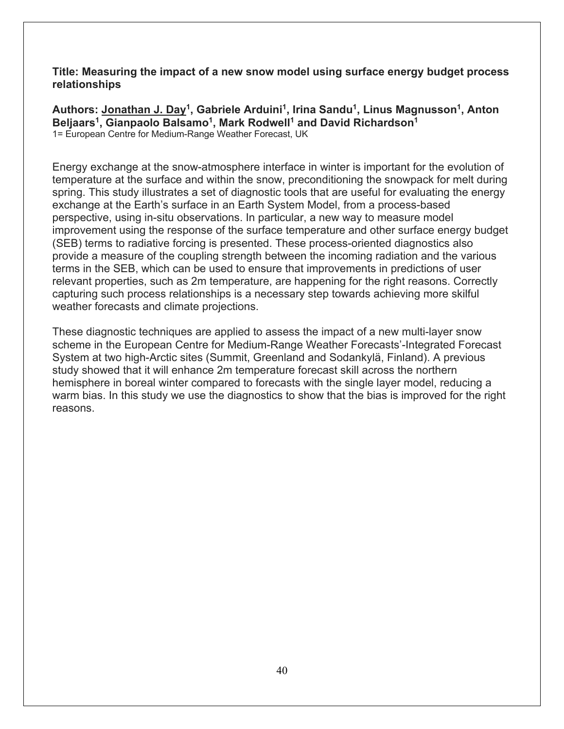**Title: Measuring the impact of a new snow model using surface energy budget process relationships**

**Authors: Jonathan J. Day[1], Gabriele Arduini[1], Irina Sandu[1], Linus Magnusson[1], Anton Beljaars[1], Gianpaolo Balsamo[1], Mark Rodwell[1] and David Richardson[1]**

1= European Centre for Medium-Range Weather Forecast, UK

Energy exchange at the snow-atmosphere interface in winter is important for the evolution of temperature at the surface and within the snow, preconditioning the snowpack for melt during spring. This study illustrates a set of diagnostic tools that are useful for evaluating the energy exchange at the Earth's surface in an Earth System Model, from a process-based perspective, using in-situ observations. In particular, a new way to measure model improvement using the response of the surface temperature and other surface energy budget (SEB) terms to radiative forcing is presented. These process-oriented diagnostics also provide a measure of the coupling strength between the incoming radiation and the various terms in the SEB, which can be used to ensure that improvements in predictions of user relevant properties, such as 2m temperature, are happening for the right reasons. Correctly capturing such process relationships is a necessary step towards achieving more skilful weather forecasts and climate projections.

These diagnostic techniques are applied to assess the impact of a new multi-layer snow scheme in the European Centre for Medium-Range Weather Forecasts'-Integrated Forecast System at two high-Arctic sites (Summit, Greenland and Sodankylä, Finland). A previous study showed that it will enhance 2m temperature forecast skill across the northern hemisphere in boreal winter compared to forecasts with the single layer model, reducing a warm bias. In this study we use the diagnostics to show that the bias is improved for the right reasons.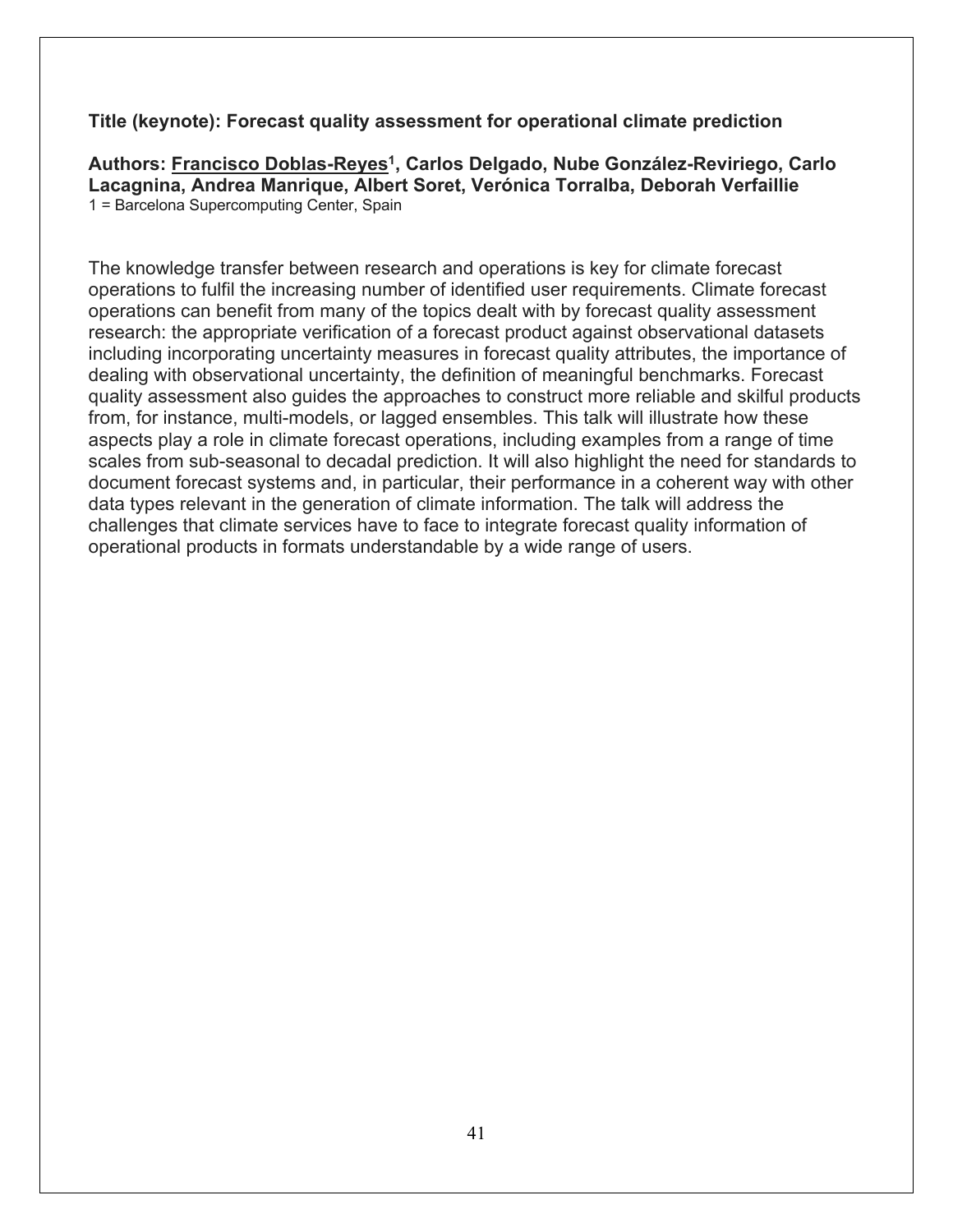**Title (keynote): Forecast quality assessment for operational climate prediction**

**Authors: Francisco Doblas-Reyes[1], Carlos Delgado, Nube González-Reviriego, Carlo Lacagnina, Andrea Manrique, Albert Soret, Verónica Torralba, Deborah Verfaillie**
1 = Barcelona Supercomputing Center, Spain

The knowledge transfer between research and operations is key for climate forecast operations to fulfil the increasing number of identified user requirements. Climate forecast operations can benefit from many of the topics dealt with by forecast quality assessment research: the appropriate verification of a forecast product against observational datasets including incorporating uncertainty measures in forecast quality attributes, the importance of dealing with observational uncertainty, the definition of meaningful benchmarks. Forecast quality assessment also guides the approaches to construct more reliable and skilful products from, for instance, multi-models, or lagged ensembles. This talk will illustrate how these aspects play a role in climate forecast operations, including examples from a range of time scales from sub-seasonal to decadal prediction. It will also highlight the need for standards to document forecast systems and, in particular, their performance in a coherent way with other data types relevant in the generation of climate information. The talk will address the challenges that climate services have to face to integrate forecast quality information of operational products in formats understandable by a wide range of users.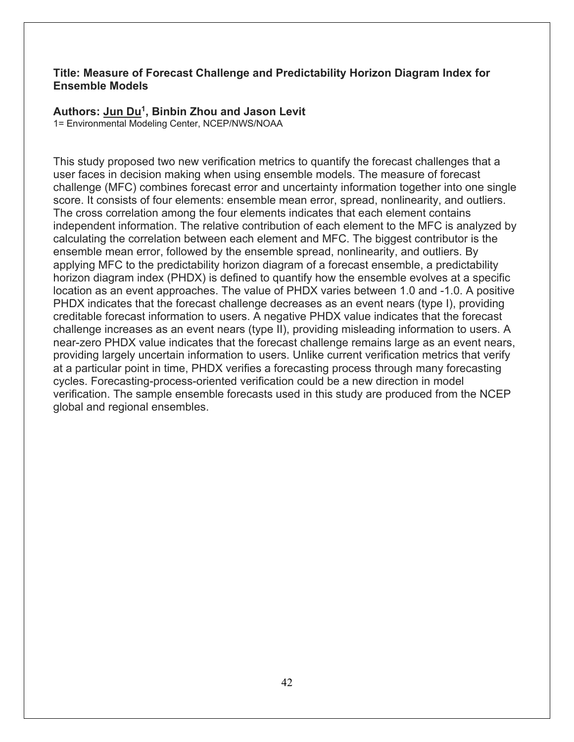**Title: Measure of Forecast Challenge and Predictability Horizon Diagram Index for Ensemble Models**

**Authors: Jun Du[1], Binbin Zhou and Jason Levit**

1= Environmental Modeling Center, NCEP/NWS/NOAA

This study proposed two new verification metrics to quantify the forecast challenges that a user faces in decision making when using ensemble models. The measure of forecast challenge (MFC) combines forecast error and uncertainty information together into one single score. It consists of four elements: ensemble mean error, spread, nonlinearity, and outliers. The cross correlation among the four elements indicates that each element contains independent information. The relative contribution of each element to the MFC is analyzed by calculating the correlation between each element and MFC. The biggest contributor is the ensemble mean error, followed by the ensemble spread, nonlinearity, and outliers. By applying MFC to the predictability horizon diagram of a forecast ensemble, a predictability horizon diagram index (PHDX) is defined to quantify how the ensemble evolves at a specific location as an event approaches. The value of PHDX varies between 1.0 and -1.0. A positive PHDX indicates that the forecast challenge decreases as an event nears (type I), providing creditable forecast information to users. A negative PHDX value indicates that the forecast challenge increases as an event nears (type II), providing misleading information to users. A near-zero PHDX value indicates that the forecast challenge remains large as an event nears, providing largely uncertain information to users. Unlike current verification metrics that verify at a particular point in time, PHDX verifies a forecasting process through many forecasting cycles. Forecasting-process-oriented verification could be a new direction in model verification. The sample ensemble forecasts used in this study are produced from the NCEP global and regional ensembles.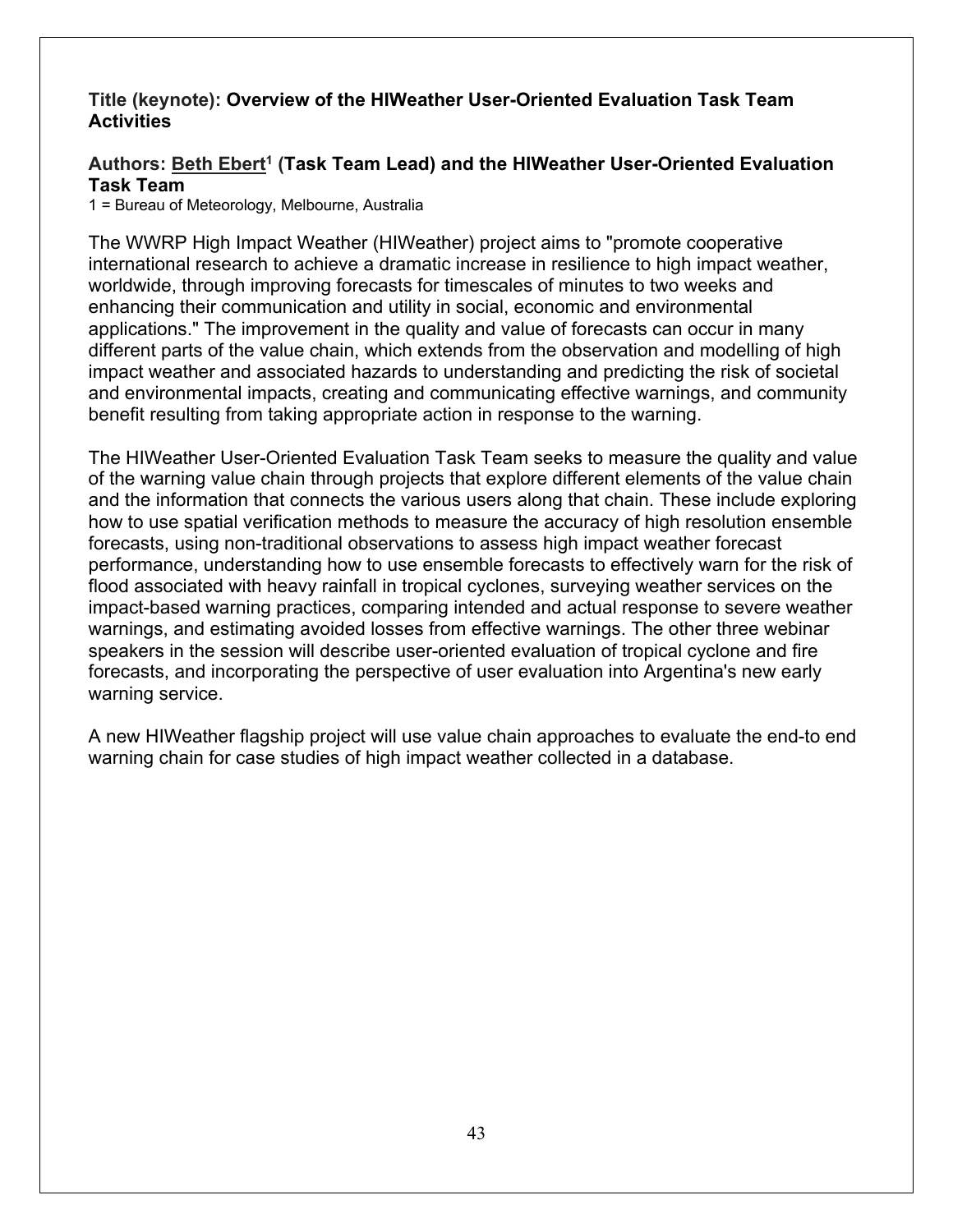**Title (keynote): Overview of the HIWeather User-Oriented Evaluation Task Team Activities**

**Authors: Beth Ebert[1] (Task Team Lead) and the HIWeather User-Oriented Evaluation Task Team**

1 = Bureau of Meteorology, Melbourne, Australia

The WWRP High Impact Weather (HIWeather) project aims to "promote cooperative international research to achieve a dramatic increase in resilience to high impact weather, worldwide, through improving forecasts for timescales of minutes to two weeks and enhancing their communication and utility in social, economic and environmental applications." The improvement in the quality and value of forecasts can occur in many different parts of the value chain, which extends from the observation and modelling of high impact weather and associated hazards to understanding and predicting the risk of societal and environmental impacts, creating and communicating effective warnings, and community benefit resulting from taking appropriate action in response to the warning.

The HIWeather User-Oriented Evaluation Task Team seeks to measure the quality and value of the warning value chain through projects that explore different elements of the value chain and the information that connects the various users along that chain. These include exploring how to use spatial verification methods to measure the accuracy of high resolution ensemble forecasts, using non-traditional observations to assess high impact weather forecast performance, understanding how to use ensemble forecasts to effectively warn for the risk of flood associated with heavy rainfall in tropical cyclones, surveying weather services on the impact-based warning practices, comparing intended and actual response to severe weather warnings, and estimating avoided losses from effective warnings. The other three webinar speakers in the session will describe user-oriented evaluation of tropical cyclone and fire forecasts, and incorporating the perspective of user evaluation into Argentina's new early warning service.

A new HIWeather flagship project will use value chain approaches to evaluate the end-to end warning chain for case studies of high impact weather collected in a database.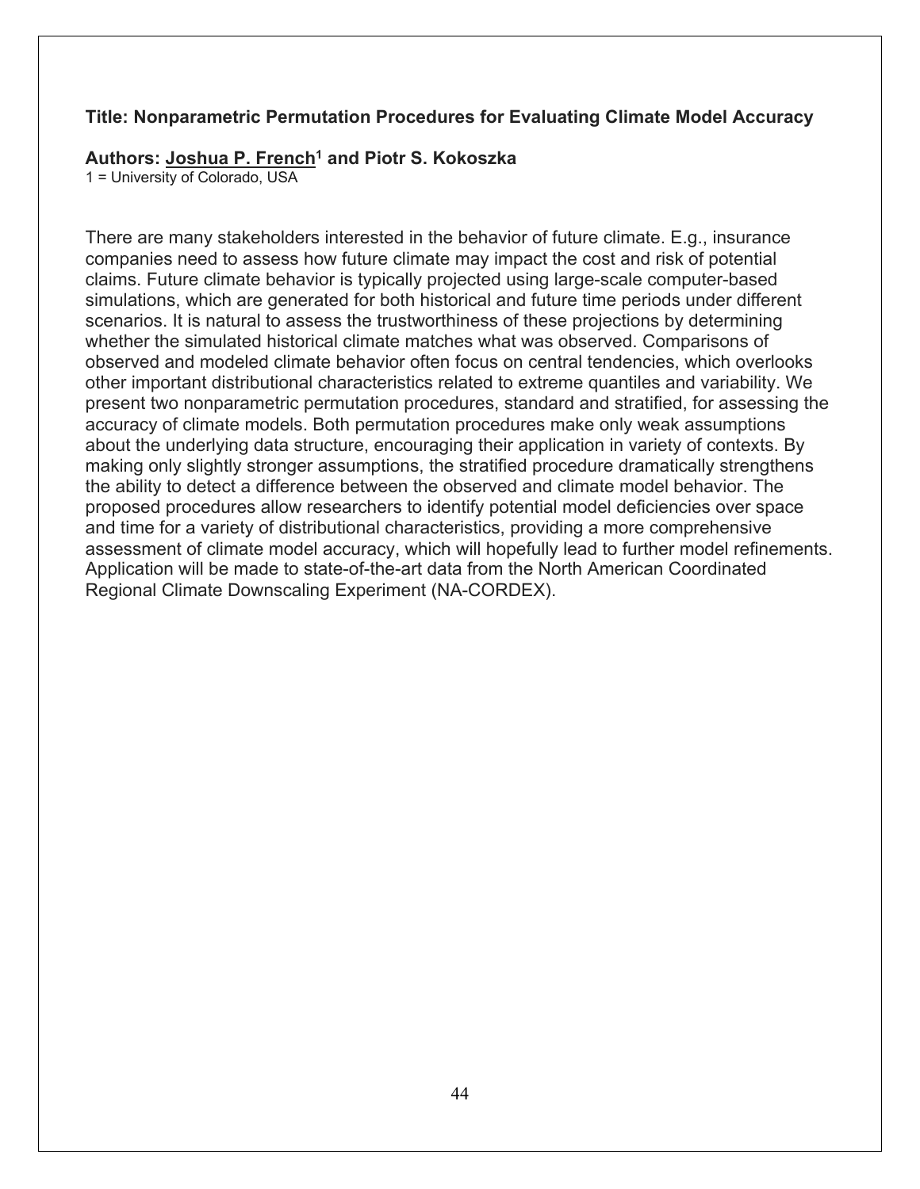**Title: Nonparametric Permutation Procedures for Evaluating Climate Model Accuracy**

**Authors: Joshua P. French[1] and Piotr S. Kokoszka**

1 = University of Colorado, USA

There are many stakeholders interested in the behavior of future climate. E.g., insurance companies need to assess how future climate may impact the cost and risk of potential claims. Future climate behavior is typically projected using large-scale computer-based simulations, which are generated for both historical and future time periods under different scenarios. It is natural to assess the trustworthiness of these projections by determining whether the simulated historical climate matches what was observed. Comparisons of observed and modeled climate behavior often focus on central tendencies, which overlooks other important distributional characteristics related to extreme quantiles and variability. We present two nonparametric permutation procedures, standard and stratified, for assessing the accuracy of climate models. Both permutation procedures make only weak assumptions about the underlying data structure, encouraging their application in variety of contexts. By making only slightly stronger assumptions, the stratified procedure dramatically strengthens the ability to detect a difference between the observed and climate model behavior. The proposed procedures allow researchers to identify potential model deficiencies over space and time for a variety of distributional characteristics, providing a more comprehensive assessment of climate model accuracy, which will hopefully lead to further model refinements. Application will be made to state-of-the-art data from the North American Coordinated Regional Climate Downscaling Experiment (NA-CORDEX).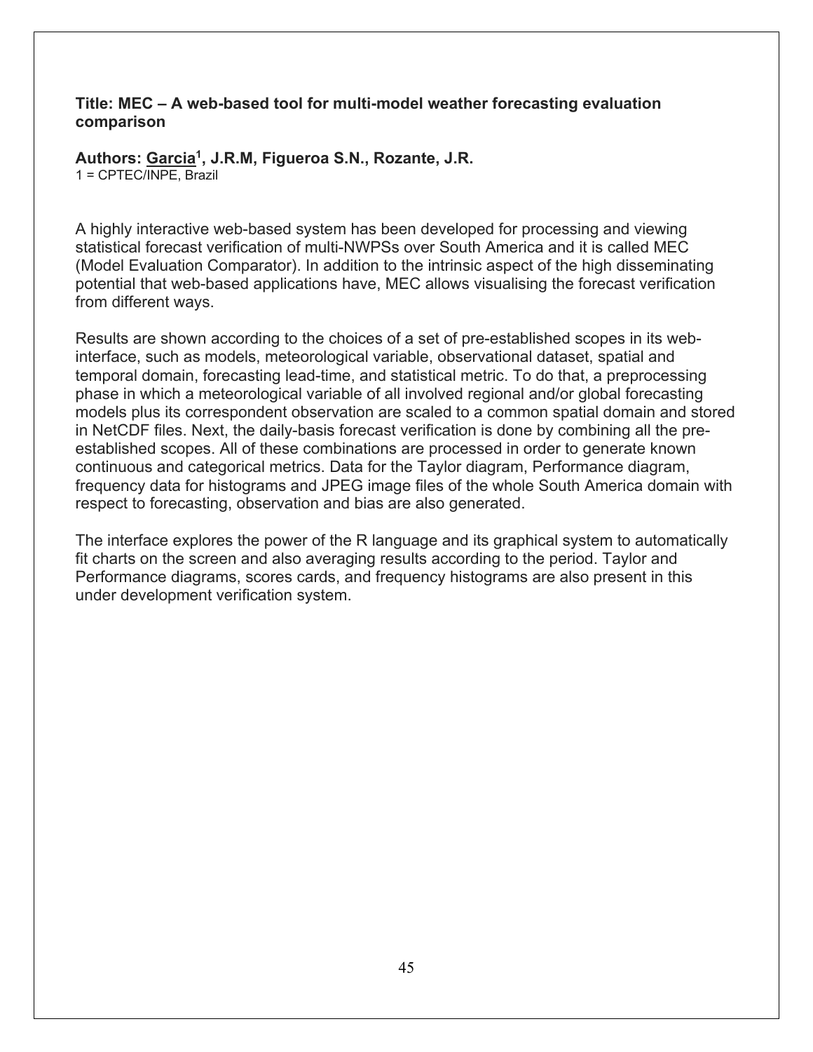**Title: MEC – A web-based tool for multi-model weather forecasting evaluation comparison**

**Authors: Garcia[1], J.R.M, Figueroa S.N., Rozante, J.R.**

1 = CPTEC/INPE, Brazil

A highly interactive web-based system has been developed for processing and viewing statistical forecast verification of multi-NWPSs over South America and it is called MEC (Model Evaluation Comparator). In addition to the intrinsic aspect of the high disseminating potential that web-based applications have, MEC allows visualising the forecast verification from different ways.

Results are shown according to the choices of a set of pre-established scopes in its web-interface, such as models, meteorological variable, observational dataset, spatial and temporal domain, forecasting lead-time, and statistical metric. To do that, a preprocessing phase in which a meteorological variable of all involved regional and/or global forecasting models plus its correspondent observation are scaled to a common spatial domain and stored in NetCDF files. Next, the daily-basis forecast verification is done by combining all the pre-established scopes. All of these combinations are processed in order to generate known continuous and categorical metrics. Data for the Taylor diagram, Performance diagram, frequency data for histograms and JPEG image files of the whole South America domain with respect to forecasting, observation and bias are also generated.

The interface explores the power of the R language and its graphical system to automatically fit charts on the screen and also averaging results according to the period. Taylor and Performance diagrams, scores cards, and frequency histograms are also present in this under development verification system.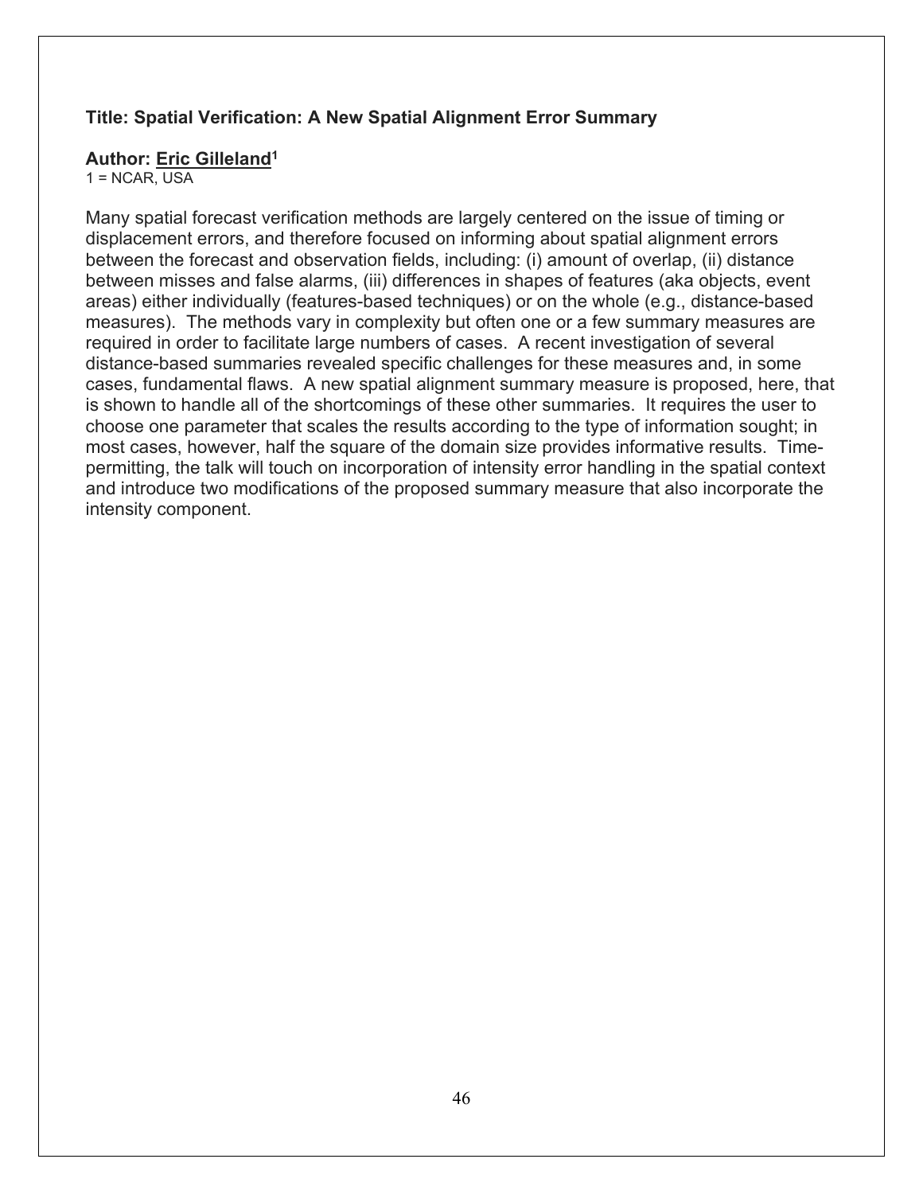**Title: Spatial Verification: A New Spatial Alignment Error Summary**

**Author: Eric Gilleland[1]**
1 = NCAR, USA

Many spatial forecast verification methods are largely centered on the issue of timing or displacement errors, and therefore focused on informing about spatial alignment errors between the forecast and observation fields, including: (i) amount of overlap, (ii) distance between misses and false alarms, (iii) differences in shapes of features (aka objects, event areas) either individually (features-based techniques) or on the whole (e.g., distance-based measures). The methods vary in complexity but often one or a few summary measures are required in order to facilitate large numbers of cases. A recent investigation of several distance-based summaries revealed specific challenges for these measures and, in some cases, fundamental flaws. A new spatial alignment summary measure is proposed, here, that is shown to handle all of the shortcomings of these other summaries. It requires the user to choose one parameter that scales the results according to the type of information sought; in most cases, however, half the square of the domain size provides informative results. Time-permitting, the talk will touch on incorporation of intensity error handling in the spatial context and introduce two modifications of the proposed summary measure that also incorporate the intensity component.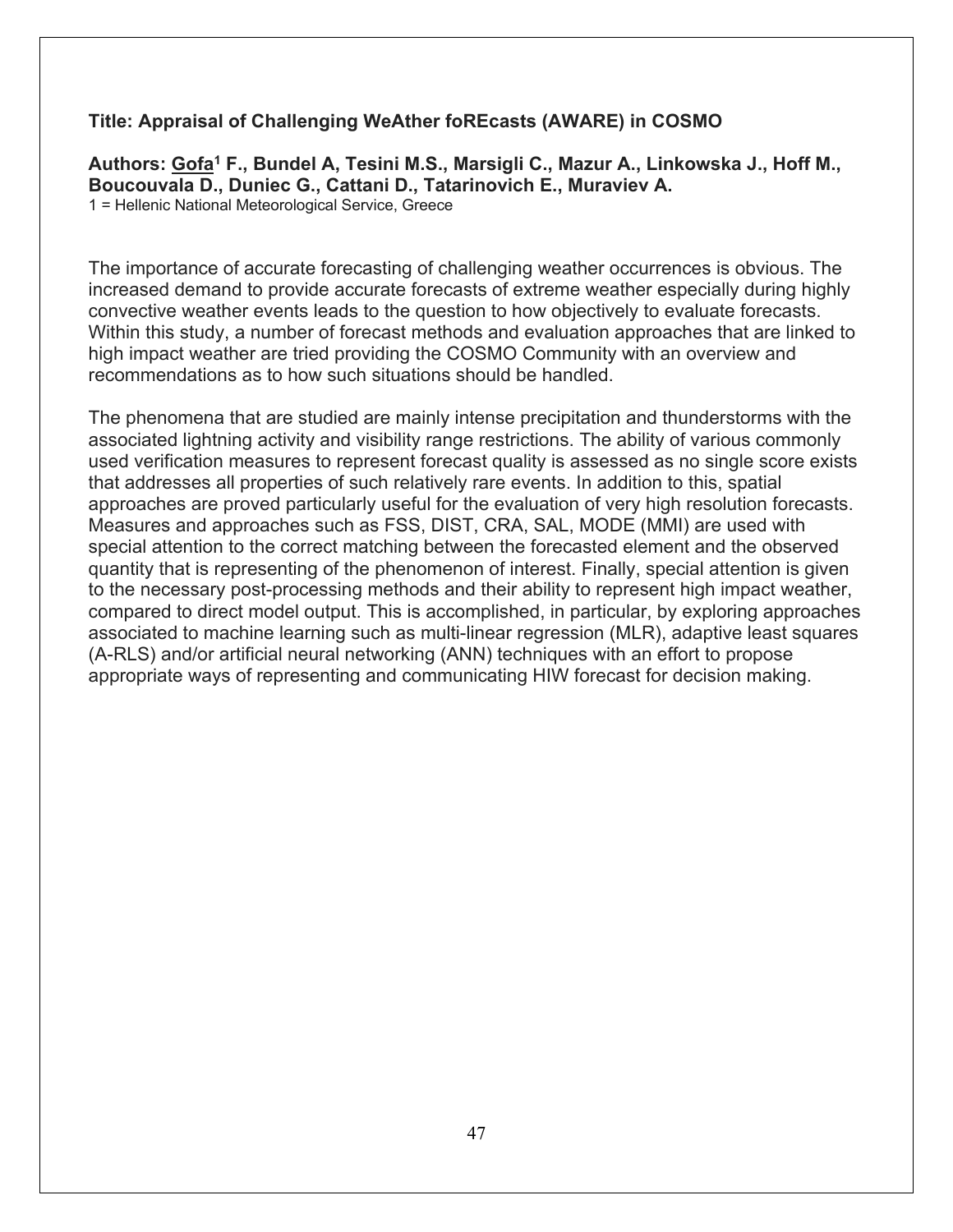**Title: Appraisal of Challenging WeAther foREcasts (AWARE) in COSMO**

**Authors: Gofa[1] F., Bundel A, Tesini M.S., Marsigli C., Mazur A., Linkowska J., Hoff M., Boucouvala D., Duniec G., Cattani D., Tatarinovich E., Muraviev A.**

1 = Hellenic National Meteorological Service, Greece

The importance of accurate forecasting of challenging weather occurrences is obvious. The increased demand to provide accurate forecasts of extreme weather especially during highly convective weather events leads to the question to how objectively to evaluate forecasts. Within this study, a number of forecast methods and evaluation approaches that are linked to high impact weather are tried providing the COSMO Community with an overview and recommendations as to how such situations should be handled.

The phenomena that are studied are mainly intense precipitation and thunderstorms with the associated lightning activity and visibility range restrictions. The ability of various commonly used verification measures to represent forecast quality is assessed as no single score exists that addresses all properties of such relatively rare events. In addition to this, spatial approaches are proved particularly useful for the evaluation of very high resolution forecasts. Measures and approaches such as FSS, DIST, CRA, SAL, MODE (MMI) are used with special attention to the correct matching between the forecasted element and the observed quantity that is representing of the phenomenon of interest. Finally, special attention is given to the necessary post-processing methods and their ability to represent high impact weather, compared to direct model output. This is accomplished, in particular, by exploring approaches associated to machine learning such as multi-linear regression (MLR), adaptive least squares (A-RLS) and/or artificial neural networking (ANN) techniques with an effort to propose appropriate ways of representing and communicating HIW forecast for decision making.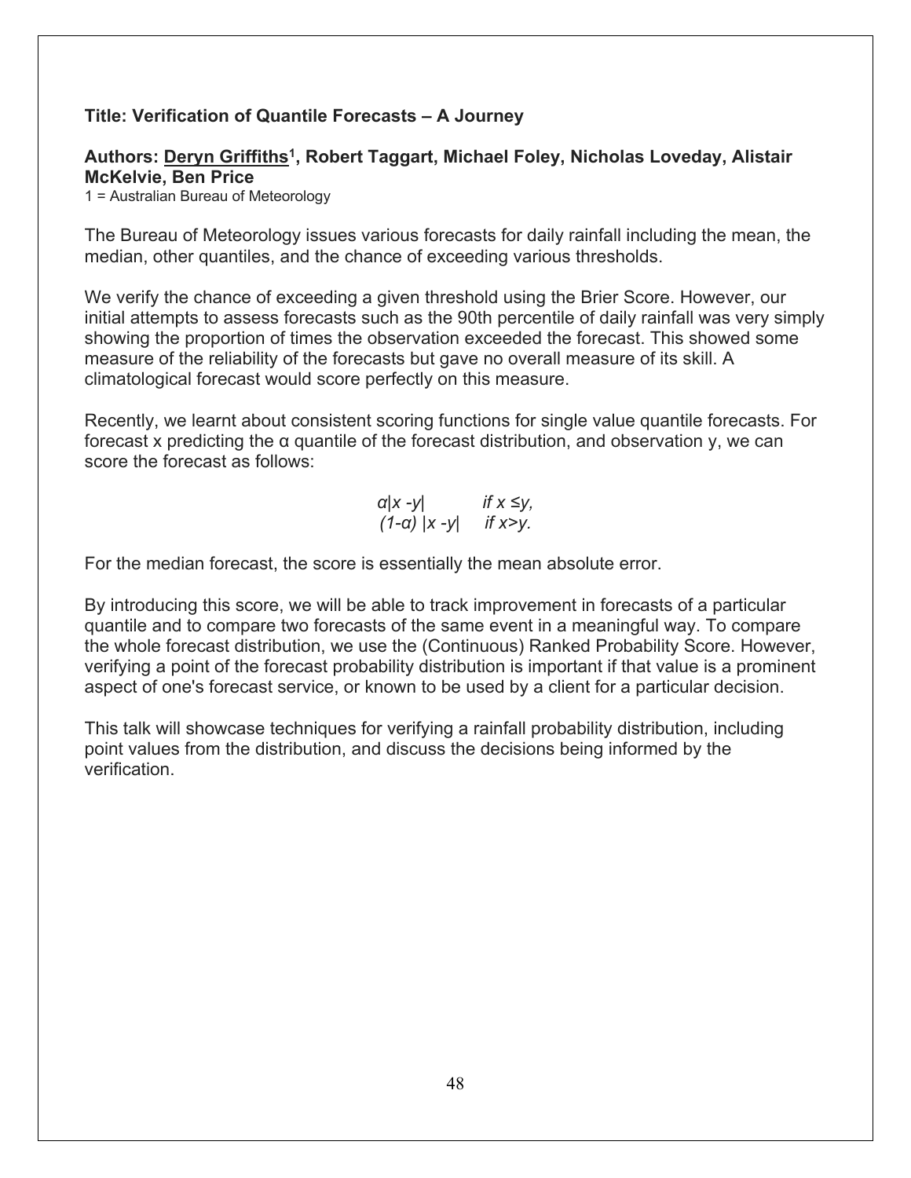**Title: Verification of Quantile Forecasts – A Journey**

**Authors: Deryn Griffiths[1], Robert Taggart, Michael Foley, Nicholas Loveday, Alistair McKelvie, Ben Price**

1 = Australian Bureau of Meteorology

The Bureau of Meteorology issues various forecasts for daily rainfall including the mean, the median, other quantiles, and the chance of exceeding various thresholds.

We verify the chance of exceeding a given threshold using the Brier Score. However, our initial attempts to assess forecasts such as the 90th percentile of daily rainfall was very simply showing the proportion of times the observation exceeded the forecast. This showed some measure of the reliability of the forecasts but gave no overall measure of its skill. A climatological forecast would score perfectly on this measure.

Recently, we learnt about consistent scoring functions for single value quantile forecasts. For forecast x predicting the α quantile of the forecast distribution, and observation y, we can score the forecast as follows:

$$
\begin{cases} \alpha|x - y| & \text{if } x \leq y, \\ (1-\alpha)\,|x - y| & \text{if } x > y. \end{cases}
$$

For the median forecast, the score is essentially the mean absolute error.

By introducing this score, we will be able to track improvement in forecasts of a particular quantile and to compare two forecasts of the same event in a meaningful way. To compare the whole forecast distribution, we use the (Continuous) Ranked Probability Score. However, verifying a point of the forecast probability distribution is important if that value is a prominent aspect of one's forecast service, or known to be used by a client for a particular decision.

This talk will showcase techniques for verifying a rainfall probability distribution, including point values from the distribution, and discuss the decisions being informed by the verification.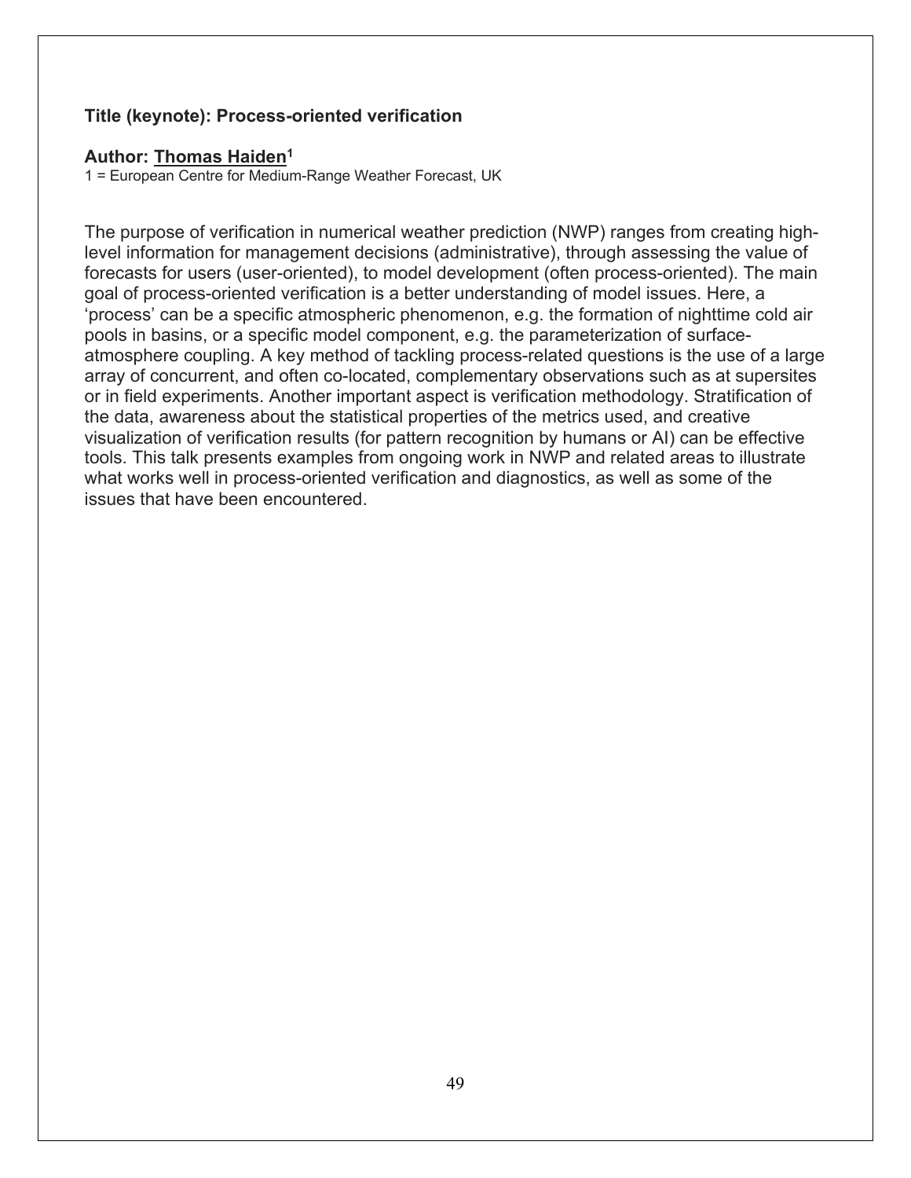**Title (keynote): Process-oriented verification**

**Author: Thomas Haiden[1]**

1 = European Centre for Medium-Range Weather Forecast, UK

The purpose of verification in numerical weather prediction (NWP) ranges from creating high-level information for management decisions (administrative), through assessing the value of forecasts for users (user-oriented), to model development (often process-oriented). The main goal of process-oriented verification is a better understanding of model issues. Here, a 'process' can be a specific atmospheric phenomenon, e.g. the formation of nighttime cold air pools in basins, or a specific model component, e.g. the parameterization of surface-atmosphere coupling. A key method of tackling process-related questions is the use of a large array of concurrent, and often co-located, complementary observations such as at supersites or in field experiments. Another important aspect is verification methodology. Stratification of the data, awareness about the statistical properties of the metrics used, and creative visualization of verification results (for pattern recognition by humans or AI) can be effective tools. This talk presents examples from ongoing work in NWP and related areas to illustrate what works well in process-oriented verification and diagnostics, as well as some of the issues that have been encountered.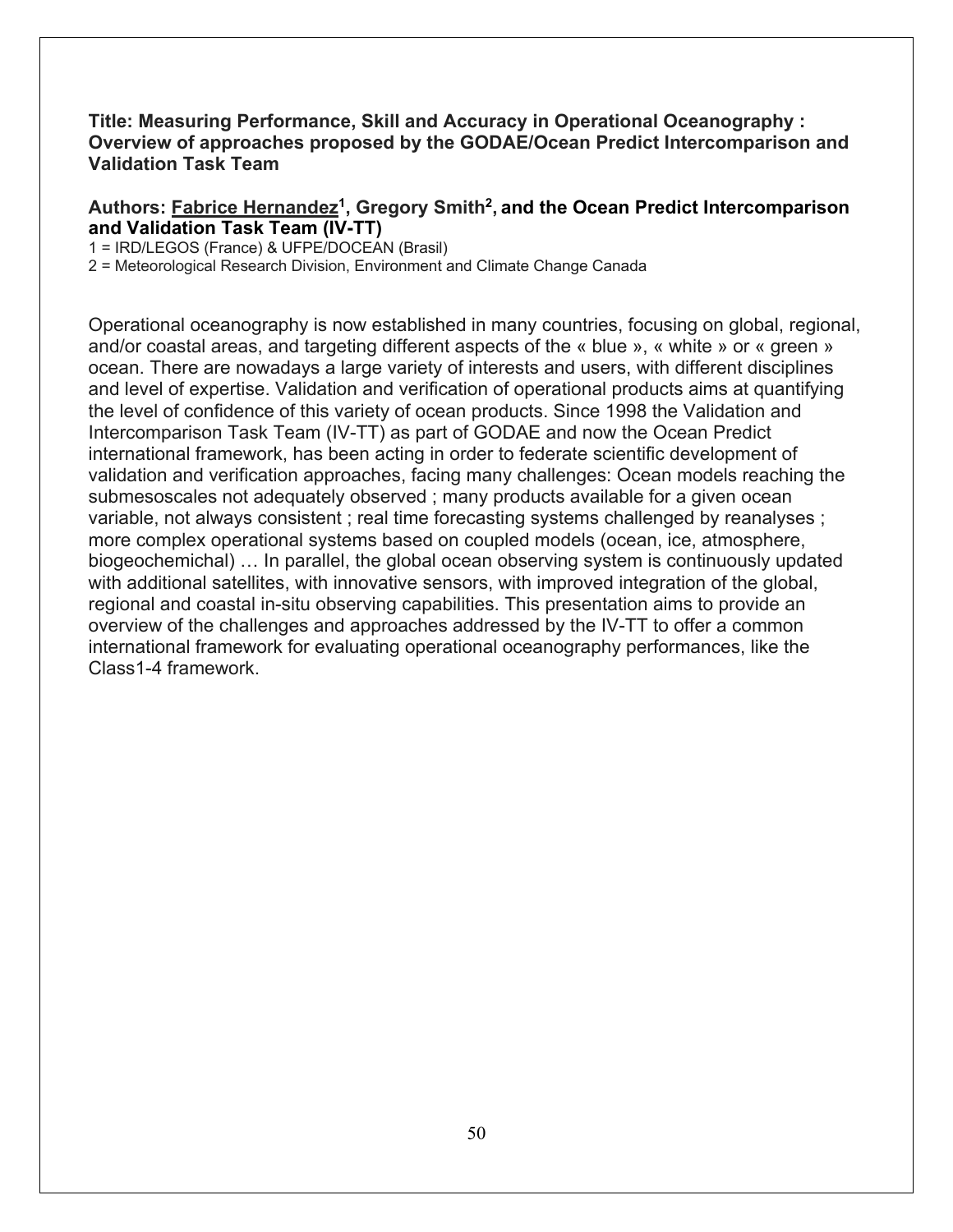**Title: Measuring Performance, Skill and Accuracy in Operational Oceanography : Overview of approaches proposed by the GODAE/Ocean Predict Intercomparison and Validation Task Team**

**Authors: <u>Fabrice Hernandez</u>[1], Gregory Smith[2], and the Ocean Predict Intercomparison and Validation Task Team (IV-TT)**

1 = IRD/LEGOS (France) & UFPE/DOCEAN (Brasil)
2 = Meteorological Research Division, Environment and Climate Change Canada

Operational oceanography is now established in many countries, focusing on global, regional, and/or coastal areas, and targeting different aspects of the « blue », « white » or « green » ocean. There are nowadays a large variety of interests and users, with different disciplines and level of expertise. Validation and verification of operational products aims at quantifying the level of confidence of this variety of ocean products. Since 1998 the Validation and Intercomparison Task Team (IV-TT) as part of GODAE and now the Ocean Predict international framework, has been acting in order to federate scientific development of validation and verification approaches, facing many challenges: Ocean models reaching the submesoscales not adequately observed ; many products available for a given ocean variable, not always consistent ; real time forecasting systems challenged by reanalyses ; more complex operational systems based on coupled models (ocean, ice, atmosphere, biogeochemichal) … In parallel, the global ocean observing system is continuously updated with additional satellites, with innovative sensors, with improved integration of the global, regional and coastal in-situ observing capabilities. This presentation aims to provide an overview of the challenges and approaches addressed by the IV-TT to offer a common international framework for evaluating operational oceanography performances, like the Class1-4 framework.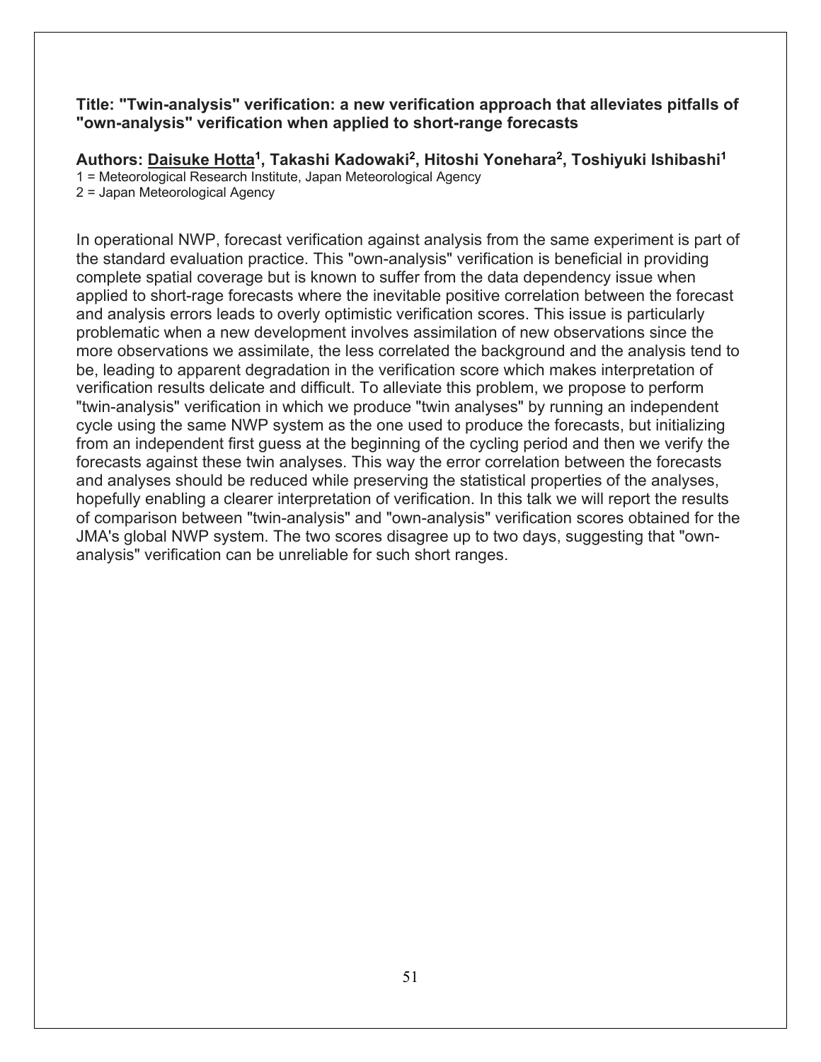**Title: "Twin-analysis" verification: a new verification approach that alleviates pitfalls of "own-analysis" verification when applied to short-range forecasts**

**Authors: Daisuke Hotta[1], Takashi Kadowaki[2], Hitoshi Yonehara[2], Toshiyuki Ishibashi[1]**

1 = Meteorological Research Institute, Japan Meteorological Agency

2 = Japan Meteorological Agency

In operational NWP, forecast verification against analysis from the same experiment is part of the standard evaluation practice. This "own-analysis" verification is beneficial in providing complete spatial coverage but is known to suffer from the data dependency issue when applied to short-rage forecasts where the inevitable positive correlation between the forecast and analysis errors leads to overly optimistic verification scores. This issue is particularly problematic when a new development involves assimilation of new observations since the more observations we assimilate, the less correlated the background and the analysis tend to be, leading to apparent degradation in the verification score which makes interpretation of verification results delicate and difficult. To alleviate this problem, we propose to perform "twin-analysis" verification in which we produce "twin analyses" by running an independent cycle using the same NWP system as the one used to produce the forecasts, but initializing from an independent first guess at the beginning of the cycling period and then we verify the forecasts against these twin analyses. This way the error correlation between the forecasts and analyses should be reduced while preserving the statistical properties of the analyses, hopefully enabling a clearer interpretation of verification. In this talk we will report the results of comparison between "twin-analysis" and "own-analysis" verification scores obtained for the JMA's global NWP system. The two scores disagree up to two days, suggesting that "own-analysis" verification can be unreliable for such short ranges.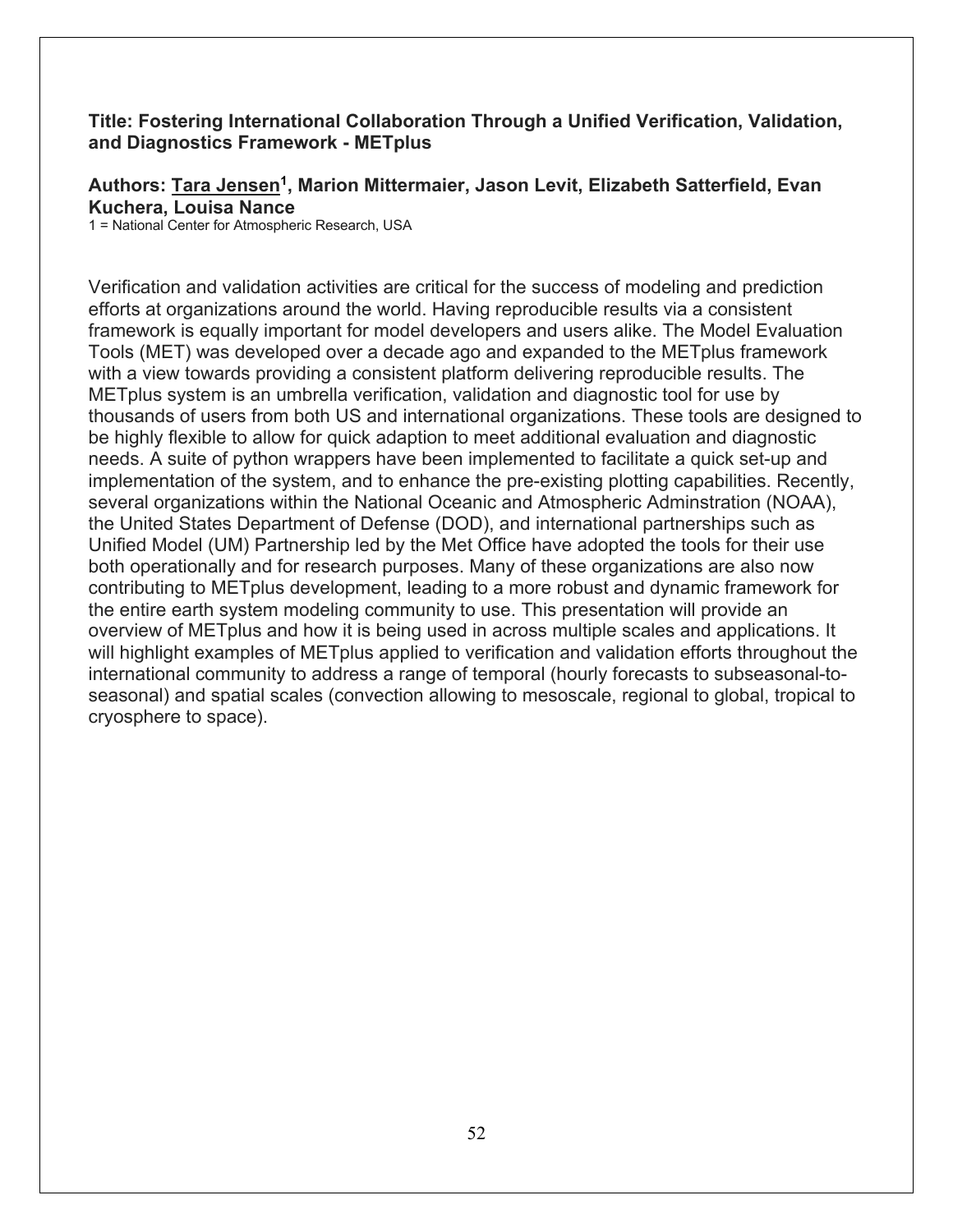**Title: Fostering International Collaboration Through a Unified Verification, Validation, and Diagnostics Framework - METplus**

**Authors: <u>Tara Jensen</u>[1], Marion Mittermaier, Jason Levit, Elizabeth Satterfield, Evan Kuchera, Louisa Nance**

1 = National Center for Atmospheric Research, USA

Verification and validation activities are critical for the success of modeling and prediction efforts at organizations around the world. Having reproducible results via a consistent framework is equally important for model developers and users alike. The Model Evaluation Tools (MET) was developed over a decade ago and expanded to the METplus framework with a view towards providing a consistent platform delivering reproducible results. The METplus system is an umbrella verification, validation and diagnostic tool for use by thousands of users from both US and international organizations. These tools are designed to be highly flexible to allow for quick adaption to meet additional evaluation and diagnostic needs. A suite of python wrappers have been implemented to facilitate a quick set-up and implementation of the system, and to enhance the pre-existing plotting capabilities. Recently, several organizations within the National Oceanic and Atmospheric Adminstration (NOAA), the United States Department of Defense (DOD), and international partnerships such as Unified Model (UM) Partnership led by the Met Office have adopted the tools for their use both operationally and for research purposes. Many of these organizations are also now contributing to METplus development, leading to a more robust and dynamic framework for the entire earth system modeling community to use. This presentation will provide an overview of METplus and how it is being used in across multiple scales and applications. It will highlight examples of METplus applied to verification and validation efforts throughout the international community to address a range of temporal (hourly forecasts to subseasonal-to-seasonal) and spatial scales (convection allowing to mesoscale, regional to global, tropical to cryosphere to space).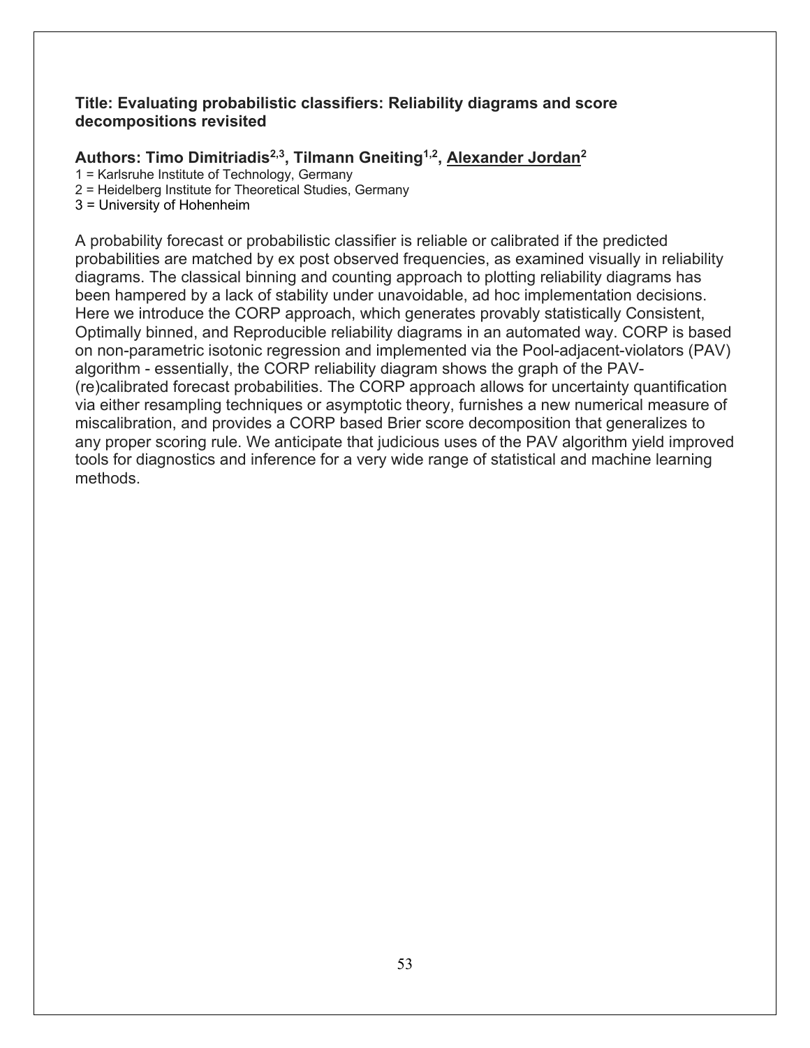**Title: Evaluating probabilistic classifiers: Reliability diagrams and score decompositions revisited**

**Authors: Timo Dimitriadis[2,3], Tilmann Gneiting[1,2], <u>Alexander Jordan</u>[2]**

1 = Karlsruhe Institute of Technology, Germany
2 = Heidelberg Institute for Theoretical Studies, Germany
3 = University of Hohenheim

A probability forecast or probabilistic classifier is reliable or calibrated if the predicted probabilities are matched by ex post observed frequencies, as examined visually in reliability diagrams. The classical binning and counting approach to plotting reliability diagrams has been hampered by a lack of stability under unavoidable, ad hoc implementation decisions. Here we introduce the CORP approach, which generates provably statistically Consistent, Optimally binned, and Reproducible reliability diagrams in an automated way. CORP is based on non-parametric isotonic regression and implemented via the Pool-adjacent-violators (PAV) algorithm - essentially, the CORP reliability diagram shows the graph of the PAV-(re)calibrated forecast probabilities. The CORP approach allows for uncertainty quantification via either resampling techniques or asymptotic theory, furnishes a new numerical measure of miscalibration, and provides a CORP based Brier score decomposition that generalizes to any proper scoring rule. We anticipate that judicious uses of the PAV algorithm yield improved tools for diagnostics and inference for a very wide range of statistical and machine learning methods.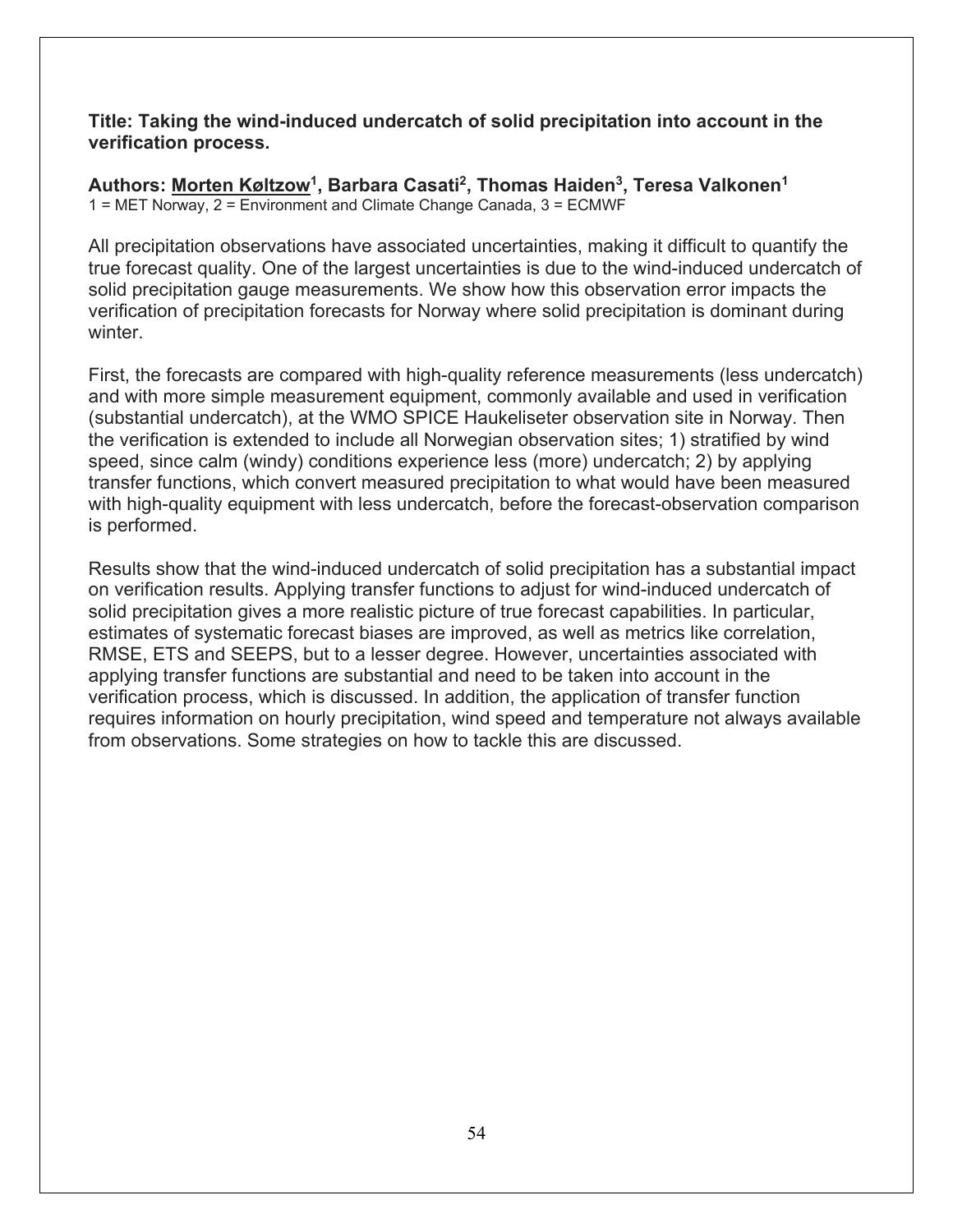**Title: Taking the wind-induced undercatch of solid precipitation into account in the verification process.**

**Authors: <u>Morten Køltzow</u>[1], Barbara Casati[2], Thomas Haiden[3], Teresa Valkonen[1]**
1 = MET Norway, 2 = Environment and Climate Change Canada, 3 = ECMWF

All precipitation observations have associated uncertainties, making it difficult to quantify the true forecast quality. One of the largest uncertainties is due to the wind-induced undercatch of solid precipitation gauge measurements. We show how this observation error impacts the verification of precipitation forecasts for Norway where solid precipitation is dominant during winter.

First, the forecasts are compared with high-quality reference measurements (less undercatch) and with more simple measurement equipment, commonly available and used in verification (substantial undercatch), at the WMO SPICE Haukeliseter observation site in Norway. Then the verification is extended to include all Norwegian observation sites; 1) stratified by wind speed, since calm (windy) conditions experience less (more) undercatch; 2) by applying transfer functions, which convert measured precipitation to what would have been measured with high-quality equipment with less undercatch, before the forecast-observation comparison is performed.

Results show that the wind-induced undercatch of solid precipitation has a substantial impact on verification results. Applying transfer functions to adjust for wind-induced undercatch of solid precipitation gives a more realistic picture of true forecast capabilities. In particular, estimates of systematic forecast biases are improved, as well as metrics like correlation, RMSE, ETS and SEEPS, but to a lesser degree. However, uncertainties associated with applying transfer functions are substantial and need to be taken into account in the verification process, which is discussed. In addition, the application of transfer function requires information on hourly precipitation, wind speed and temperature not always available from observations. Some strategies on how to tackle this are discussed.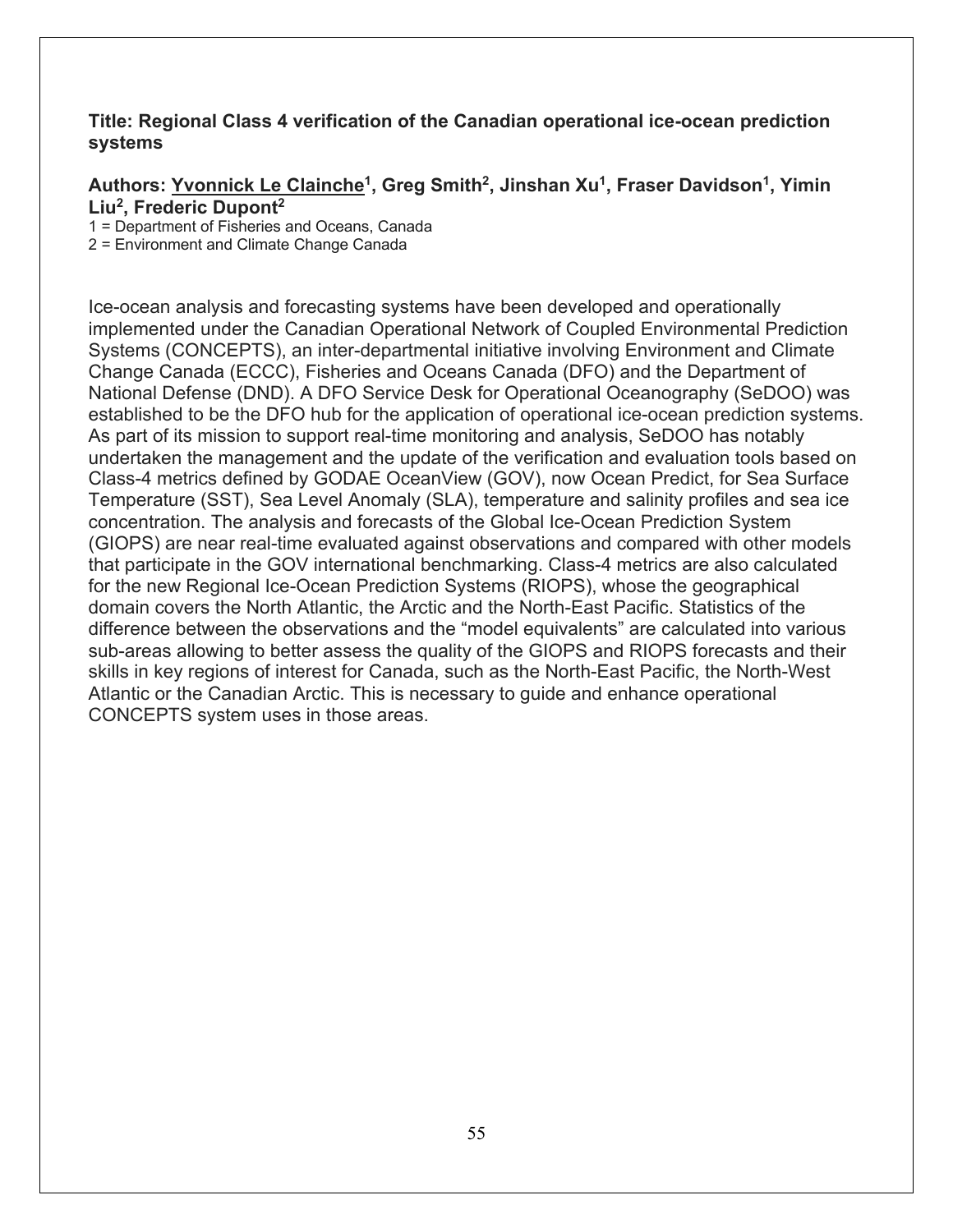**Title: Regional Class 4 verification of the Canadian operational ice-ocean prediction systems**

**Authors: <u>Yvonnick Le Clainche</u>[1], Greg Smith[2], Jinshan Xu[1], Fraser Davidson[1], Yimin Liu[2], Frederic Dupont[2]**

1 = Department of Fisheries and Oceans, Canada
2 = Environment and Climate Change Canada

Ice-ocean analysis and forecasting systems have been developed and operationally implemented under the Canadian Operational Network of Coupled Environmental Prediction Systems (CONCEPTS), an inter-departmental initiative involving Environment and Climate Change Canada (ECCC), Fisheries and Oceans Canada (DFO) and the Department of National Defense (DND). A DFO Service Desk for Operational Oceanography (SeDOO) was established to be the DFO hub for the application of operational ice-ocean prediction systems. As part of its mission to support real-time monitoring and analysis, SeDOO has notably undertaken the management and the update of the verification and evaluation tools based on Class-4 metrics defined by GODAE OceanView (GOV), now Ocean Predict, for Sea Surface Temperature (SST), Sea Level Anomaly (SLA), temperature and salinity profiles and sea ice concentration. The analysis and forecasts of the Global Ice-Ocean Prediction System (GIOPS) are near real-time evaluated against observations and compared with other models that participate in the GOV international benchmarking. Class-4 metrics are also calculated for the new Regional Ice-Ocean Prediction Systems (RIOPS), whose the geographical domain covers the North Atlantic, the Arctic and the North-East Pacific. Statistics of the difference between the observations and the "model equivalents" are calculated into various sub-areas allowing to better assess the quality of the GIOPS and RIOPS forecasts and their skills in key regions of interest for Canada, such as the North-East Pacific, the North-West Atlantic or the Canadian Arctic. This is necessary to guide and enhance operational CONCEPTS system uses in those areas.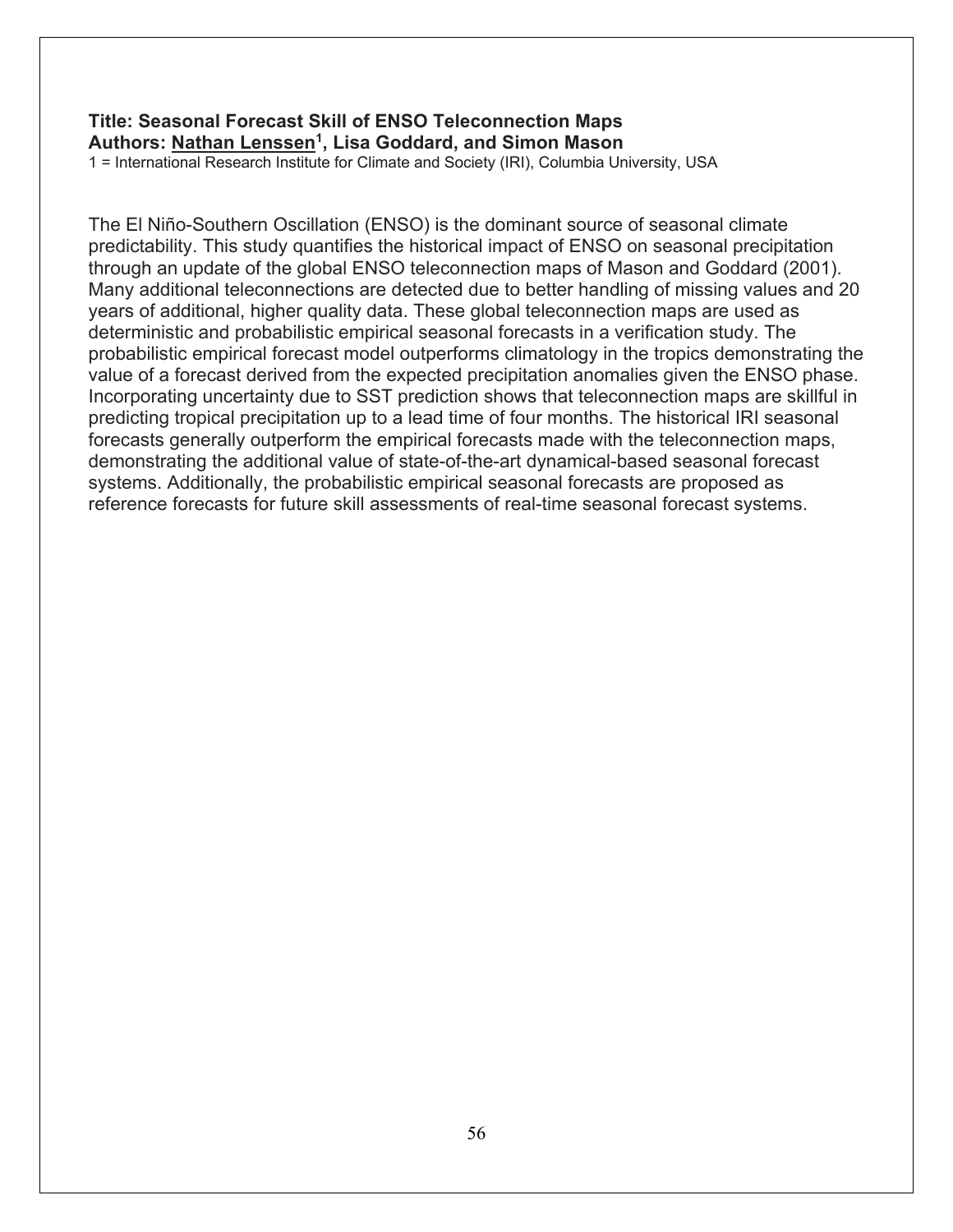**Title: Seasonal Forecast Skill of ENSO Teleconnection Maps**
**Authors: Nathan Lenssen[1], Lisa Goddard, and Simon Mason**
1 = International Research Institute for Climate and Society (IRI), Columbia University, USA

The El Niño-Southern Oscillation (ENSO) is the dominant source of seasonal climate predictability. This study quantifies the historical impact of ENSO on seasonal precipitation through an update of the global ENSO teleconnection maps of Mason and Goddard (2001). Many additional teleconnections are detected due to better handling of missing values and 20 years of additional, higher quality data. These global teleconnection maps are used as deterministic and probabilistic empirical seasonal forecasts in a verification study. The probabilistic empirical forecast model outperforms climatology in the tropics demonstrating the value of a forecast derived from the expected precipitation anomalies given the ENSO phase. Incorporating uncertainty due to SST prediction shows that teleconnection maps are skillful in predicting tropical precipitation up to a lead time of four months. The historical IRI seasonal forecasts generally outperform the empirical forecasts made with the teleconnection maps, demonstrating the additional value of state-of-the-art dynamical-based seasonal forecast systems. Additionally, the probabilistic empirical seasonal forecasts are proposed as reference forecasts for future skill assessments of real-time seasonal forecast systems.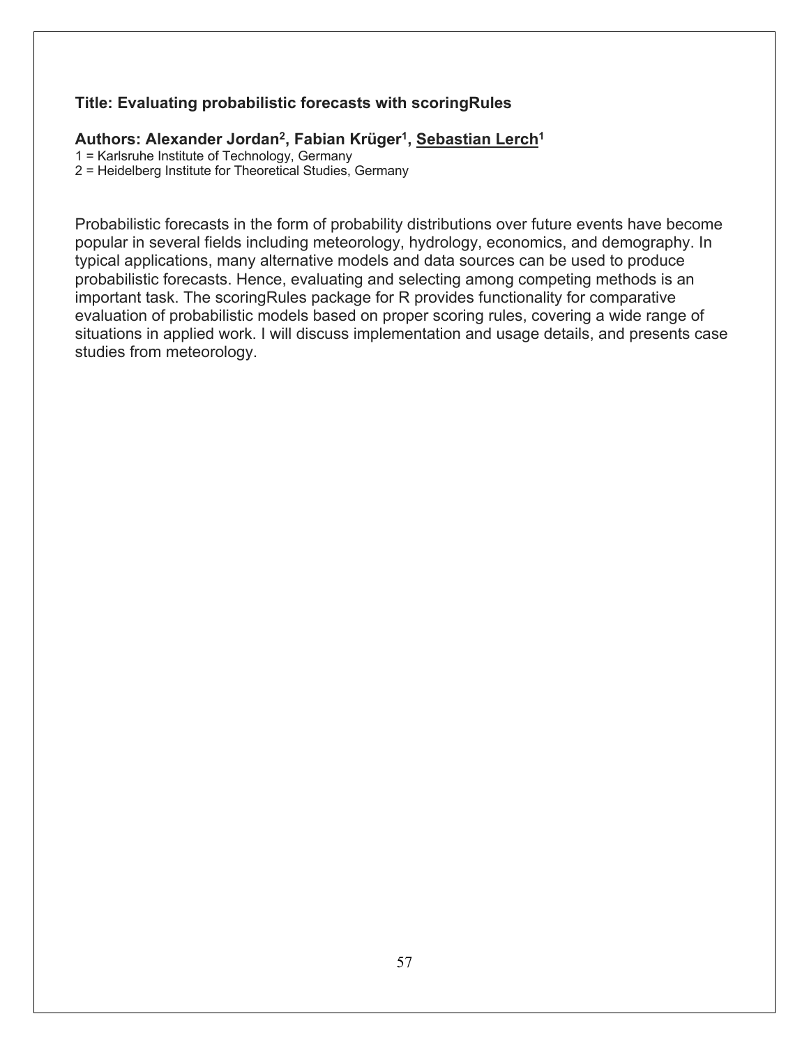**Title: Evaluating probabilistic forecasts with scoringRules**

**Authors: Alexander Jordan[2], Fabian Krüger[1], Sebastian Lerch[1]**

1 = Karlsruhe Institute of Technology, Germany
2 = Heidelberg Institute for Theoretical Studies, Germany

Probabilistic forecasts in the form of probability distributions over future events have become popular in several fields including meteorology, hydrology, economics, and demography. In typical applications, many alternative models and data sources can be used to produce probabilistic forecasts. Hence, evaluating and selecting among competing methods is an important task. The scoringRules package for R provides functionality for comparative evaluation of probabilistic models based on proper scoring rules, covering a wide range of situations in applied work. I will discuss implementation and usage details, and presents case studies from meteorology.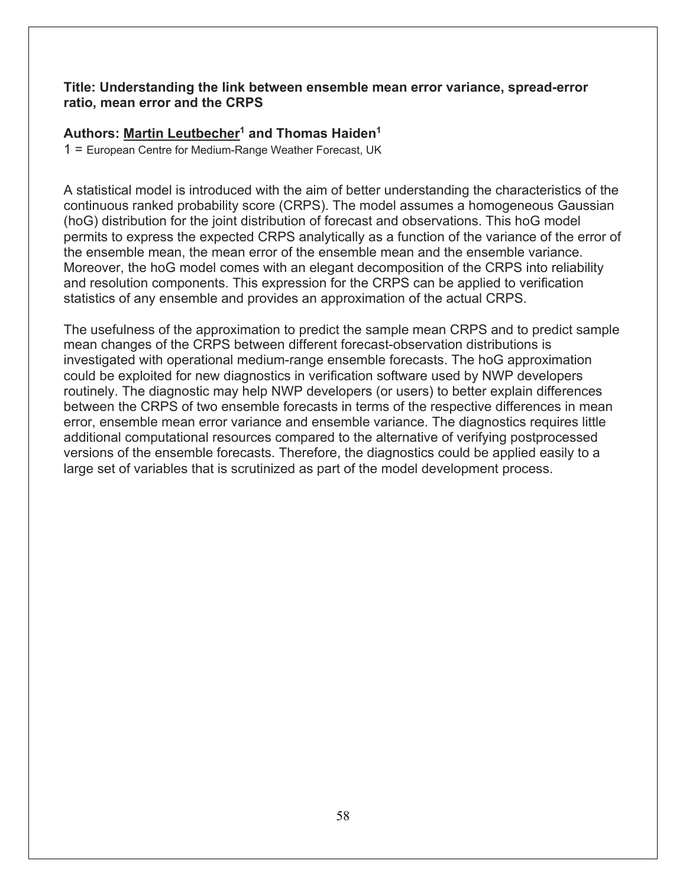**Title: Understanding the link between ensemble mean error variance, spread-error ratio, mean error and the CRPS**

**Authors: Martin Leutbecher[1] and Thomas Haiden[1]**

1 = European Centre for Medium-Range Weather Forecast, UK

A statistical model is introduced with the aim of better understanding the characteristics of the continuous ranked probability score (CRPS). The model assumes a homogeneous Gaussian (hoG) distribution for the joint distribution of forecast and observations. This hoG model permits to express the expected CRPS analytically as a function of the variance of the error of the ensemble mean, the mean error of the ensemble mean and the ensemble variance. Moreover, the hoG model comes with an elegant decomposition of the CRPS into reliability and resolution components. This expression for the CRPS can be applied to verification statistics of any ensemble and provides an approximation of the actual CRPS.

The usefulness of the approximation to predict the sample mean CRPS and to predict sample mean changes of the CRPS between different forecast-observation distributions is investigated with operational medium-range ensemble forecasts. The hoG approximation could be exploited for new diagnostics in verification software used by NWP developers routinely. The diagnostic may help NWP developers (or users) to better explain differences between the CRPS of two ensemble forecasts in terms of the respective differences in mean error, ensemble mean error variance and ensemble variance. The diagnostics requires little additional computational resources compared to the alternative of verifying postprocessed versions of the ensemble forecasts. Therefore, the diagnostics could be applied easily to a large set of variables that is scrutinized as part of the model development process.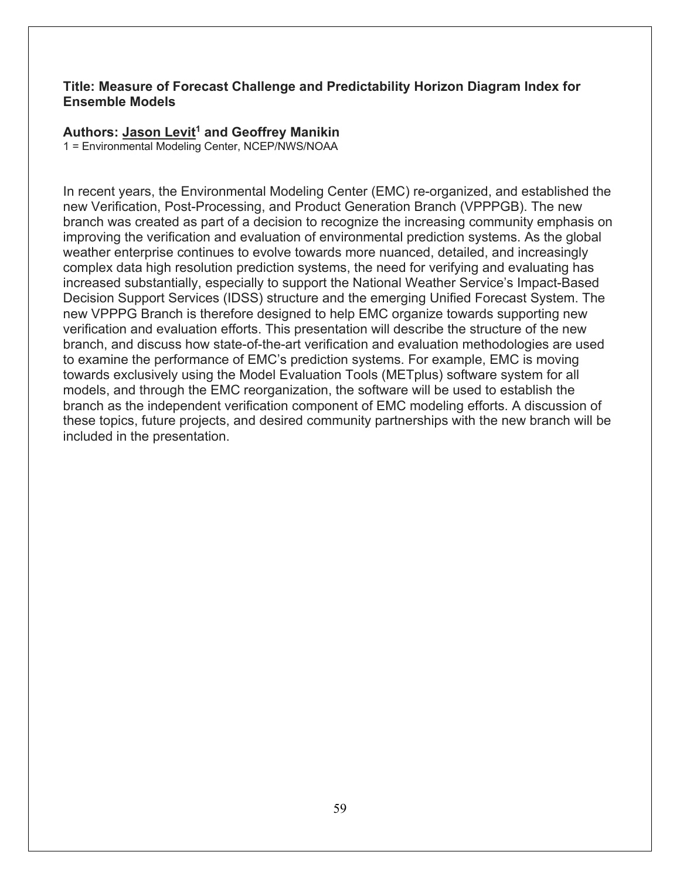**Title: Measure of Forecast Challenge and Predictability Horizon Diagram Index for Ensemble Models**

**Authors: Jason Levit[1] and Geoffrey Manikin**

1 = Environmental Modeling Center, NCEP/NWS/NOAA

In recent years, the Environmental Modeling Center (EMC) re-organized, and established the new Verification, Post-Processing, and Product Generation Branch (VPPPGB). The new branch was created as part of a decision to recognize the increasing community emphasis on improving the verification and evaluation of environmental prediction systems. As the global weather enterprise continues to evolve towards more nuanced, detailed, and increasingly complex data high resolution prediction systems, the need for verifying and evaluating has increased substantially, especially to support the National Weather Service's Impact-Based Decision Support Services (IDSS) structure and the emerging Unified Forecast System. The new VPPPG Branch is therefore designed to help EMC organize towards supporting new verification and evaluation efforts. This presentation will describe the structure of the new branch, and discuss how state-of-the-art verification and evaluation methodologies are used to examine the performance of EMC's prediction systems. For example, EMC is moving towards exclusively using the Model Evaluation Tools (METplus) software system for all models, and through the EMC reorganization, the software will be used to establish the branch as the independent verification component of EMC modeling efforts. A discussion of these topics, future projects, and desired community partnerships with the new branch will be included in the presentation.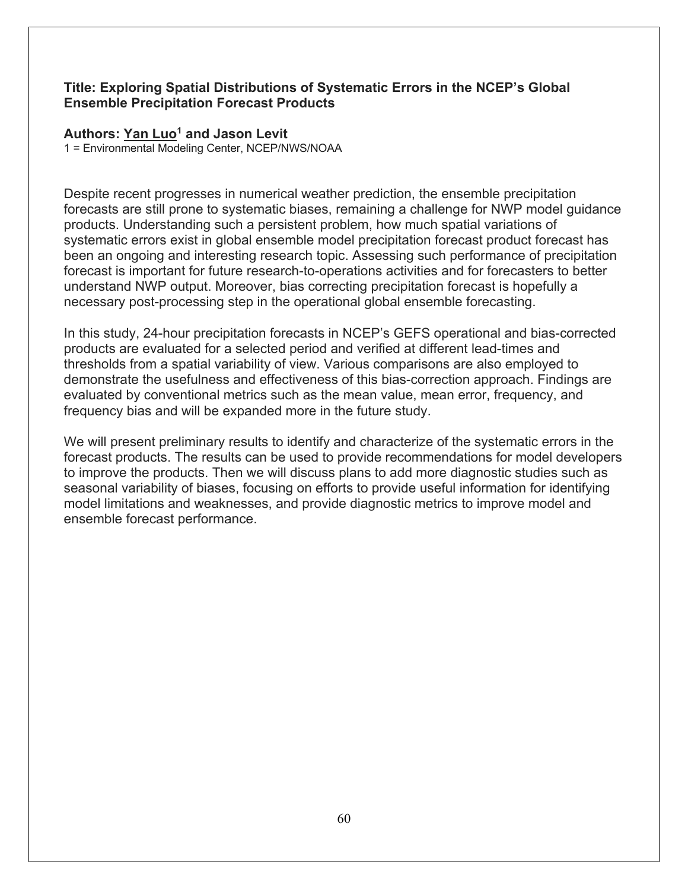**Title: Exploring Spatial Distributions of Systematic Errors in the NCEP's Global Ensemble Precipitation Forecast Products**

**Authors: Yan Luo[1] and Jason Levit**

1 = Environmental Modeling Center, NCEP/NWS/NOAA

Despite recent progresses in numerical weather prediction, the ensemble precipitation forecasts are still prone to systematic biases, remaining a challenge for NWP model guidance products. Understanding such a persistent problem, how much spatial variations of systematic errors exist in global ensemble model precipitation forecast product forecast has been an ongoing and interesting research topic. Assessing such performance of precipitation forecast is important for future research-to-operations activities and for forecasters to better understand NWP output. Moreover, bias correcting precipitation forecast is hopefully a necessary post-processing step in the operational global ensemble forecasting.

In this study, 24-hour precipitation forecasts in NCEP's GEFS operational and bias-corrected products are evaluated for a selected period and verified at different lead-times and thresholds from a spatial variability of view. Various comparisons are also employed to demonstrate the usefulness and effectiveness of this bias-correction approach. Findings are evaluated by conventional metrics such as the mean value, mean error, frequency, and frequency bias and will be expanded more in the future study.

We will present preliminary results to identify and characterize of the systematic errors in the forecast products. The results can be used to provide recommendations for model developers to improve the products. Then we will discuss plans to add more diagnostic studies such as seasonal variability of biases, focusing on efforts to provide useful information for identifying model limitations and weaknesses, and provide diagnostic metrics to improve model and ensemble forecast performance.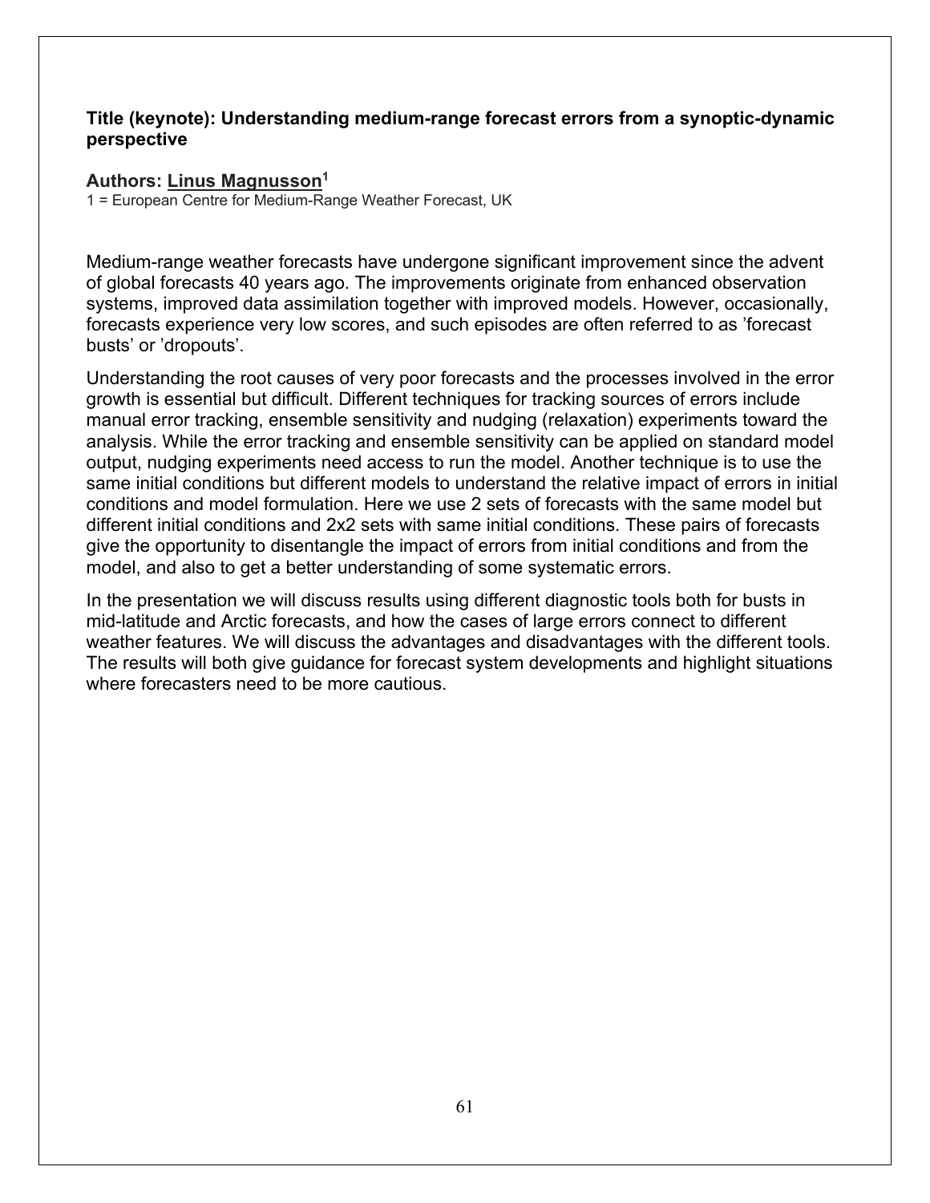**Title (keynote): Understanding medium-range forecast errors from a synoptic-dynamic perspective**

**Authors: Linus Magnusson[1]**

1 = European Centre for Medium-Range Weather Forecast, UK

Medium-range weather forecasts have undergone significant improvement since the advent of global forecasts 40 years ago. The improvements originate from enhanced observation systems, improved data assimilation together with improved models. However, occasionally, forecasts experience very low scores, and such episodes are often referred to as ’forecast busts’ or ’dropouts’.

Understanding the root causes of very poor forecasts and the processes involved in the error growth is essential but difficult. Different techniques for tracking sources of errors include manual error tracking, ensemble sensitivity and nudging (relaxation) experiments toward the analysis. While the error tracking and ensemble sensitivity can be applied on standard model output, nudging experiments need access to run the model. Another technique is to use the same initial conditions but different models to understand the relative impact of errors in initial conditions and model formulation. Here we use 2 sets of forecasts with the same model but different initial conditions and 2x2 sets with same initial conditions. These pairs of forecasts give the opportunity to disentangle the impact of errors from initial conditions and from the model, and also to get a better understanding of some systematic errors.

In the presentation we will discuss results using different diagnostic tools both for busts in mid-latitude and Arctic forecasts, and how the cases of large errors connect to different weather features. We will discuss the advantages and disadvantages with the different tools. The results will both give guidance for forecast system developments and highlight situations where forecasters need to be more cautious.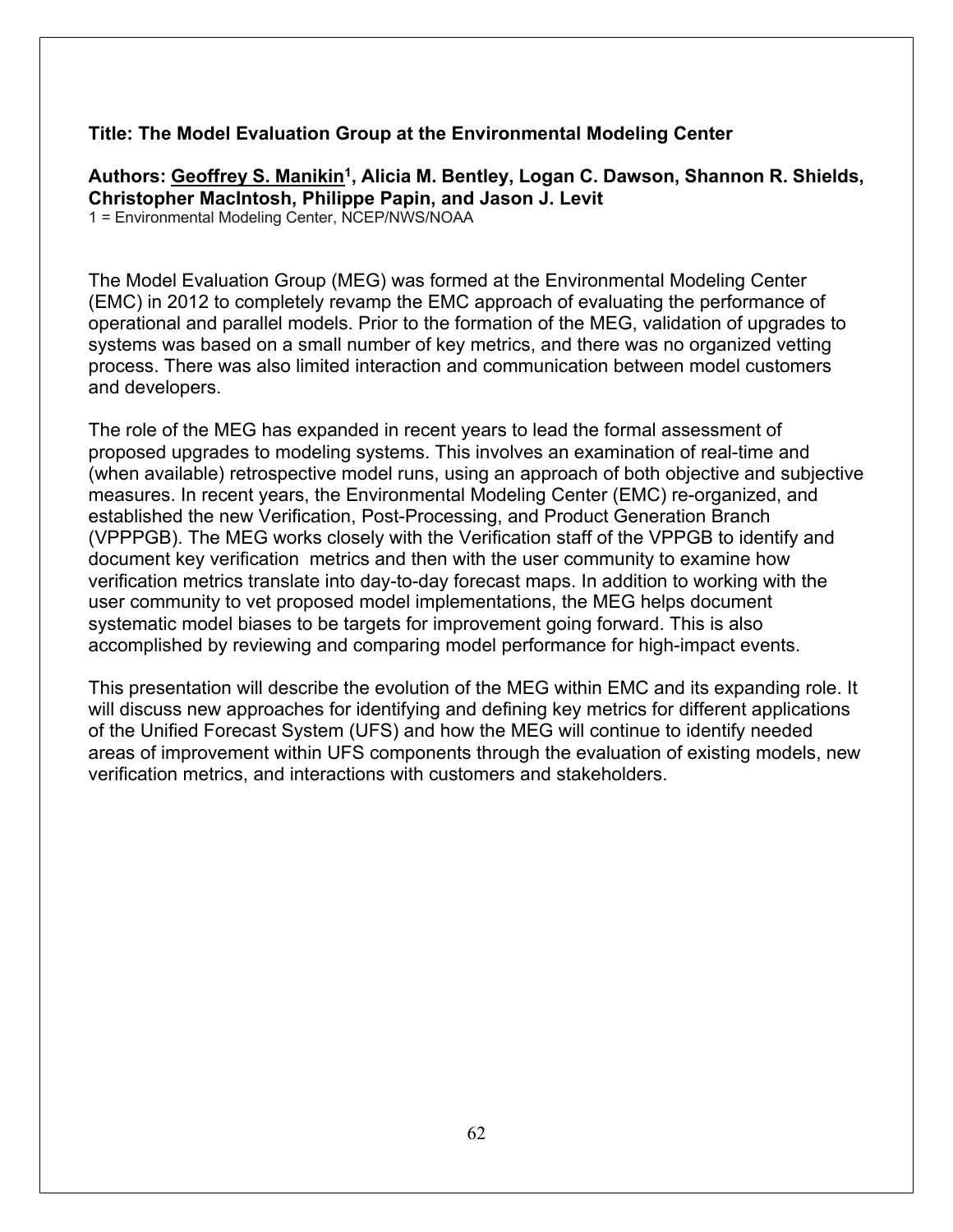**Title: The Model Evaluation Group at the Environmental Modeling Center**

**Authors: Geoffrey S. Manikin[1], Alicia M. Bentley, Logan C. Dawson, Shannon R. Shields, Christopher MacIntosh, Philippe Papin, and Jason J. Levit**

1 = Environmental Modeling Center, NCEP/NWS/NOAA

The Model Evaluation Group (MEG) was formed at the Environmental Modeling Center (EMC) in 2012 to completely revamp the EMC approach of evaluating the performance of operational and parallel models. Prior to the formation of the MEG, validation of upgrades to systems was based on a small number of key metrics, and there was no organized vetting process. There was also limited interaction and communication between model customers and developers.

The role of the MEG has expanded in recent years to lead the formal assessment of proposed upgrades to modeling systems. This involves an examination of real-time and (when available) retrospective model runs, using an approach of both objective and subjective measures. In recent years, the Environmental Modeling Center (EMC) re-organized, and established the new Verification, Post-Processing, and Product Generation Branch (VPPPGB). The MEG works closely with the Verification staff of the VPPGB to identify and document key verification metrics and then with the user community to examine how verification metrics translate into day-to-day forecast maps. In addition to working with the user community to vet proposed model implementations, the MEG helps document systematic model biases to be targets for improvement going forward. This is also accomplished by reviewing and comparing model performance for high-impact events.

This presentation will describe the evolution of the MEG within EMC and its expanding role. It will discuss new approaches for identifying and defining key metrics for different applications of the Unified Forecast System (UFS) and how the MEG will continue to identify needed areas of improvement within UFS components through the evaluation of existing models, new verification metrics, and interactions with customers and stakeholders.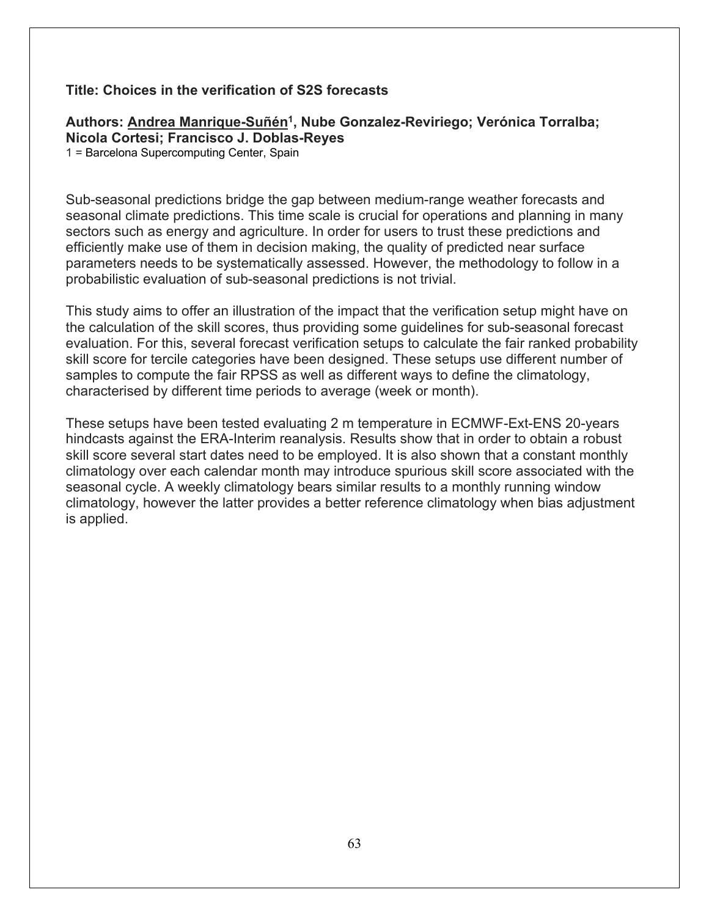**Title: Choices in the verification of S2S forecasts**

**Authors: <u>Andrea Manrique-Suñén</u>[1], Nube Gonzalez-Reviriego; Verónica Torralba; Nicola Cortesi; Francisco J. Doblas-Reyes**

1 = Barcelona Supercomputing Center, Spain

Sub-seasonal predictions bridge the gap between medium-range weather forecasts and seasonal climate predictions. This time scale is crucial for operations and planning in many sectors such as energy and agriculture. In order for users to trust these predictions and efficiently make use of them in decision making, the quality of predicted near surface parameters needs to be systematically assessed. However, the methodology to follow in a probabilistic evaluation of sub-seasonal predictions is not trivial.

This study aims to offer an illustration of the impact that the verification setup might have on the calculation of the skill scores, thus providing some guidelines for sub-seasonal forecast evaluation. For this, several forecast verification setups to calculate the fair ranked probability skill score for tercile categories have been designed. These setups use different number of samples to compute the fair RPSS as well as different ways to define the climatology, characterised by different time periods to average (week or month).

These setups have been tested evaluating 2 m temperature in ECMWF-Ext-ENS 20-years hindcasts against the ERA-Interim reanalysis. Results show that in order to obtain a robust skill score several start dates need to be employed. It is also shown that a constant monthly climatology over each calendar month may introduce spurious skill score associated with the seasonal cycle. A weekly climatology bears similar results to a monthly running window climatology, however the latter provides a better reference climatology when bias adjustment is applied.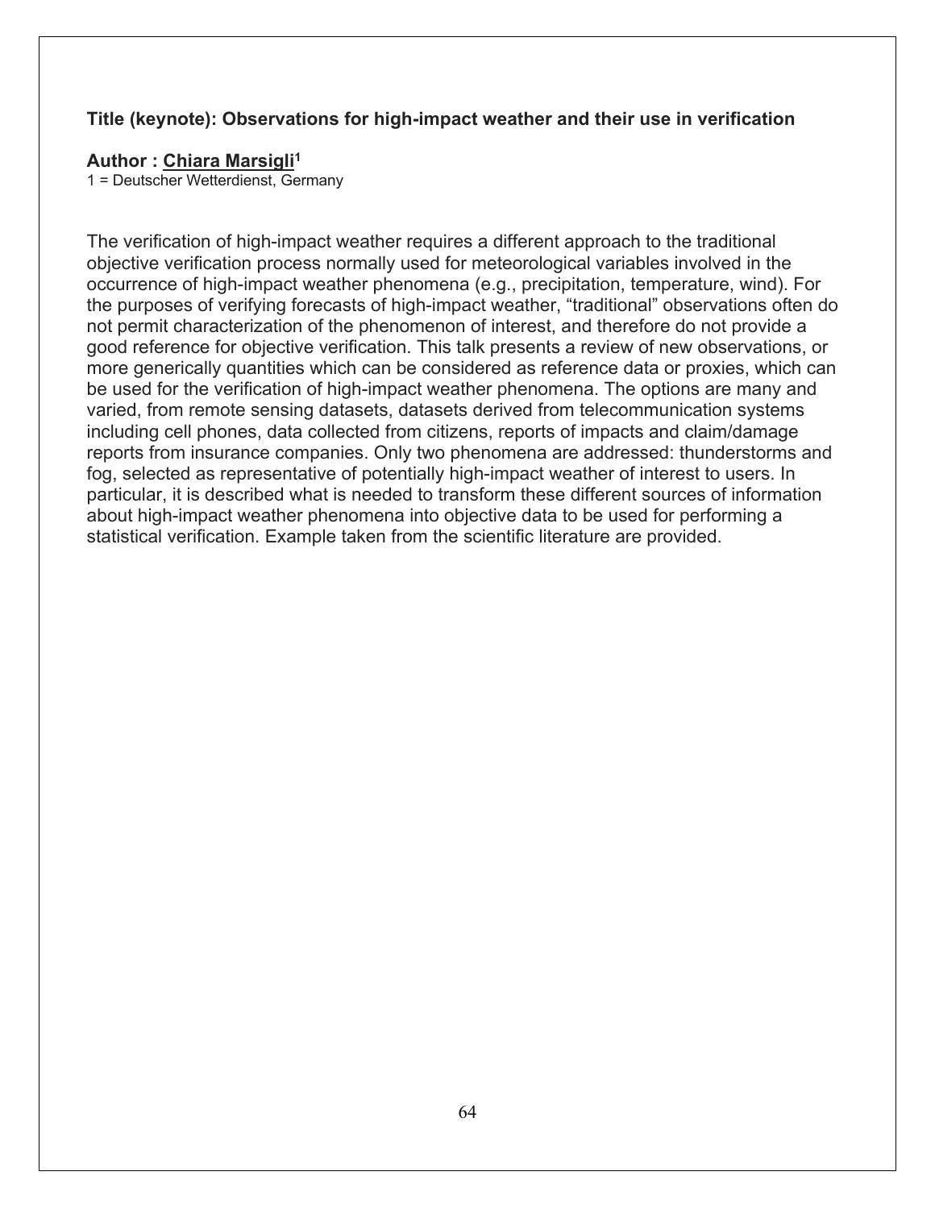**Title (keynote): Observations for high-impact weather and their use in verification**

**Author : Chiara Marsigli[1]**
1 = Deutscher Wetterdienst, Germany

The verification of high-impact weather requires a different approach to the traditional objective verification process normally used for meteorological variables involved in the occurrence of high-impact weather phenomena (e.g., precipitation, temperature, wind). For the purposes of verifying forecasts of high-impact weather, "traditional" observations often do not permit characterization of the phenomenon of interest, and therefore do not provide a good reference for objective verification. This talk presents a review of new observations, or more generically quantities which can be considered as reference data or proxies, which can be used for the verification of high-impact weather phenomena. The options are many and varied, from remote sensing datasets, datasets derived from telecommunication systems including cell phones, data collected from citizens, reports of impacts and claim/damage reports from insurance companies. Only two phenomena are addressed: thunderstorms and fog, selected as representative of potentially high-impact weather of interest to users. In particular, it is described what is needed to transform these different sources of information about high-impact weather phenomena into objective data to be used for performing a statistical verification. Example taken from the scientific literature are provided.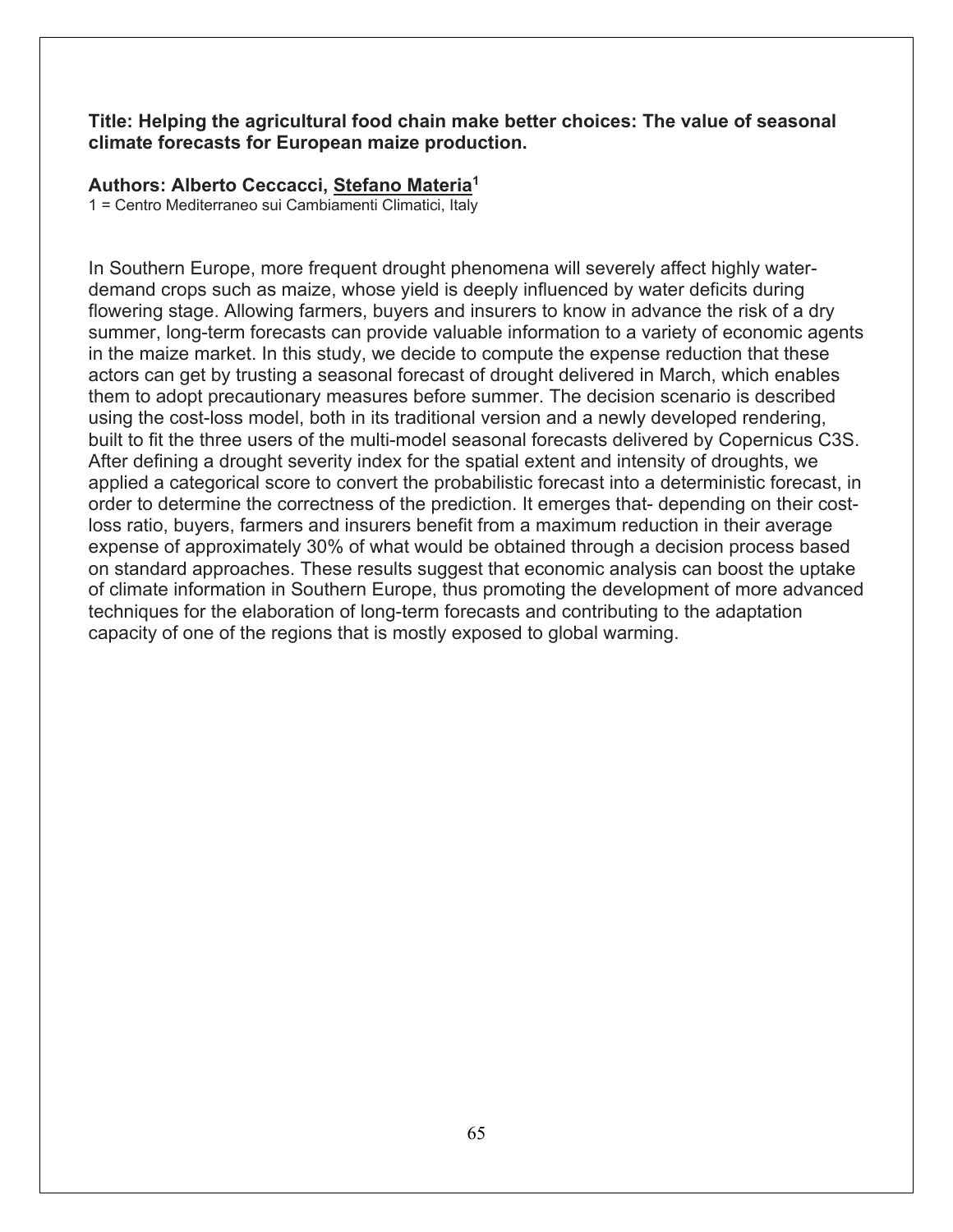**Title: Helping the agricultural food chain make better choices: The value of seasonal climate forecasts for European maize production.**

**Authors: Alberto Ceccacci, Stefano Materia[1]**

1 = Centro Mediterraneo sui Cambiamenti Climatici, Italy

In Southern Europe, more frequent drought phenomena will severely affect highly water-demand crops such as maize, whose yield is deeply influenced by water deficits during flowering stage. Allowing farmers, buyers and insurers to know in advance the risk of a dry summer, long-term forecasts can provide valuable information to a variety of economic agents in the maize market. In this study, we decide to compute the expense reduction that these actors can get by trusting a seasonal forecast of drought delivered in March, which enables them to adopt precautionary measures before summer. The decision scenario is described using the cost-loss model, both in its traditional version and a newly developed rendering, built to fit the three users of the multi-model seasonal forecasts delivered by Copernicus C3S. After defining a drought severity index for the spatial extent and intensity of droughts, we applied a categorical score to convert the probabilistic forecast into a deterministic forecast, in order to determine the correctness of the prediction. It emerges that- depending on their cost-loss ratio, buyers, farmers and insurers benefit from a maximum reduction in their average expense of approximately 30% of what would be obtained through a decision process based on standard approaches. These results suggest that economic analysis can boost the uptake of climate information in Southern Europe, thus promoting the development of more advanced techniques for the elaboration of long-term forecasts and contributing to the adaptation capacity of one of the regions that is mostly exposed to global warming.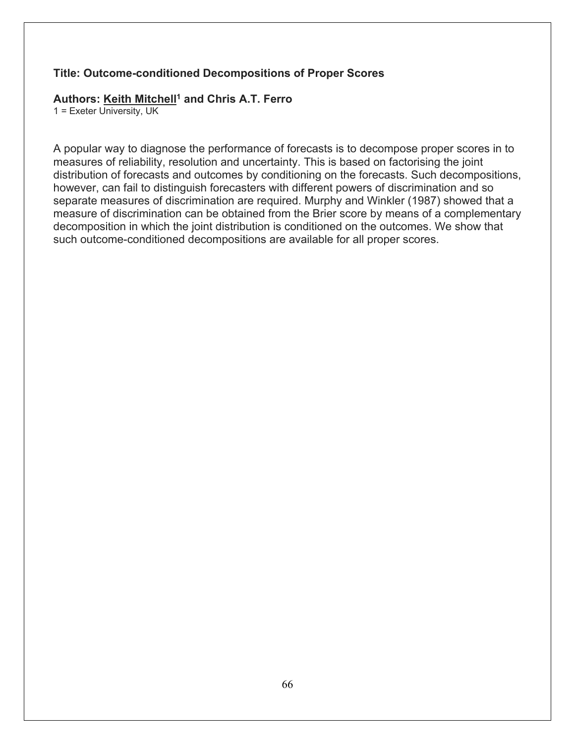**Title: Outcome-conditioned Decompositions of Proper Scores**

**Authors: Keith Mitchell[1] and Chris A.T. Ferro**

1 = Exeter University, UK

A popular way to diagnose the performance of forecasts is to decompose proper scores in to measures of reliability, resolution and uncertainty. This is based on factorising the joint distribution of forecasts and outcomes by conditioning on the forecasts. Such decompositions, however, can fail to distinguish forecasters with different powers of discrimination and so separate measures of discrimination are required. Murphy and Winkler (1987) showed that a measure of discrimination can be obtained from the Brier score by means of a complementary decomposition in which the joint distribution is conditioned on the outcomes. We show that such outcome-conditioned decompositions are available for all proper scores.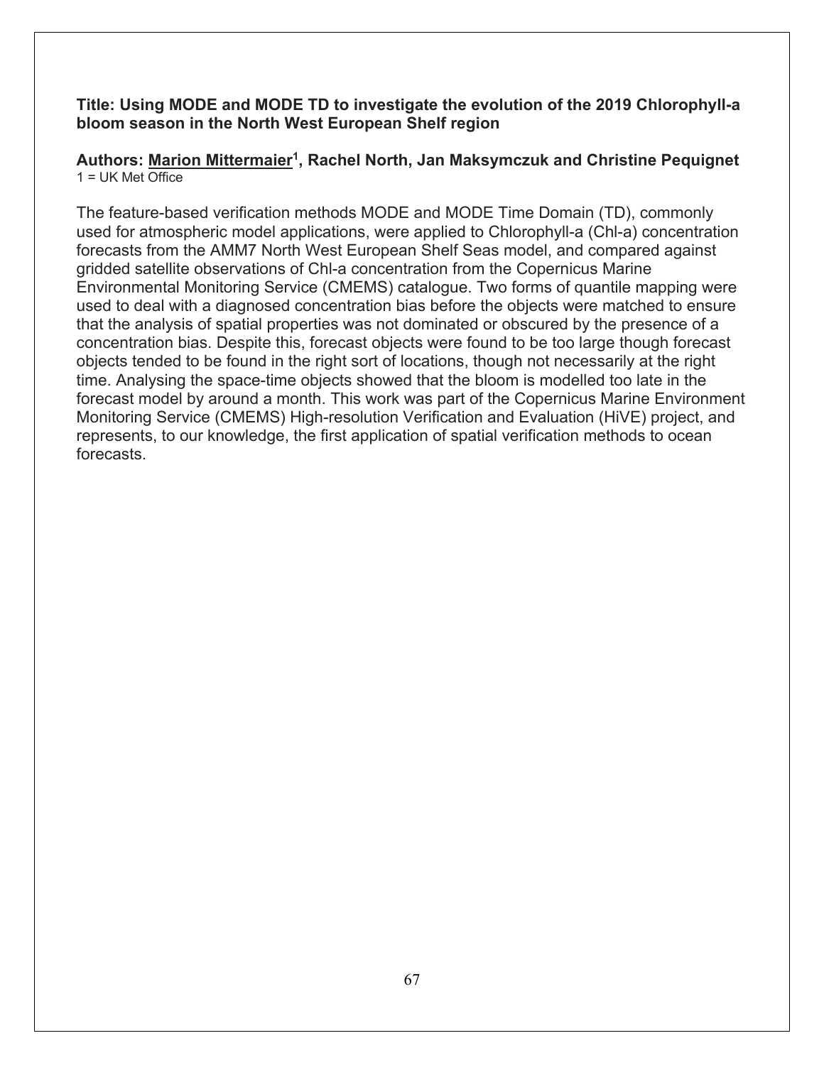**Title: Using MODE and MODE TD to investigate the evolution of the 2019 Chlorophyll-a bloom season in the North West European Shelf region**

**Authors: <u>Marion Mittermaier</u>[1], Rachel North, Jan Maksymczuk and Christine Pequignet**
1 = UK Met Office

The feature-based verification methods MODE and MODE Time Domain (TD), commonly used for atmospheric model applications, were applied to Chlorophyll-a (Chl-a) concentration forecasts from the AMM7 North West European Shelf Seas model, and compared against gridded satellite observations of Chl-a concentration from the Copernicus Marine Environmental Monitoring Service (CMEMS) catalogue. Two forms of quantile mapping were used to deal with a diagnosed concentration bias before the objects were matched to ensure that the analysis of spatial properties was not dominated or obscured by the presence of a concentration bias. Despite this, forecast objects were found to be too large though forecast objects tended to be found in the right sort of locations, though not necessarily at the right time. Analysing the space-time objects showed that the bloom is modelled too late in the forecast model by around a month. This work was part of the Copernicus Marine Environment Monitoring Service (CMEMS) High-resolution Verification and Evaluation (HiVE) project, and represents, to our knowledge, the first application of spatial verification methods to ocean forecasts.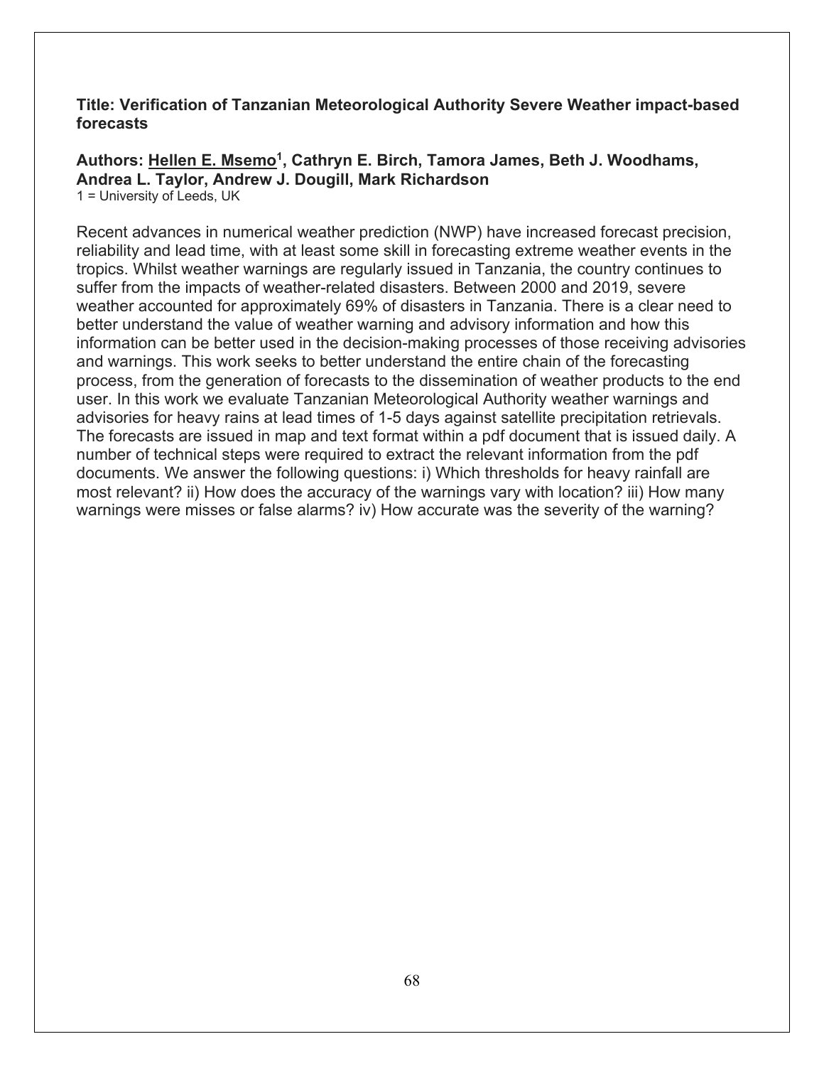**Title: Verification of Tanzanian Meteorological Authority Severe Weather impact-based forecasts**

**Authors: <u>Hellen E. Msemo</u>[1], Cathryn E. Birch, Tamora James, Beth J. Woodhams, Andrea L. Taylor, Andrew J. Dougill, Mark Richardson**
1 = University of Leeds, UK

Recent advances in numerical weather prediction (NWP) have increased forecast precision, reliability and lead time, with at least some skill in forecasting extreme weather events in the tropics. Whilst weather warnings are regularly issued in Tanzania, the country continues to suffer from the impacts of weather-related disasters. Between 2000 and 2019, severe weather accounted for approximately 69% of disasters in Tanzania. There is a clear need to better understand the value of weather warning and advisory information and how this information can be better used in the decision-making processes of those receiving advisories and warnings. This work seeks to better understand the entire chain of the forecasting process, from the generation of forecasts to the dissemination of weather products to the end user. In this work we evaluate Tanzanian Meteorological Authority weather warnings and advisories for heavy rains at lead times of 1-5 days against satellite precipitation retrievals. The forecasts are issued in map and text format within a pdf document that is issued daily. A number of technical steps were required to extract the relevant information from the pdf documents. We answer the following questions: i) Which thresholds for heavy rainfall are most relevant? ii) How does the accuracy of the warnings vary with location? iii) How many warnings were misses or false alarms? iv) How accurate was the severity of the warning?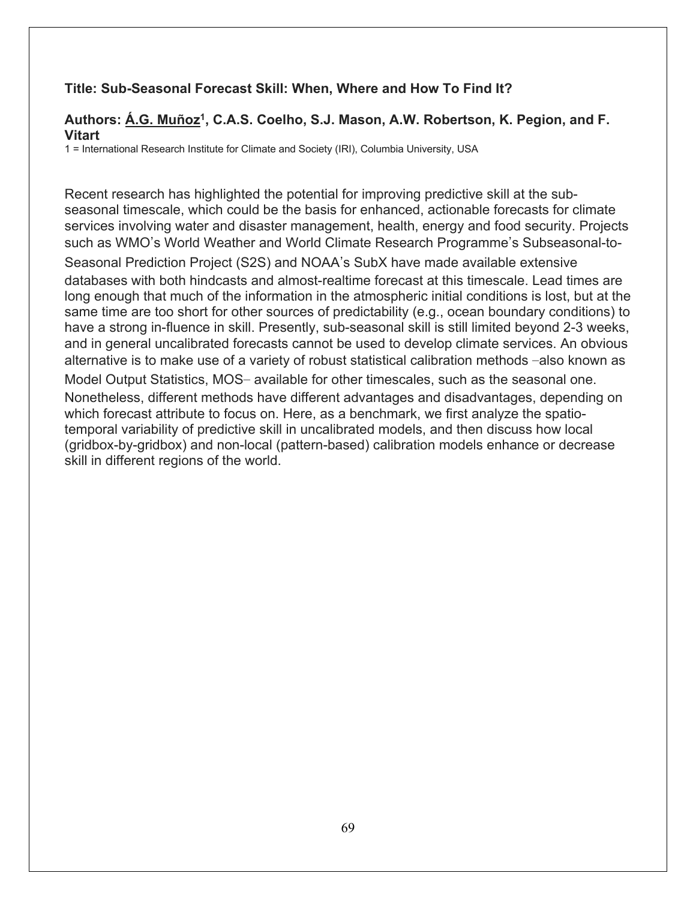**Title: Sub-Seasonal Forecast Skill: When, Where and How To Find It?**

**Authors: Á.G. Muñoz[1], C.A.S. Coelho, S.J. Mason, A.W. Robertson, K. Pegion, and F. Vitart**

1 = International Research Institute for Climate and Society (IRI), Columbia University, USA

Recent research has highlighted the potential for improving predictive skill at the sub-seasonal timescale, which could be the basis for enhanced, actionable forecasts for climate services involving water and disaster management, health, energy and food security. Projects such as WMO's World Weather and World Climate Research Programme's Subseasonal-to-Seasonal Prediction Project (S2S) and NOAA's SubX have made available extensive databases with both hindcasts and almost-realtime forecast at this timescale. Lead times are long enough that much of the information in the atmospheric initial conditions is lost, but at the same time are too short for other sources of predictability (e.g., ocean boundary conditions) to have a strong in-fluence in skill. Presently, sub-seasonal skill is still limited beyond 2-3 weeks, and in general uncalibrated forecasts cannot be used to develop climate services. An obvious alternative is to make use of a variety of robust statistical calibration methods –also known as Model Output Statistics, MOS– available for other timescales, such as the seasonal one. Nonetheless, different methods have different advantages and disadvantages, depending on which forecast attribute to focus on. Here, as a benchmark, we first analyze the spatio-temporal variability of predictive skill in uncalibrated models, and then discuss how local (gridbox-by-gridbox) and non-local (pattern-based) calibration models enhance or decrease skill in different regions of the world.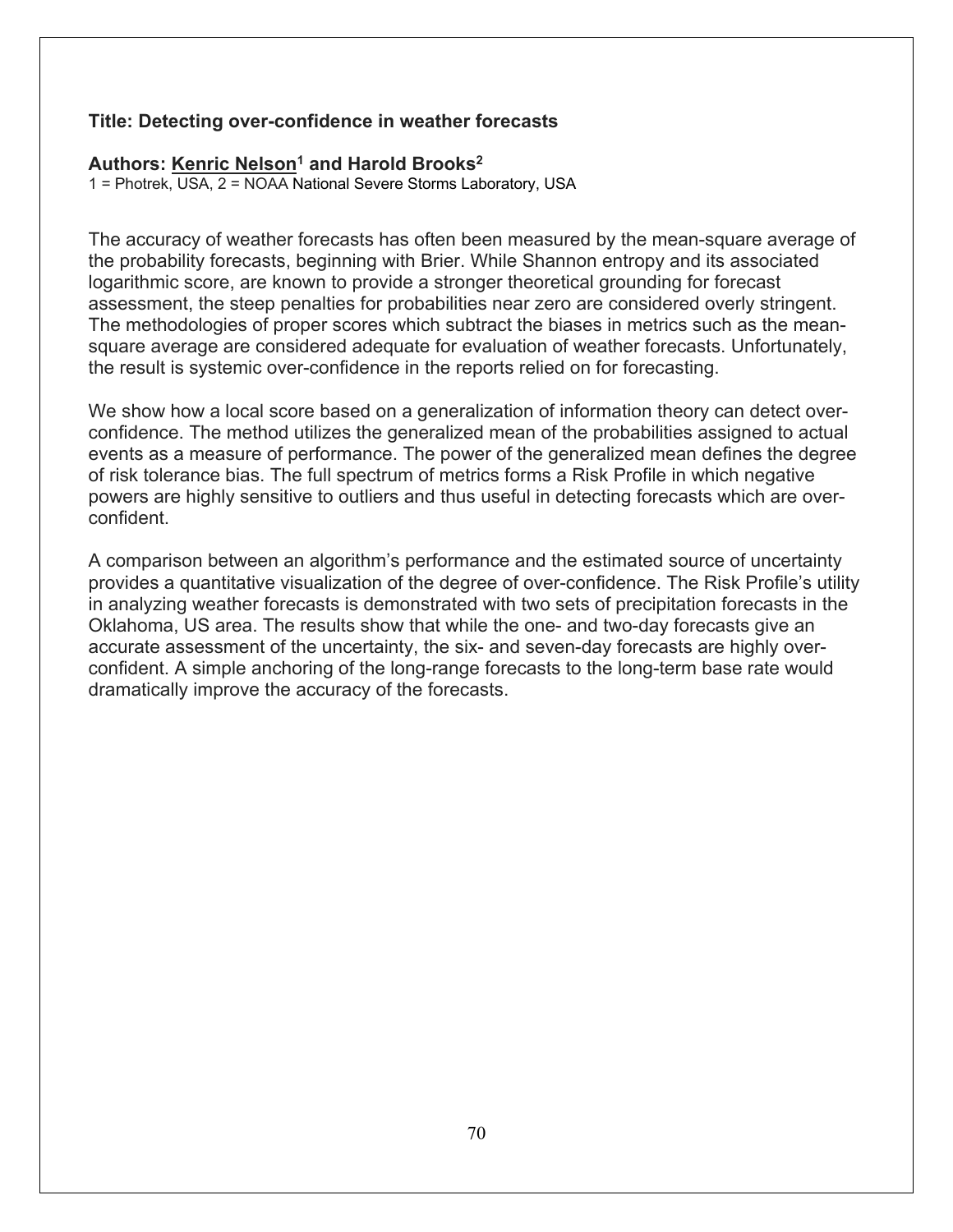**Title: Detecting over-confidence in weather forecasts**

**Authors: Kenric Nelson[1] and Harold Brooks[2]**

1 = Photrek, USA, 2 = NOAA National Severe Storms Laboratory, USA

The accuracy of weather forecasts has often been measured by the mean-square average of the probability forecasts, beginning with Brier. While Shannon entropy and its associated logarithmic score, are known to provide a stronger theoretical grounding for forecast assessment, the steep penalties for probabilities near zero are considered overly stringent. The methodologies of proper scores which subtract the biases in metrics such as the mean-square average are considered adequate for evaluation of weather forecasts. Unfortunately, the result is systemic over-confidence in the reports relied on for forecasting.

We show how a local score based on a generalization of information theory can detect over-confidence. The method utilizes the generalized mean of the probabilities assigned to actual events as a measure of performance. The power of the generalized mean defines the degree of risk tolerance bias. The full spectrum of metrics forms a Risk Profile in which negative powers are highly sensitive to outliers and thus useful in detecting forecasts which are over-confident.

A comparison between an algorithm's performance and the estimated source of uncertainty provides a quantitative visualization of the degree of over-confidence. The Risk Profile's utility in analyzing weather forecasts is demonstrated with two sets of precipitation forecasts in the Oklahoma, US area. The results show that while the one- and two-day forecasts give an accurate assessment of the uncertainty, the six- and seven-day forecasts are highly over-confident. A simple anchoring of the long-range forecasts to the long-term base rate would dramatically improve the accuracy of the forecasts.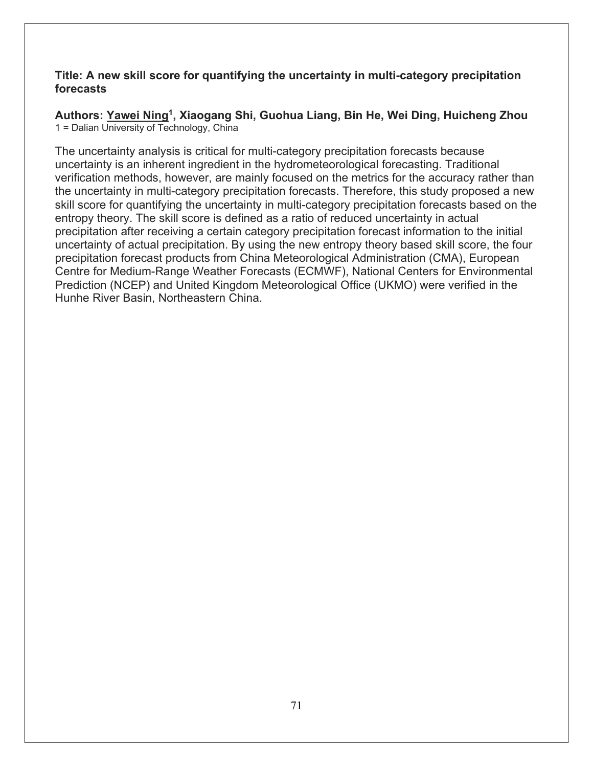**Title: A new skill score for quantifying the uncertainty in multi-category precipitation forecasts**

**Authors: Yawei Ning[1], Xiaogang Shi, Guohua Liang, Bin He, Wei Ding, Huicheng Zhou**

1 = Dalian University of Technology, China

The uncertainty analysis is critical for multi-category precipitation forecasts because uncertainty is an inherent ingredient in the hydrometeorological forecasting. Traditional verification methods, however, are mainly focused on the metrics for the accuracy rather than the uncertainty in multi-category precipitation forecasts. Therefore, this study proposed a new skill score for quantifying the uncertainty in multi-category precipitation forecasts based on the entropy theory. The skill score is defined as a ratio of reduced uncertainty in actual precipitation after receiving a certain category precipitation forecast information to the initial uncertainty of actual precipitation. By using the new entropy theory based skill score, the four precipitation forecast products from China Meteorological Administration (CMA), European Centre for Medium-Range Weather Forecasts (ECMWF), National Centers for Environmental Prediction (NCEP) and United Kingdom Meteorological Office (UKMO) were verified in the Hunhe River Basin, Northeastern China.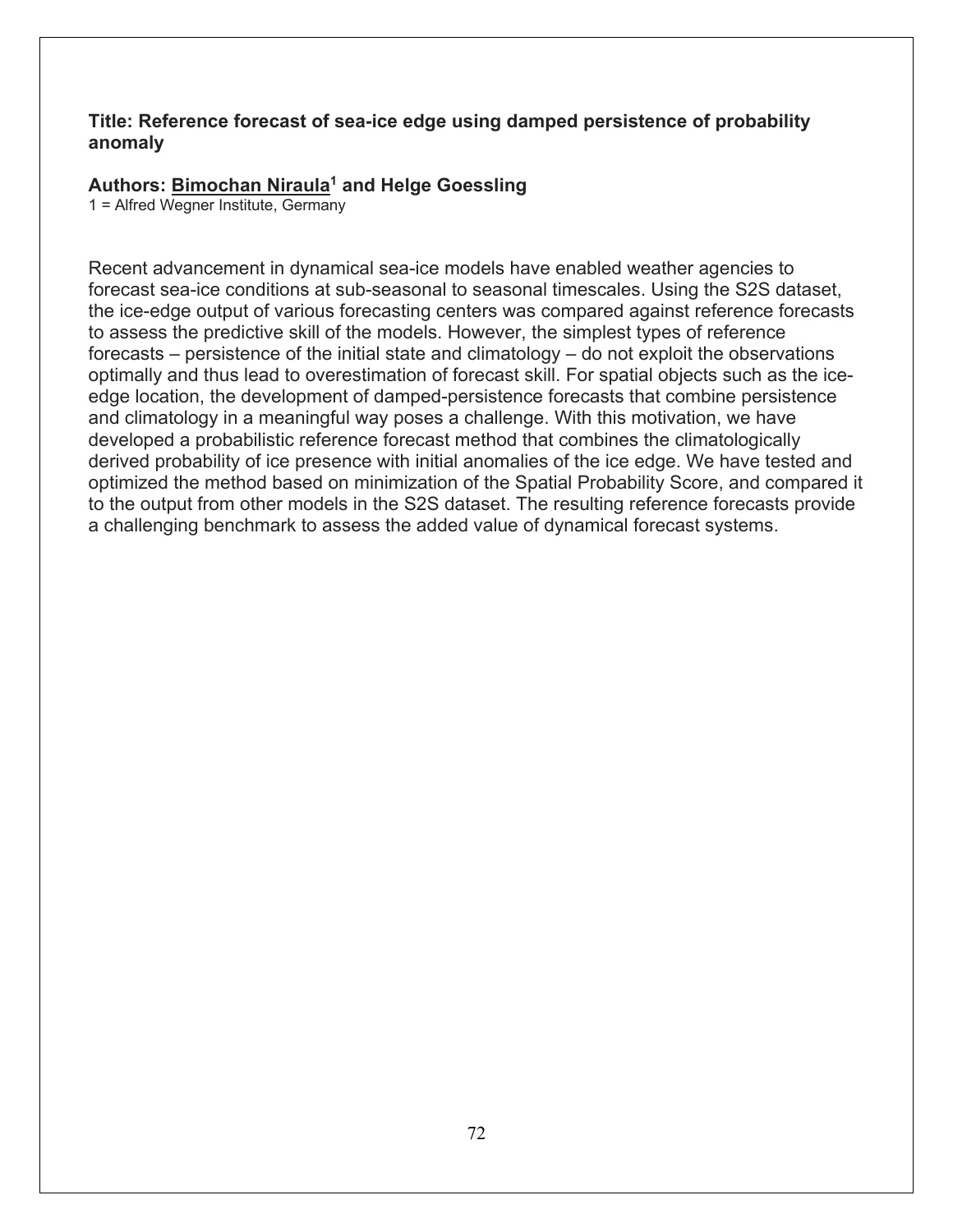**Title: Reference forecast of sea-ice edge using damped persistence of probability anomaly**

**Authors: Bimochan Niraula[1] and Helge Goessling**

1 = Alfred Wegner Institute, Germany

Recent advancement in dynamical sea-ice models have enabled weather agencies to forecast sea-ice conditions at sub-seasonal to seasonal timescales. Using the S2S dataset, the ice-edge output of various forecasting centers was compared against reference forecasts to assess the predictive skill of the models. However, the simplest types of reference forecasts – persistence of the initial state and climatology – do not exploit the observations optimally and thus lead to overestimation of forecast skill. For spatial objects such as the ice-edge location, the development of damped-persistence forecasts that combine persistence and climatology in a meaningful way poses a challenge. With this motivation, we have developed a probabilistic reference forecast method that combines the climatologically derived probability of ice presence with initial anomalies of the ice edge. We have tested and optimized the method based on minimization of the Spatial Probability Score, and compared it to the output from other models in the S2S dataset. The resulting reference forecasts provide a challenging benchmark to assess the added value of dynamical forecast systems.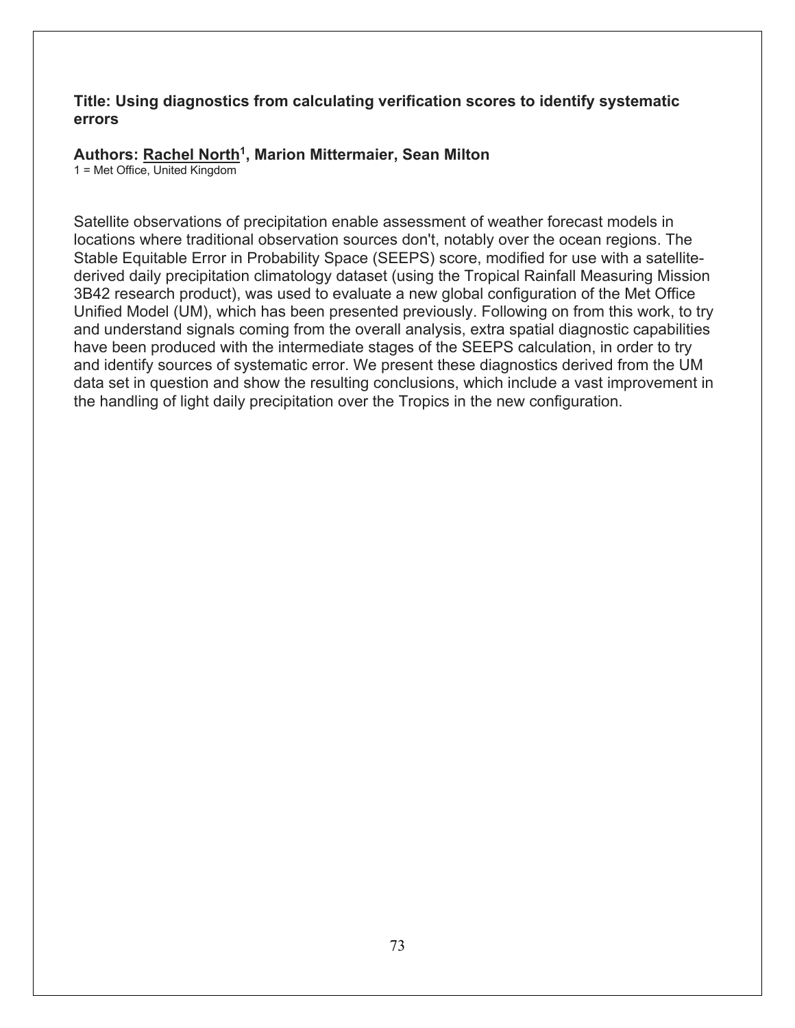**Title: Using diagnostics from calculating verification scores to identify systematic errors**

**Authors: <u>Rachel North</u>[1], Marion Mittermaier, Sean Milton**

1 = Met Office, United Kingdom

Satellite observations of precipitation enable assessment of weather forecast models in locations where traditional observation sources don't, notably over the ocean regions. The Stable Equitable Error in Probability Space (SEEPS) score, modified for use with a satellite-derived daily precipitation climatology dataset (using the Tropical Rainfall Measuring Mission 3B42 research product), was used to evaluate a new global configuration of the Met Office Unified Model (UM), which has been presented previously. Following on from this work, to try and understand signals coming from the overall analysis, extra spatial diagnostic capabilities have been produced with the intermediate stages of the SEEPS calculation, in order to try and identify sources of systematic error. We present these diagnostics derived from the UM data set in question and show the resulting conclusions, which include a vast improvement in the handling of light daily precipitation over the Tropics in the new configuration.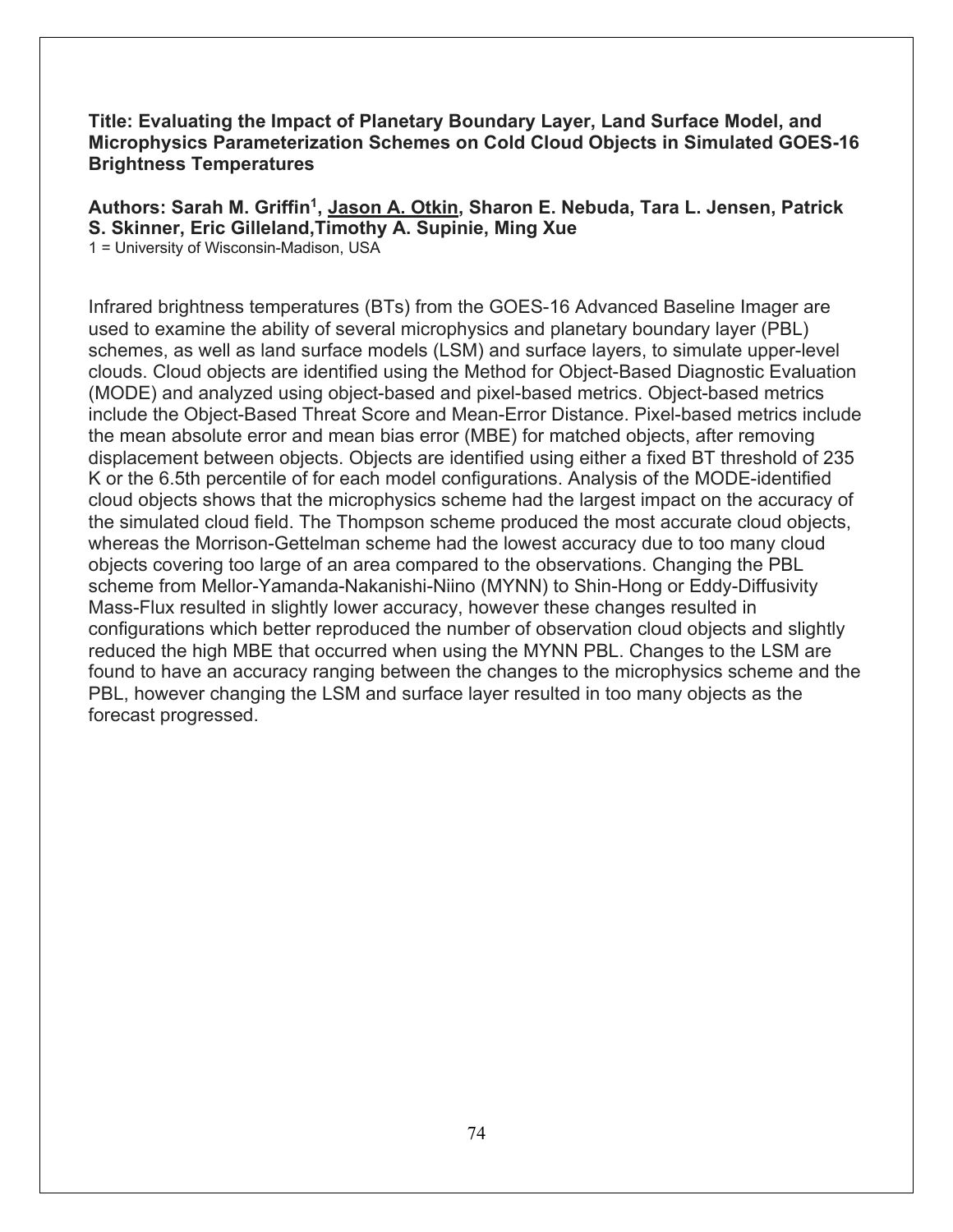**Title: Evaluating the Impact of Planetary Boundary Layer, Land Surface Model, and Microphysics Parameterization Schemes on Cold Cloud Objects in Simulated GOES-16 Brightness Temperatures**

**Authors: Sarah M. Griffin[1], Jason A. Otkin, Sharon E. Nebuda, Tara L. Jensen, Patrick S. Skinner, Eric Gilleland,Timothy A. Supinie, Ming Xue**

1 = University of Wisconsin-Madison, USA

Infrared brightness temperatures (BTs) from the GOES-16 Advanced Baseline Imager are used to examine the ability of several microphysics and planetary boundary layer (PBL) schemes, as well as land surface models (LSM) and surface layers, to simulate upper-level clouds. Cloud objects are identified using the Method for Object-Based Diagnostic Evaluation (MODE) and analyzed using object-based and pixel-based metrics. Object-based metrics include the Object-Based Threat Score and Mean-Error Distance. Pixel-based metrics include the mean absolute error and mean bias error (MBE) for matched objects, after removing displacement between objects. Objects are identified using either a fixed BT threshold of 235 K or the 6.5th percentile of for each model configurations. Analysis of the MODE-identified cloud objects shows that the microphysics scheme had the largest impact on the accuracy of the simulated cloud field. The Thompson scheme produced the most accurate cloud objects, whereas the Morrison-Gettelman scheme had the lowest accuracy due to too many cloud objects covering too large of an area compared to the observations. Changing the PBL scheme from Mellor-Yamanda-Nakanishi-Niino (MYNN) to Shin-Hong or Eddy-Diffusivity Mass-Flux resulted in slightly lower accuracy, however these changes resulted in configurations which better reproduced the number of observation cloud objects and slightly reduced the high MBE that occurred when using the MYNN PBL. Changes to the LSM are found to have an accuracy ranging between the changes to the microphysics scheme and the PBL, however changing the LSM and surface layer resulted in too many objects as the forecast progressed.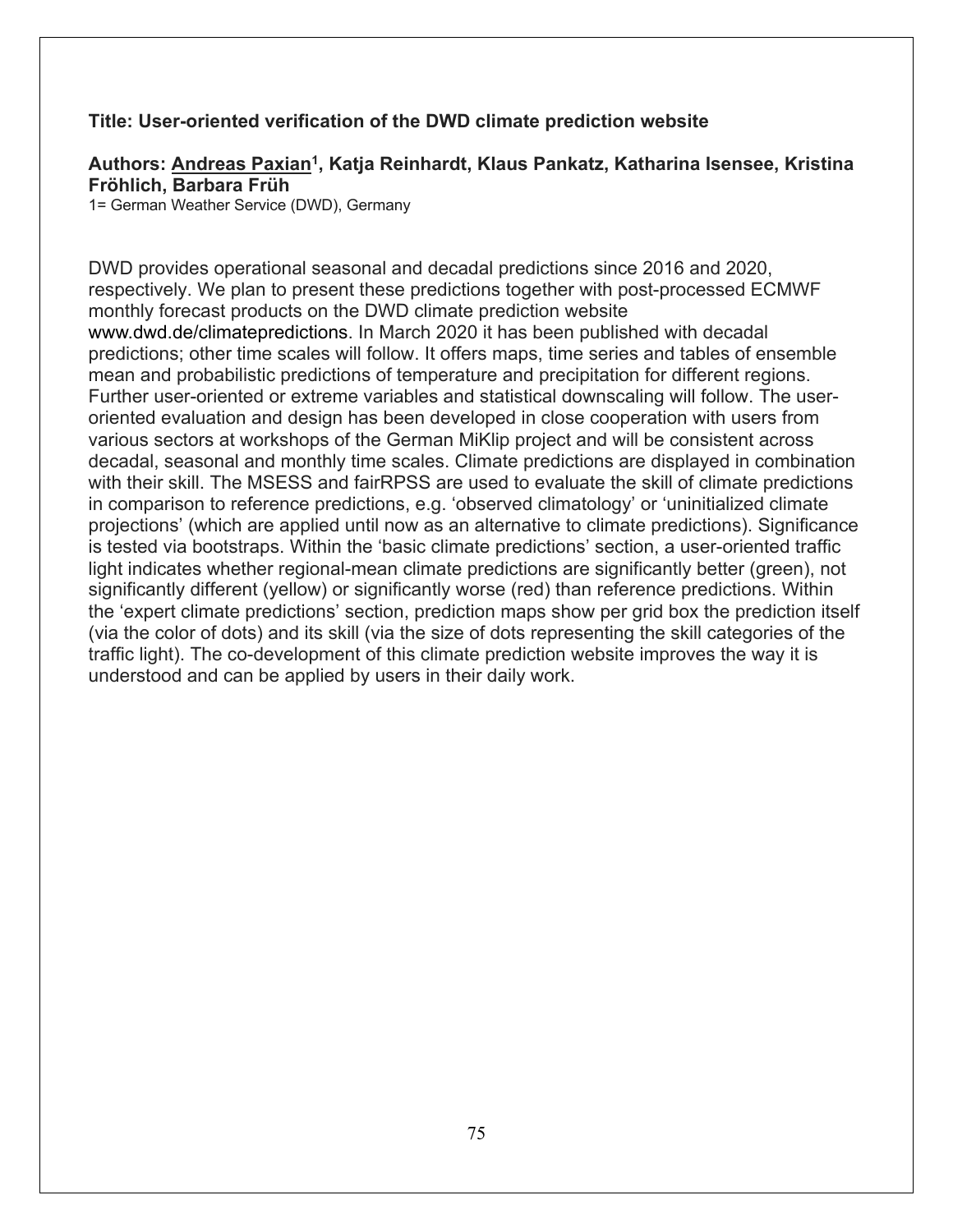**Title: User-oriented verification of the DWD climate prediction website**

**Authors: <u>Andreas Paxian</u>[1], Katja Reinhardt, Klaus Pankatz, Katharina Isensee, Kristina Fröhlich, Barbara Früh**

1= German Weather Service (DWD), Germany

DWD provides operational seasonal and decadal predictions since 2016 and 2020, respectively. We plan to present these predictions together with post-processed ECMWF monthly forecast products on the DWD climate prediction website www.dwd.de/climatepredictions. In March 2020 it has been published with decadal predictions; other time scales will follow. It offers maps, time series and tables of ensemble mean and probabilistic predictions of temperature and precipitation for different regions. Further user-oriented or extreme variables and statistical downscaling will follow. The user-oriented evaluation and design has been developed in close cooperation with users from various sectors at workshops of the German MiKlip project and will be consistent across decadal, seasonal and monthly time scales. Climate predictions are displayed in combination with their skill. The MSESS and fairRPSS are used to evaluate the skill of climate predictions in comparison to reference predictions, e.g. 'observed climatology' or 'uninitialized climate projections' (which are applied until now as an alternative to climate predictions). Significance is tested via bootstraps. Within the 'basic climate predictions' section, a user-oriented traffic light indicates whether regional-mean climate predictions are significantly better (green), not significantly different (yellow) or significantly worse (red) than reference predictions. Within the 'expert climate predictions' section, prediction maps show per grid box the prediction itself (via the color of dots) and its skill (via the size of dots representing the skill categories of the traffic light). The co-development of this climate prediction website improves the way it is understood and can be applied by users in their daily work.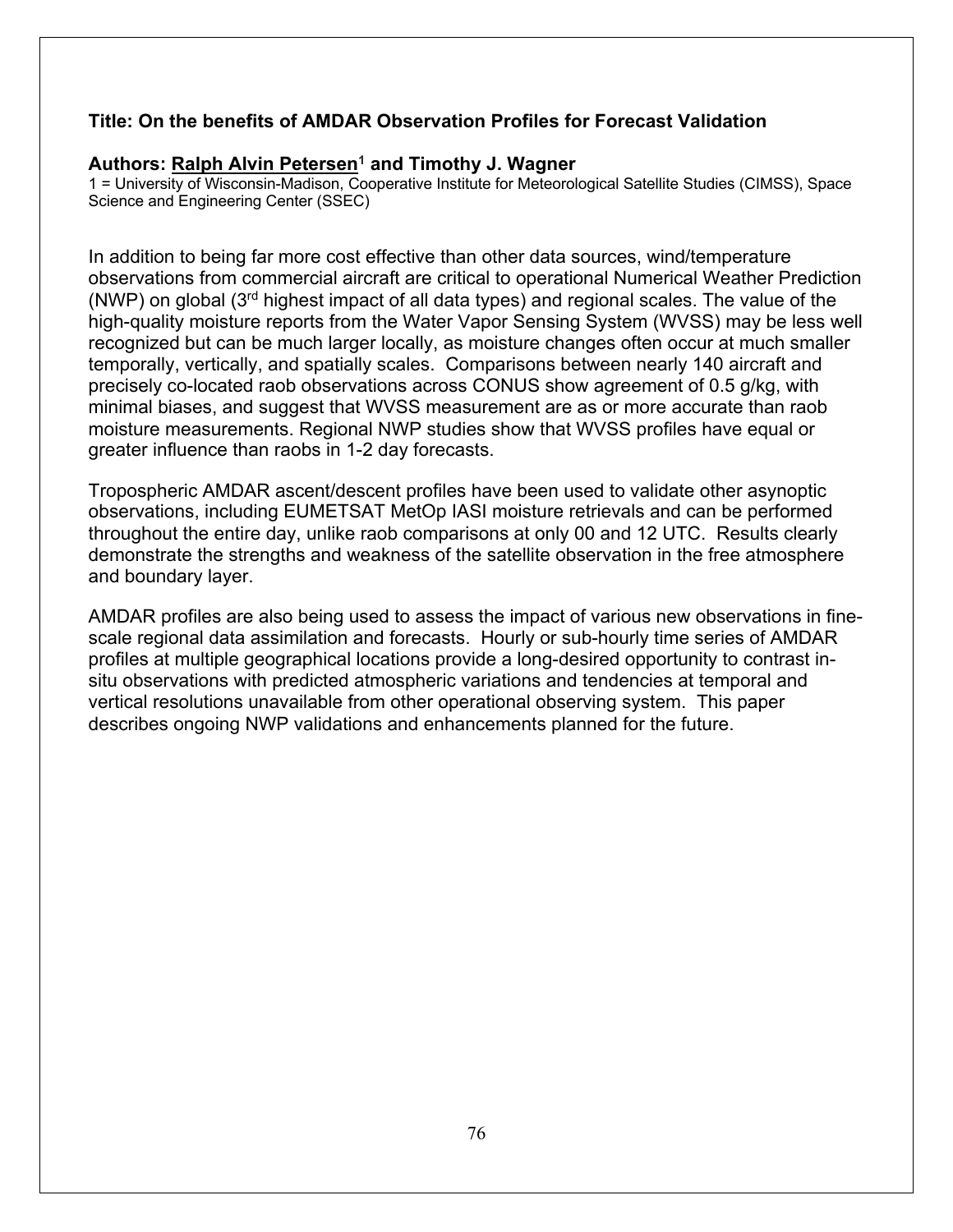**Title: On the benefits of AMDAR Observation Profiles for Forecast Validation**

**Authors: Ralph Alvin Petersen[1] and Timothy J. Wagner**

1 = University of Wisconsin-Madison, Cooperative Institute for Meteorological Satellite Studies (CIMSS), Space Science and Engineering Center (SSEC)

In addition to being far more cost effective than other data sources, wind/temperature observations from commercial aircraft are critical to operational Numerical Weather Prediction (NWP) on global (3rd highest impact of all data types) and regional scales. The value of the high-quality moisture reports from the Water Vapor Sensing System (WVSS) may be less well recognized but can be much larger locally, as moisture changes often occur at much smaller temporally, vertically, and spatially scales. Comparisons between nearly 140 aircraft and precisely co-located raob observations across CONUS show agreement of 0.5 g/kg, with minimal biases, and suggest that WVSS measurement are as or more accurate than raob moisture measurements. Regional NWP studies show that WVSS profiles have equal or greater influence than raobs in 1-2 day forecasts.

Tropospheric AMDAR ascent/descent profiles have been used to validate other asynoptic observations, including EUMETSAT MetOp IASI moisture retrievals and can be performed throughout the entire day, unlike raob comparisons at only 00 and 12 UTC. Results clearly demonstrate the strengths and weakness of the satellite observation in the free atmosphere and boundary layer.

AMDAR profiles are also being used to assess the impact of various new observations in fine-scale regional data assimilation and forecasts. Hourly or sub-hourly time series of AMDAR profiles at multiple geographical locations provide a long-desired opportunity to contrast in-situ observations with predicted atmospheric variations and tendencies at temporal and vertical resolutions unavailable from other operational observing system. This paper describes ongoing NWP validations and enhancements planned for the future.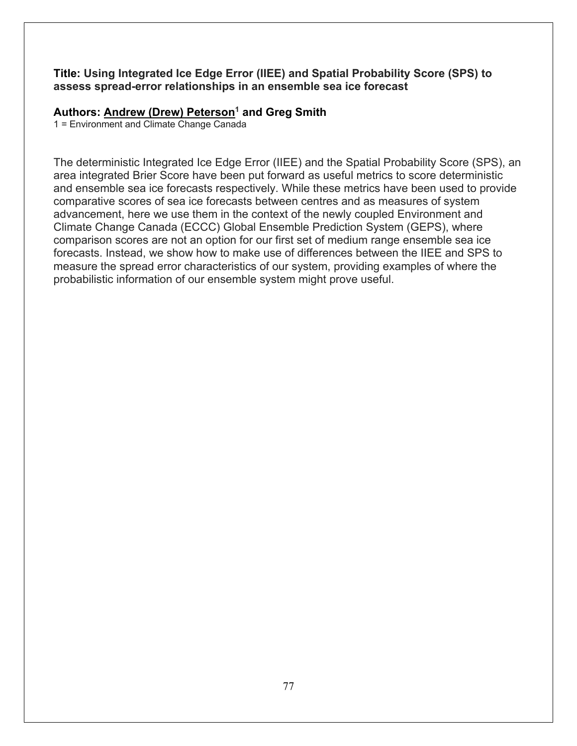**Title: Using Integrated Ice Edge Error (IIEE) and Spatial Probability Score (SPS) to assess spread-error relationships in an ensemble sea ice forecast**

**Authors: Andrew (Drew) Peterson[1] and Greg Smith**

1 = Environment and Climate Change Canada

The deterministic Integrated Ice Edge Error (IIEE) and the Spatial Probability Score (SPS), an area integrated Brier Score have been put forward as useful metrics to score deterministic and ensemble sea ice forecasts respectively. While these metrics have been used to provide comparative scores of sea ice forecasts between centres and as measures of system advancement, here we use them in the context of the newly coupled Environment and Climate Change Canada (ECCC) Global Ensemble Prediction System (GEPS), where comparison scores are not an option for our first set of medium range ensemble sea ice forecasts. Instead, we show how to make use of differences between the IIEE and SPS to measure the spread error characteristics of our system, providing examples of where the probabilistic information of our ensemble system might prove useful.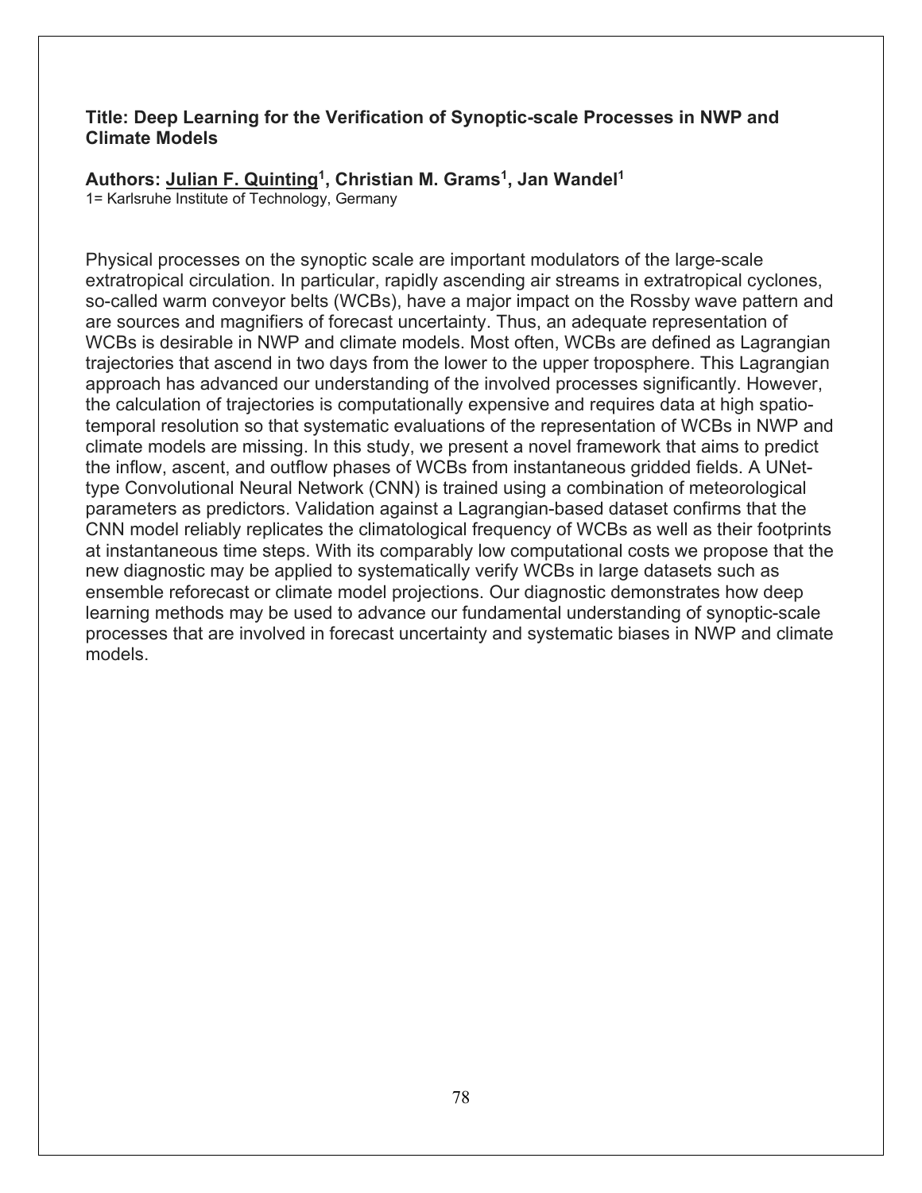**Title: Deep Learning for the Verification of Synoptic-scale Processes in NWP and Climate Models**

**Authors: <u>Julian F. Quinting</u>[1], Christian M. Grams[1], Jan Wandel[1]**

1= Karlsruhe Institute of Technology, Germany

Physical processes on the synoptic scale are important modulators of the large-scale extratropical circulation. In particular, rapidly ascending air streams in extratropical cyclones, so-called warm conveyor belts (WCBs), have a major impact on the Rossby wave pattern and are sources and magnifiers of forecast uncertainty. Thus, an adequate representation of WCBs is desirable in NWP and climate models. Most often, WCBs are defined as Lagrangian trajectories that ascend in two days from the lower to the upper troposphere. This Lagrangian approach has advanced our understanding of the involved processes significantly. However, the calculation of trajectories is computationally expensive and requires data at high spatio-temporal resolution so that systematic evaluations of the representation of WCBs in NWP and climate models are missing. In this study, we present a novel framework that aims to predict the inflow, ascent, and outflow phases of WCBs from instantaneous gridded fields. A UNet-type Convolutional Neural Network (CNN) is trained using a combination of meteorological parameters as predictors. Validation against a Lagrangian-based dataset confirms that the CNN model reliably replicates the climatological frequency of WCBs as well as their footprints at instantaneous time steps. With its comparably low computational costs we propose that the new diagnostic may be applied to systematically verify WCBs in large datasets such as ensemble reforecast or climate model projections. Our diagnostic demonstrates how deep learning methods may be used to advance our fundamental understanding of synoptic-scale processes that are involved in forecast uncertainty and systematic biases in NWP and climate models.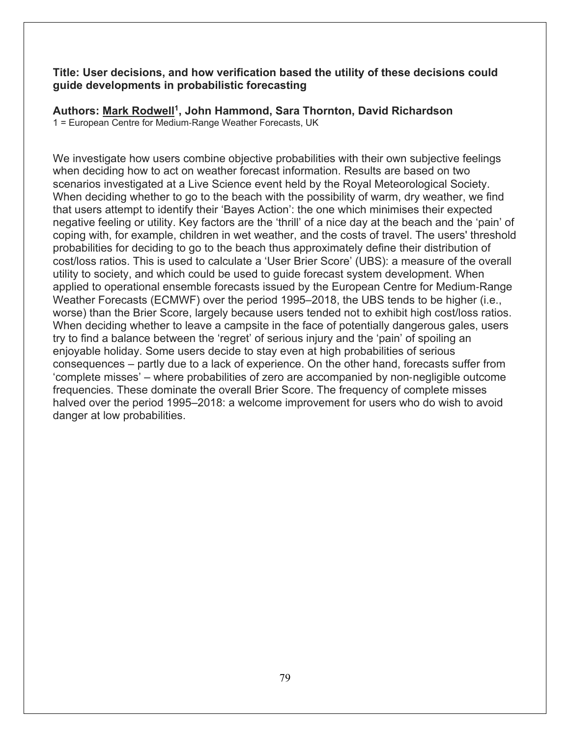**Title: User decisions, and how verification based the utility of these decisions could guide developments in probabilistic forecasting**

**Authors: Mark Rodwell[1], John Hammond, Sara Thornton, David Richardson**

1 = European Centre for Medium-Range Weather Forecasts, UK

We investigate how users combine objective probabilities with their own subjective feelings when deciding how to act on weather forecast information. Results are based on two scenarios investigated at a Live Science event held by the Royal Meteorological Society. When deciding whether to go to the beach with the possibility of warm, dry weather, we find that users attempt to identify their 'Bayes Action': the one which minimises their expected negative feeling or utility. Key factors are the 'thrill' of a nice day at the beach and the 'pain' of coping with, for example, children in wet weather, and the costs of travel. The users' threshold probabilities for deciding to go to the beach thus approximately define their distribution of cost/loss ratios. This is used to calculate a 'User Brier Score' (UBS): a measure of the overall utility to society, and which could be used to guide forecast system development. When applied to operational ensemble forecasts issued by the European Centre for Medium-Range Weather Forecasts (ECMWF) over the period 1995–2018, the UBS tends to be higher (i.e., worse) than the Brier Score, largely because users tended not to exhibit high cost/loss ratios. When deciding whether to leave a campsite in the face of potentially dangerous gales, users try to find a balance between the 'regret' of serious injury and the 'pain' of spoiling an enjoyable holiday. Some users decide to stay even at high probabilities of serious consequences – partly due to a lack of experience. On the other hand, forecasts suffer from 'complete misses' – where probabilities of zero are accompanied by non-negligible outcome frequencies. These dominate the overall Brier Score. The frequency of complete misses halved over the period 1995–2018: a welcome improvement for users who do wish to avoid danger at low probabilities.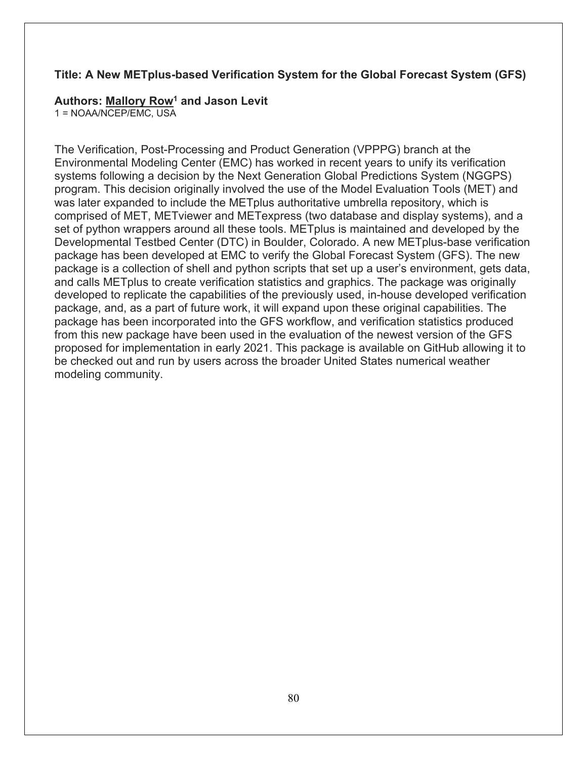**Title: A New METplus-based Verification System for the Global Forecast System (GFS)**

**Authors: <u>Mallory Row</u>[1] and Jason Levit**
1 = NOAA/NCEP/EMC, USA

The Verification, Post-Processing and Product Generation (VPPPG) branch at the Environmental Modeling Center (EMC) has worked in recent years to unify its verification systems following a decision by the Next Generation Global Predictions System (NGGPS) program. This decision originally involved the use of the Model Evaluation Tools (MET) and was later expanded to include the METplus authoritative umbrella repository, which is comprised of MET, METviewer and METexpress (two database and display systems), and a set of python wrappers around all these tools. METplus is maintained and developed by the Developmental Testbed Center (DTC) in Boulder, Colorado. A new METplus-base verification package has been developed at EMC to verify the Global Forecast System (GFS). The new package is a collection of shell and python scripts that set up a user's environment, gets data, and calls METplus to create verification statistics and graphics. The package was originally developed to replicate the capabilities of the previously used, in-house developed verification package, and, as a part of future work, it will expand upon these original capabilities. The package has been incorporated into the GFS workflow, and verification statistics produced from this new package have been used in the evaluation of the newest version of the GFS proposed for implementation in early 2021. This package is available on GitHub allowing it to be checked out and run by users across the broader United States numerical weather modeling community.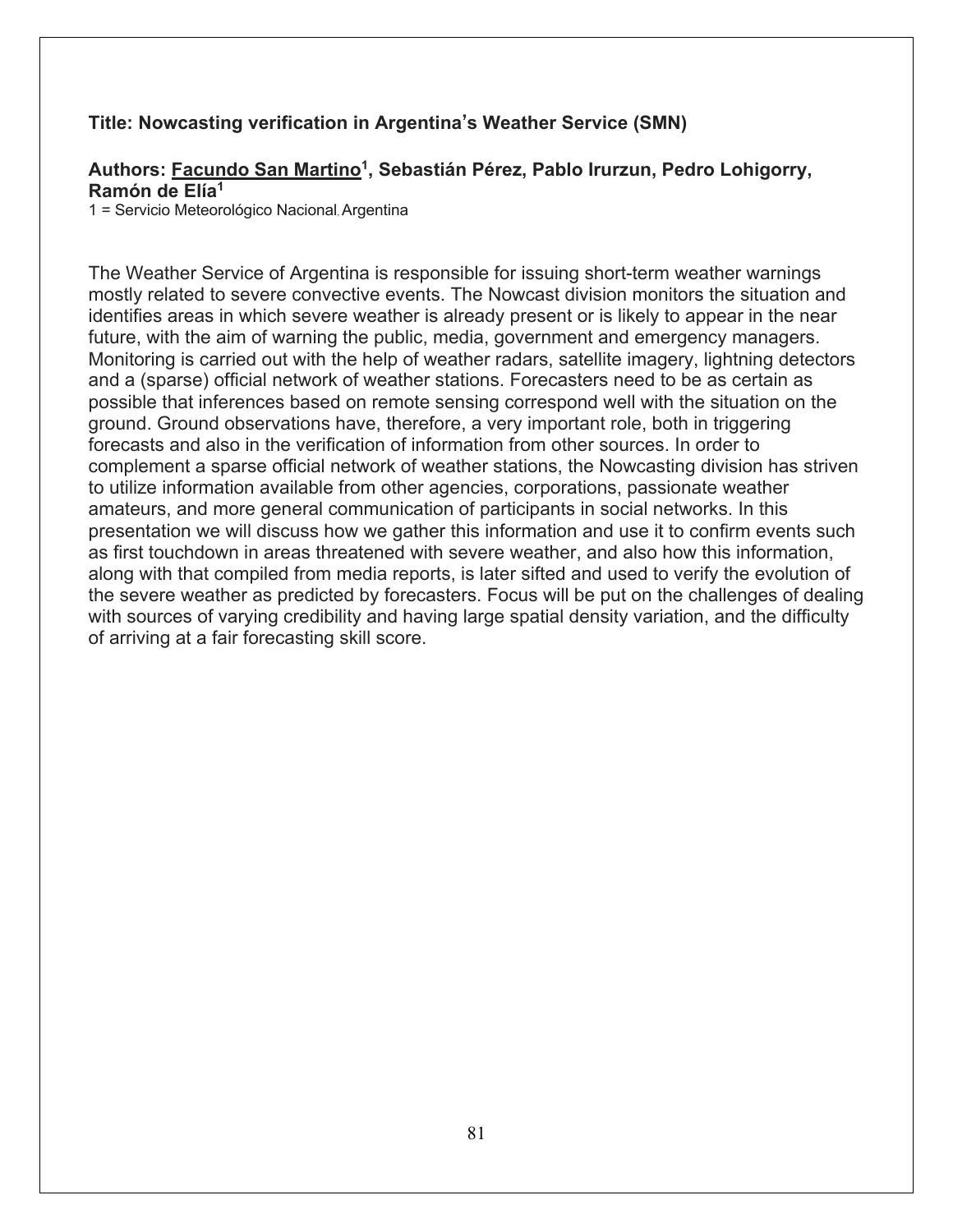**Title: Nowcasting verification in Argentina's Weather Service (SMN)**

**Authors: Facundo San Martino[1], Sebastián Pérez, Pablo Irurzun, Pedro Lohigorry, Ramón de Elía[1]**

1 = Servicio Meteorológico Nacional, Argentina

The Weather Service of Argentina is responsible for issuing short-term weather warnings mostly related to severe convective events. The Nowcast division monitors the situation and identifies areas in which severe weather is already present or is likely to appear in the near future, with the aim of warning the public, media, government and emergency managers. Monitoring is carried out with the help of weather radars, satellite imagery, lightning detectors and a (sparse) official network of weather stations. Forecasters need to be as certain as possible that inferences based on remote sensing correspond well with the situation on the ground. Ground observations have, therefore, a very important role, both in triggering forecasts and also in the verification of information from other sources. In order to complement a sparse official network of weather stations, the Nowcasting division has striven to utilize information available from other agencies, corporations, passionate weather amateurs, and more general communication of participants in social networks. In this presentation we will discuss how we gather this information and use it to confirm events such as first touchdown in areas threatened with severe weather, and also how this information, along with that compiled from media reports, is later sifted and used to verify the evolution of the severe weather as predicted by forecasters. Focus will be put on the challenges of dealing with sources of varying credibility and having large spatial density variation, and the difficulty of arriving at a fair forecasting skill score.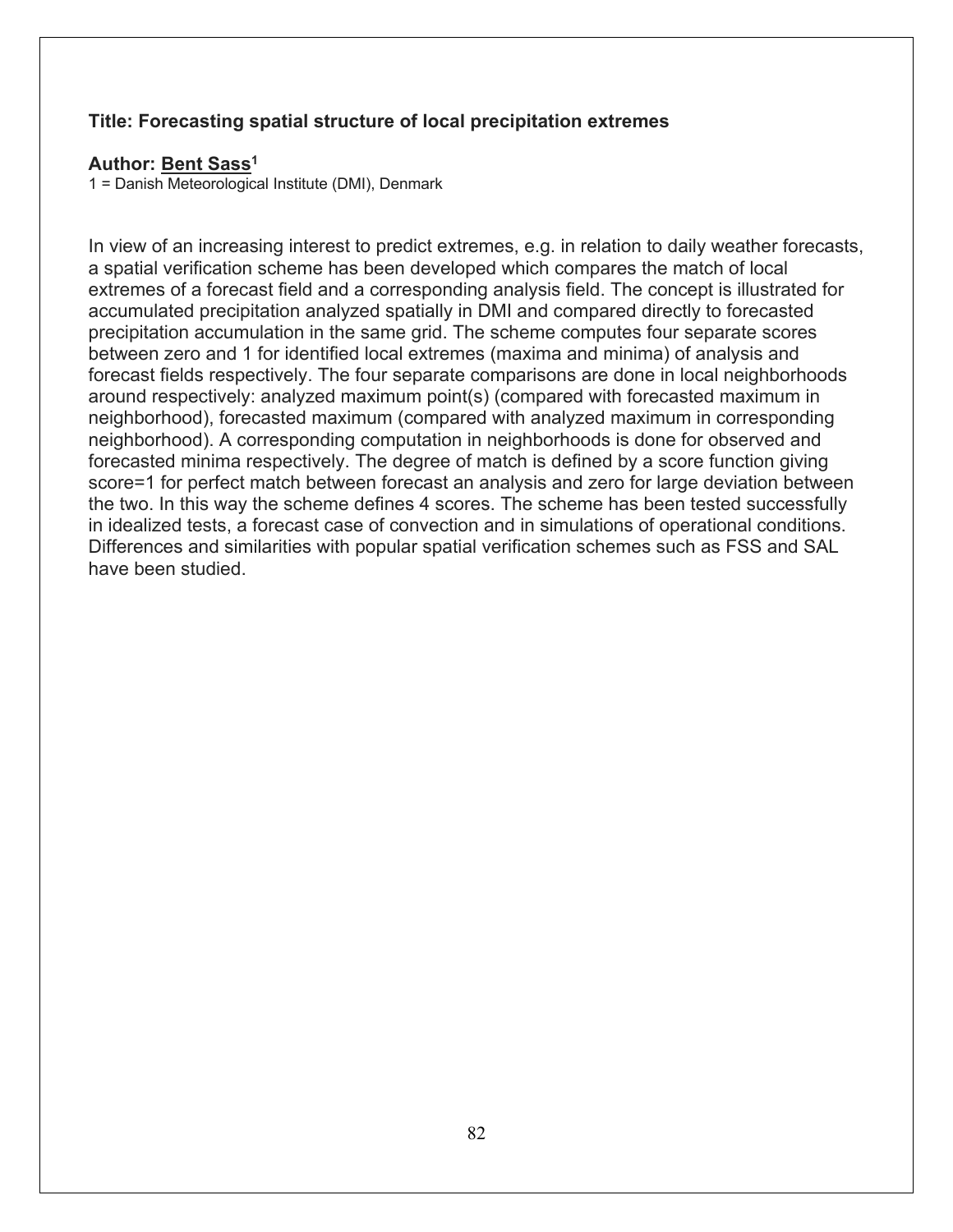**Title: Forecasting spatial structure of local precipitation extremes**

**Author: <u>Bent Sass</u>[1]**

1 = Danish Meteorological Institute (DMI), Denmark

In view of an increasing interest to predict extremes, e.g. in relation to daily weather forecasts, a spatial verification scheme has been developed which compares the match of local extremes of a forecast field and a corresponding analysis field. The concept is illustrated for accumulated precipitation analyzed spatially in DMI and compared directly to forecasted precipitation accumulation in the same grid. The scheme computes four separate scores between zero and 1 for identified local extremes (maxima and minima) of analysis and forecast fields respectively. The four separate comparisons are done in local neighborhoods around respectively: analyzed maximum point(s) (compared with forecasted maximum in neighborhood), forecasted maximum (compared with analyzed maximum in corresponding neighborhood). A corresponding computation in neighborhoods is done for observed and forecasted minima respectively. The degree of match is defined by a score function giving score=1 for perfect match between forecast an analysis and zero for large deviation between the two. In this way the scheme defines 4 scores. The scheme has been tested successfully in idealized tests, a forecast case of convection and in simulations of operational conditions. Differences and similarities with popular spatial verification schemes such as FSS and SAL have been studied.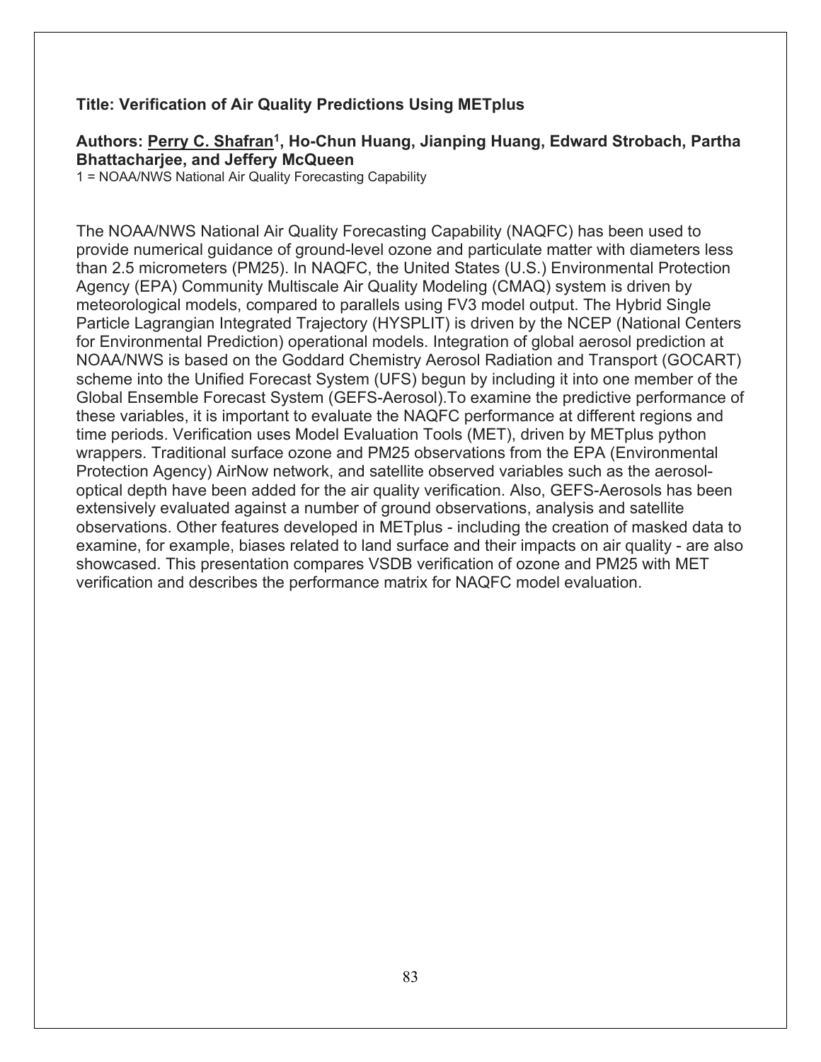**Title: Verification of Air Quality Predictions Using METplus**

**Authors: Perry C. Shafran[1], Ho-Chun Huang, Jianping Huang, Edward Strobach, Partha Bhattacharjee, and Jeffery McQueen**
1 = NOAA/NWS National Air Quality Forecasting Capability

The NOAA/NWS National Air Quality Forecasting Capability (NAQFC) has been used to provide numerical guidance of ground-level ozone and particulate matter with diameters less than 2.5 micrometers (PM25). In NAQFC, the United States (U.S.) Environmental Protection Agency (EPA) Community Multiscale Air Quality Modeling (CMAQ) system is driven by meteorological models, compared to parallels using FV3 model output. The Hybrid Single Particle Lagrangian Integrated Trajectory (HYSPLIT) is driven by the NCEP (National Centers for Environmental Prediction) operational models. Integration of global aerosol prediction at NOAA/NWS is based on the Goddard Chemistry Aerosol Radiation and Transport (GOCART) scheme into the Unified Forecast System (UFS) begun by including it into one member of the Global Ensemble Forecast System (GEFS-Aerosol).To examine the predictive performance of these variables, it is important to evaluate the NAQFC performance at different regions and time periods. Verification uses Model Evaluation Tools (MET), driven by METplus python wrappers. Traditional surface ozone and PM25 observations from the EPA (Environmental Protection Agency) AirNow network, and satellite observed variables such as the aerosol-optical depth have been added for the air quality verification. Also, GEFS-Aerosols has been extensively evaluated against a number of ground observations, analysis and satellite observations. Other features developed in METplus - including the creation of masked data to examine, for example, biases related to land surface and their impacts on air quality - are also showcased. This presentation compares VSDB verification of ozone and PM25 with MET verification and describes the performance matrix for NAQFC model evaluation.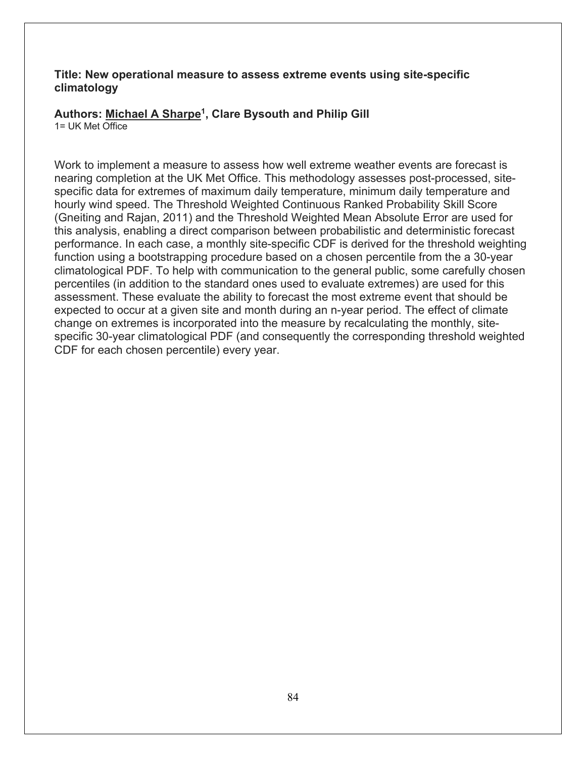**Title: New operational measure to assess extreme events using site-specific climatology**

**Authors: Michael A Sharpe[1], Clare Bysouth and Philip Gill**

1= UK Met Office

Work to implement a measure to assess how well extreme weather events are forecast is nearing completion at the UK Met Office. This methodology assesses post-processed, site-specific data for extremes of maximum daily temperature, minimum daily temperature and hourly wind speed. The Threshold Weighted Continuous Ranked Probability Skill Score (Gneiting and Rajan, 2011) and the Threshold Weighted Mean Absolute Error are used for this analysis, enabling a direct comparison between probabilistic and deterministic forecast performance. In each case, a monthly site-specific CDF is derived for the threshold weighting function using a bootstrapping procedure based on a chosen percentile from the a 30-year climatological PDF. To help with communication to the general public, some carefully chosen percentiles (in addition to the standard ones used to evaluate extremes) are used for this assessment. These evaluate the ability to forecast the most extreme event that should be expected to occur at a given site and month during an n-year period. The effect of climate change on extremes is incorporated into the measure by recalculating the monthly, site-specific 30-year climatological PDF (and consequently the corresponding threshold weighted CDF for each chosen percentile) every year.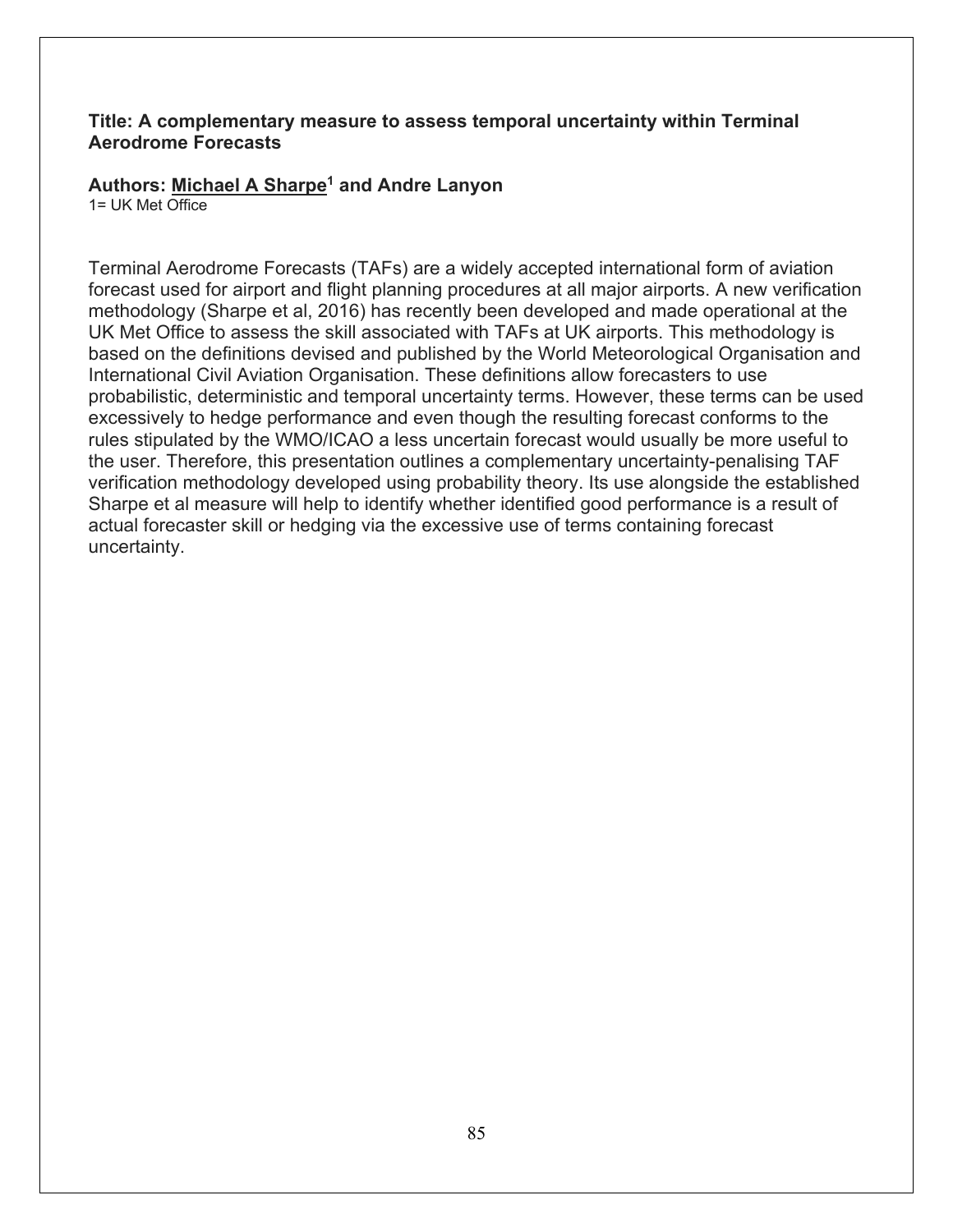**Title: A complementary measure to assess temporal uncertainty within Terminal Aerodrome Forecasts**

**Authors: Michael A Sharpe[1] and Andre Lanyon**

1= UK Met Office

Terminal Aerodrome Forecasts (TAFs) are a widely accepted international form of aviation forecast used for airport and flight planning procedures at all major airports. A new verification methodology (Sharpe et al, 2016) has recently been developed and made operational at the UK Met Office to assess the skill associated with TAFs at UK airports. This methodology is based on the definitions devised and published by the World Meteorological Organisation and International Civil Aviation Organisation. These definitions allow forecasters to use probabilistic, deterministic and temporal uncertainty terms. However, these terms can be used excessively to hedge performance and even though the resulting forecast conforms to the rules stipulated by the WMO/ICAO a less uncertain forecast would usually be more useful to the user. Therefore, this presentation outlines a complementary uncertainty-penalising TAF verification methodology developed using probability theory. Its use alongside the established Sharpe et al measure will help to identify whether identified good performance is a result of actual forecaster skill or hedging via the excessive use of terms containing forecast uncertainty.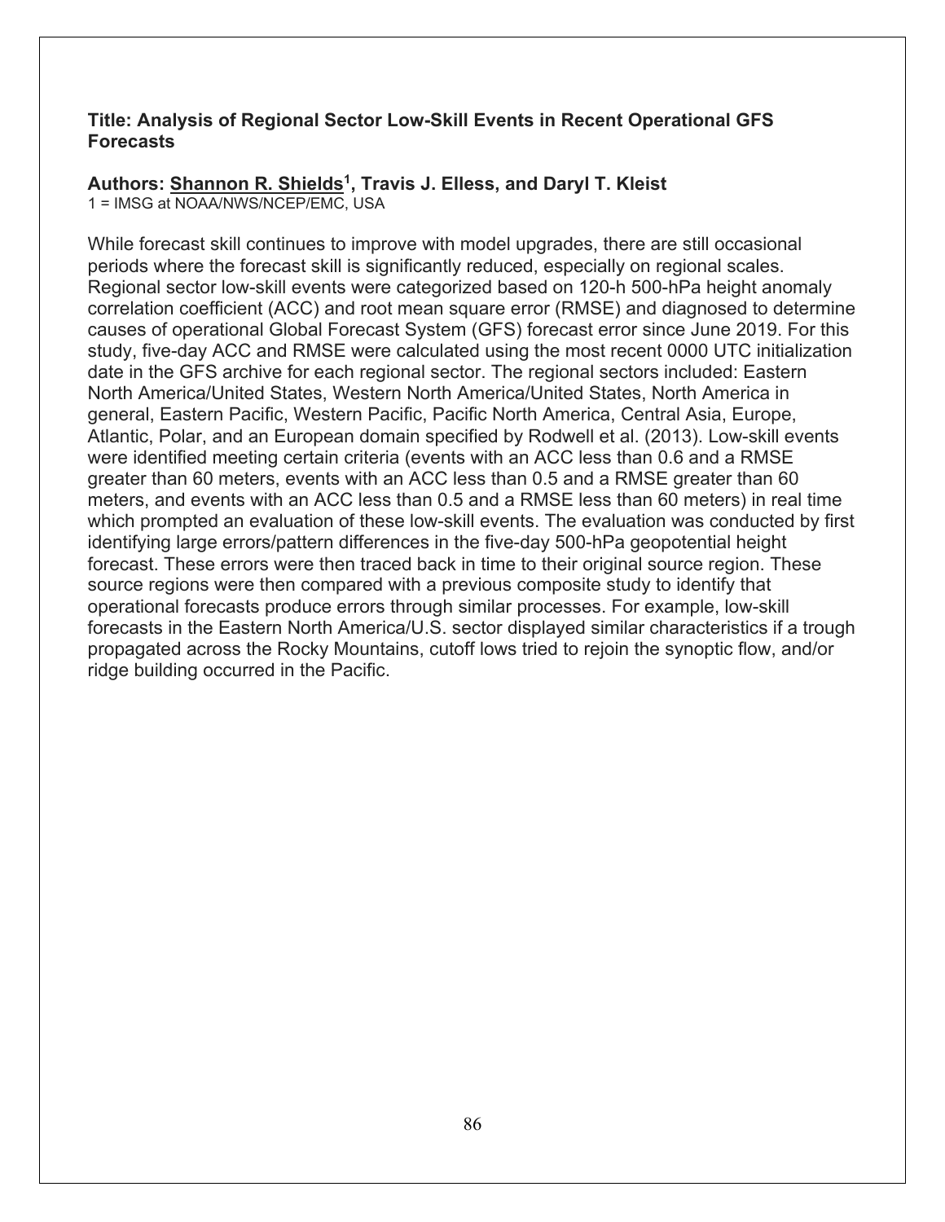**Title: Analysis of Regional Sector Low-Skill Events in Recent Operational GFS Forecasts**

**Authors: Shannon R. Shields[1], Travis J. Elless, and Daryl T. Kleist**

1 = IMSG at NOAA/NWS/NCEP/EMC, USA

While forecast skill continues to improve with model upgrades, there are still occasional periods where the forecast skill is significantly reduced, especially on regional scales. Regional sector low-skill events were categorized based on 120-h 500-hPa height anomaly correlation coefficient (ACC) and root mean square error (RMSE) and diagnosed to determine causes of operational Global Forecast System (GFS) forecast error since June 2019. For this study, five-day ACC and RMSE were calculated using the most recent 0000 UTC initialization date in the GFS archive for each regional sector. The regional sectors included: Eastern North America/United States, Western North America/United States, North America in general, Eastern Pacific, Western Pacific, Pacific North America, Central Asia, Europe, Atlantic, Polar, and an European domain specified by Rodwell et al. (2013). Low-skill events were identified meeting certain criteria (events with an ACC less than 0.6 and a RMSE greater than 60 meters, events with an ACC less than 0.5 and a RMSE greater than 60 meters, and events with an ACC less than 0.5 and a RMSE less than 60 meters) in real time which prompted an evaluation of these low-skill events. The evaluation was conducted by first identifying large errors/pattern differences in the five-day 500-hPa geopotential height forecast. These errors were then traced back in time to their original source region. These source regions were then compared with a previous composite study to identify that operational forecasts produce errors through similar processes. For example, low-skill forecasts in the Eastern North America/U.S. sector displayed similar characteristics if a trough propagated across the Rocky Mountains, cutoff lows tried to rejoin the synoptic flow, and/or ridge building occurred in the Pacific.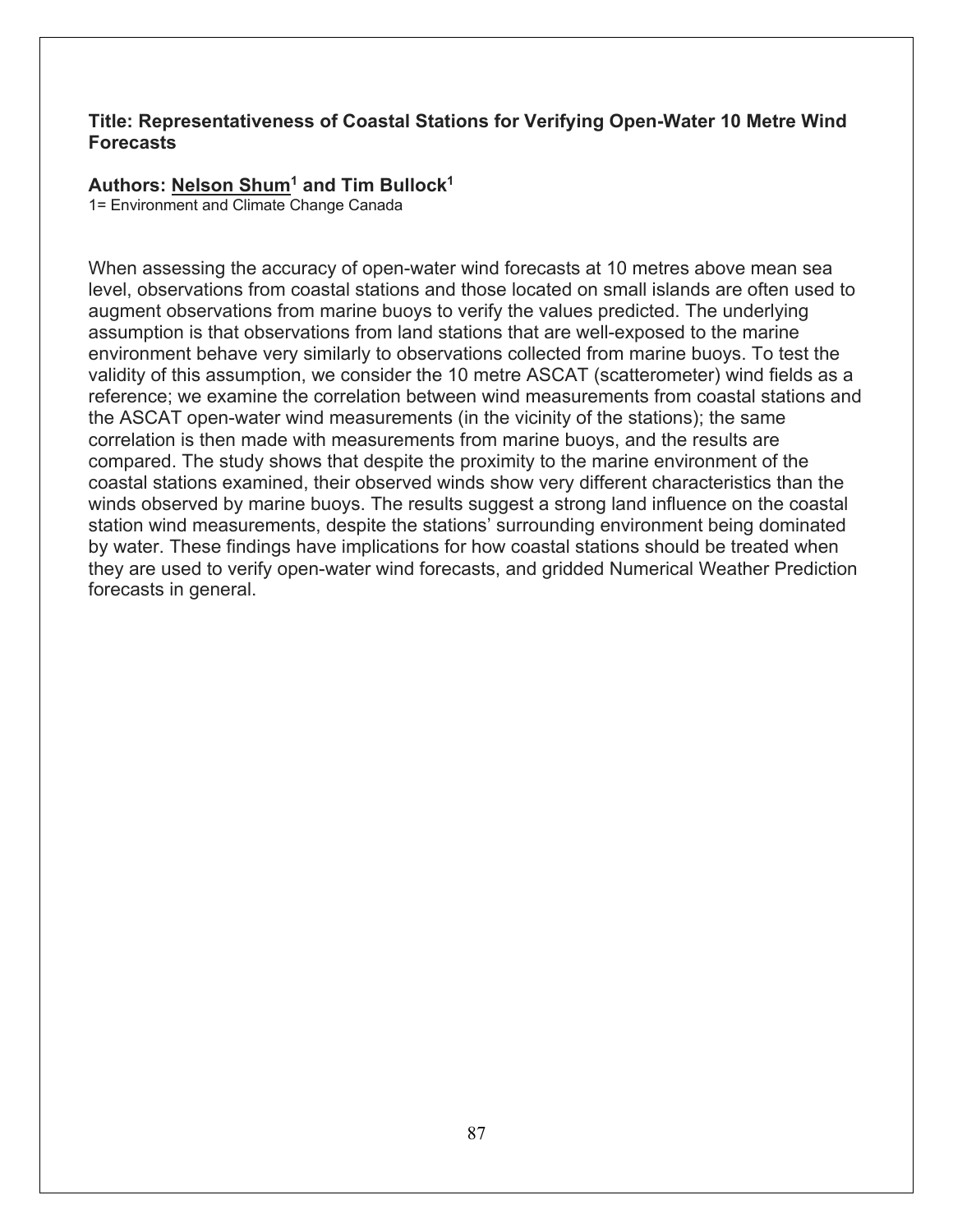**Title: Representativeness of Coastal Stations for Verifying Open-Water 10 Metre Wind Forecasts**

**Authors: Nelson Shum[1] and Tim Bullock[1]**

1= Environment and Climate Change Canada

When assessing the accuracy of open-water wind forecasts at 10 metres above mean sea level, observations from coastal stations and those located on small islands are often used to augment observations from marine buoys to verify the values predicted. The underlying assumption is that observations from land stations that are well-exposed to the marine environment behave very similarly to observations collected from marine buoys. To test the validity of this assumption, we consider the 10 metre ASCAT (scatterometer) wind fields as a reference; we examine the correlation between wind measurements from coastal stations and the ASCAT open-water wind measurements (in the vicinity of the stations); the same correlation is then made with measurements from marine buoys, and the results are compared. The study shows that despite the proximity to the marine environment of the coastal stations examined, their observed winds show very different characteristics than the winds observed by marine buoys. The results suggest a strong land influence on the coastal station wind measurements, despite the stations' surrounding environment being dominated by water. These findings have implications for how coastal stations should be treated when they are used to verify open-water wind forecasts, and gridded Numerical Weather Prediction forecasts in general.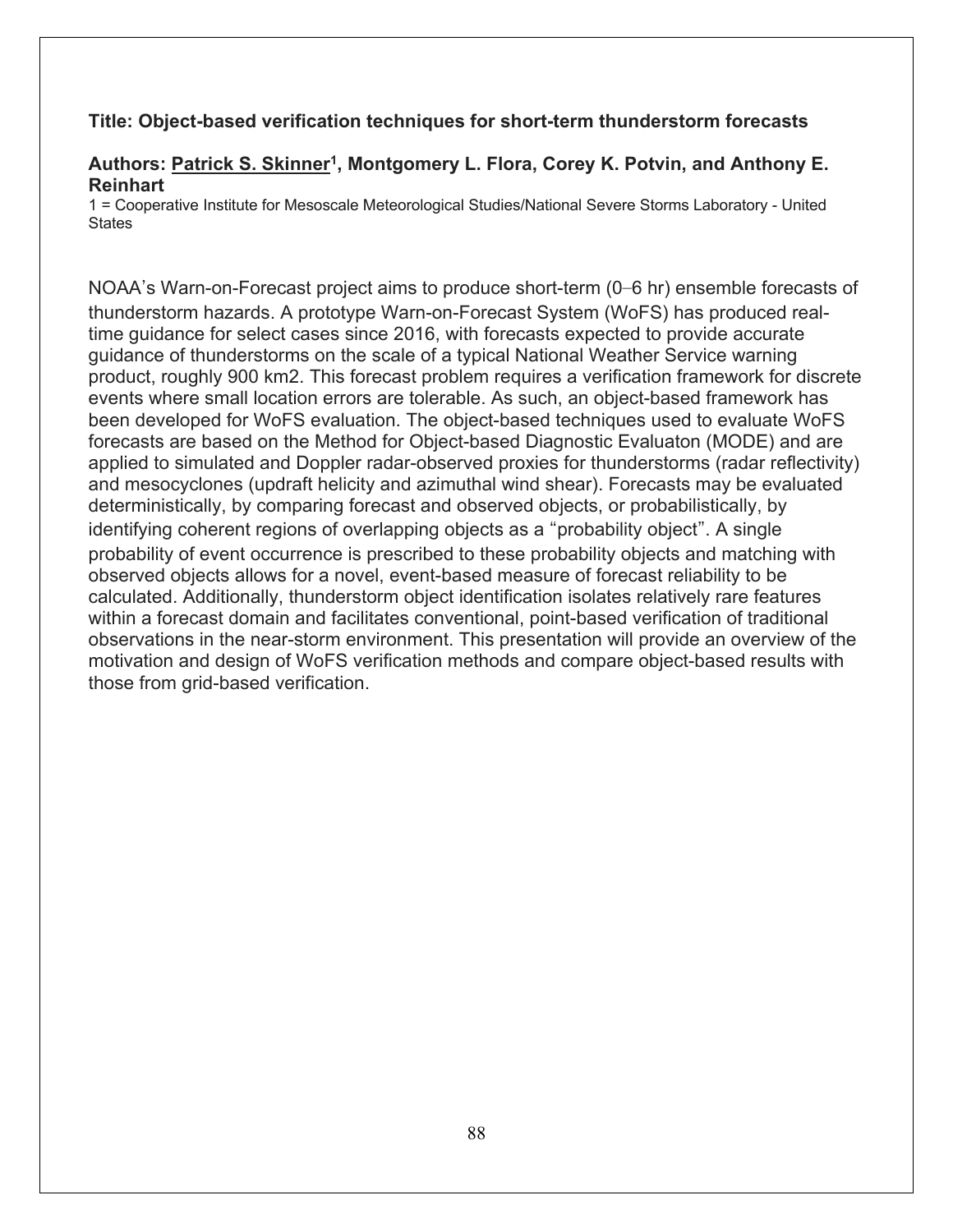**Title: Object-based verification techniques for short-term thunderstorm forecasts**

**Authors: Patrick S. Skinner[1], Montgomery L. Flora, Corey K. Potvin, and Anthony E. Reinhart**

1 = Cooperative Institute for Mesoscale Meteorological Studies/National Severe Storms Laboratory - United States

NOAA's Warn-on-Forecast project aims to produce short-term (0–6 hr) ensemble forecasts of thunderstorm hazards. A prototype Warn-on-Forecast System (WoFS) has produced real-time guidance for select cases since 2016, with forecasts expected to provide accurate guidance of thunderstorms on the scale of a typical National Weather Service warning product, roughly 900 km2. This forecast problem requires a verification framework for discrete events where small location errors are tolerable. As such, an object-based framework has been developed for WoFS evaluation. The object-based techniques used to evaluate WoFS forecasts are based on the Method for Object-based Diagnostic Evaluaton (MODE) and are applied to simulated and Doppler radar-observed proxies for thunderstorms (radar reflectivity) and mesocyclones (updraft helicity and azimuthal wind shear). Forecasts may be evaluated deterministically, by comparing forecast and observed objects, or probabilistically, by identifying coherent regions of overlapping objects as a "probability object". A single probability of event occurrence is prescribed to these probability objects and matching with observed objects allows for a novel, event-based measure of forecast reliability to be calculated. Additionally, thunderstorm object identification isolates relatively rare features within a forecast domain and facilitates conventional, point-based verification of traditional observations in the near-storm environment. This presentation will provide an overview of the motivation and design of WoFS verification methods and compare object-based results with those from grid-based verification.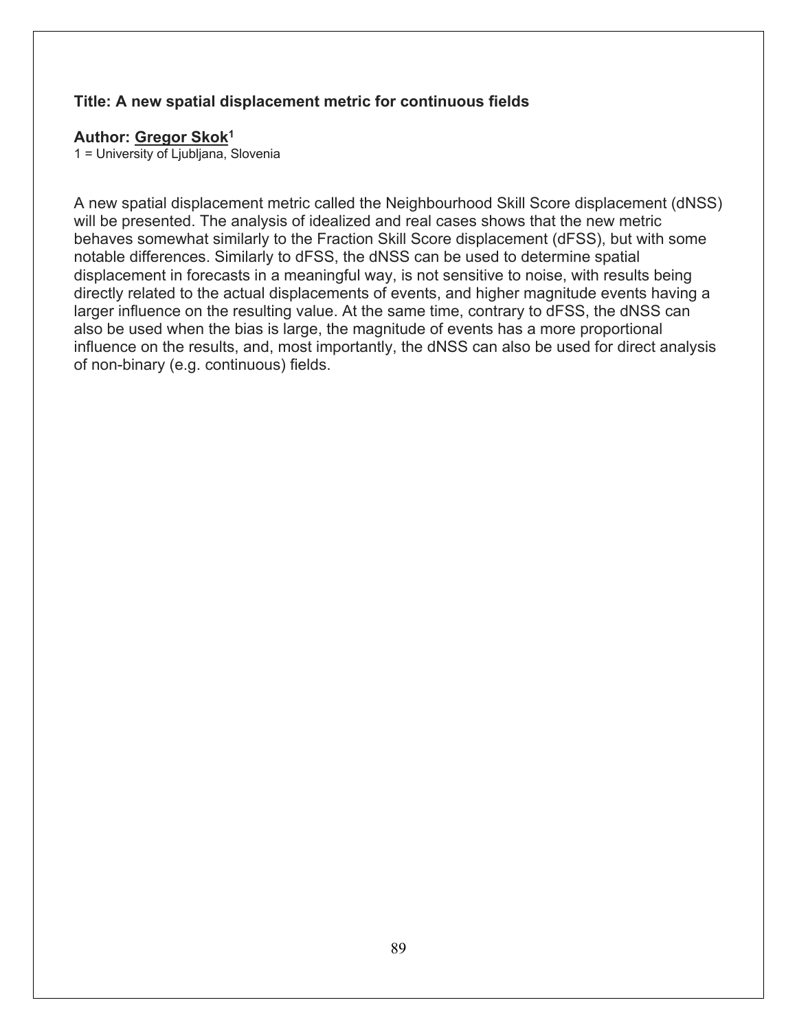**Title: A new spatial displacement metric for continuous fields**

**Author: Gregor Skok[1]**
1 = University of Ljubljana, Slovenia

A new spatial displacement metric called the Neighbourhood Skill Score displacement (dNSS) will be presented. The analysis of idealized and real cases shows that the new metric behaves somewhat similarly to the Fraction Skill Score displacement (dFSS), but with some notable differences. Similarly to dFSS, the dNSS can be used to determine spatial displacement in forecasts in a meaningful way, is not sensitive to noise, with results being directly related to the actual displacements of events, and higher magnitude events having a larger influence on the resulting value. At the same time, contrary to dFSS, the dNSS can also be used when the bias is large, the magnitude of events has a more proportional influence on the results, and, most importantly, the dNSS can also be used for direct analysis of non-binary (e.g. continuous) fields.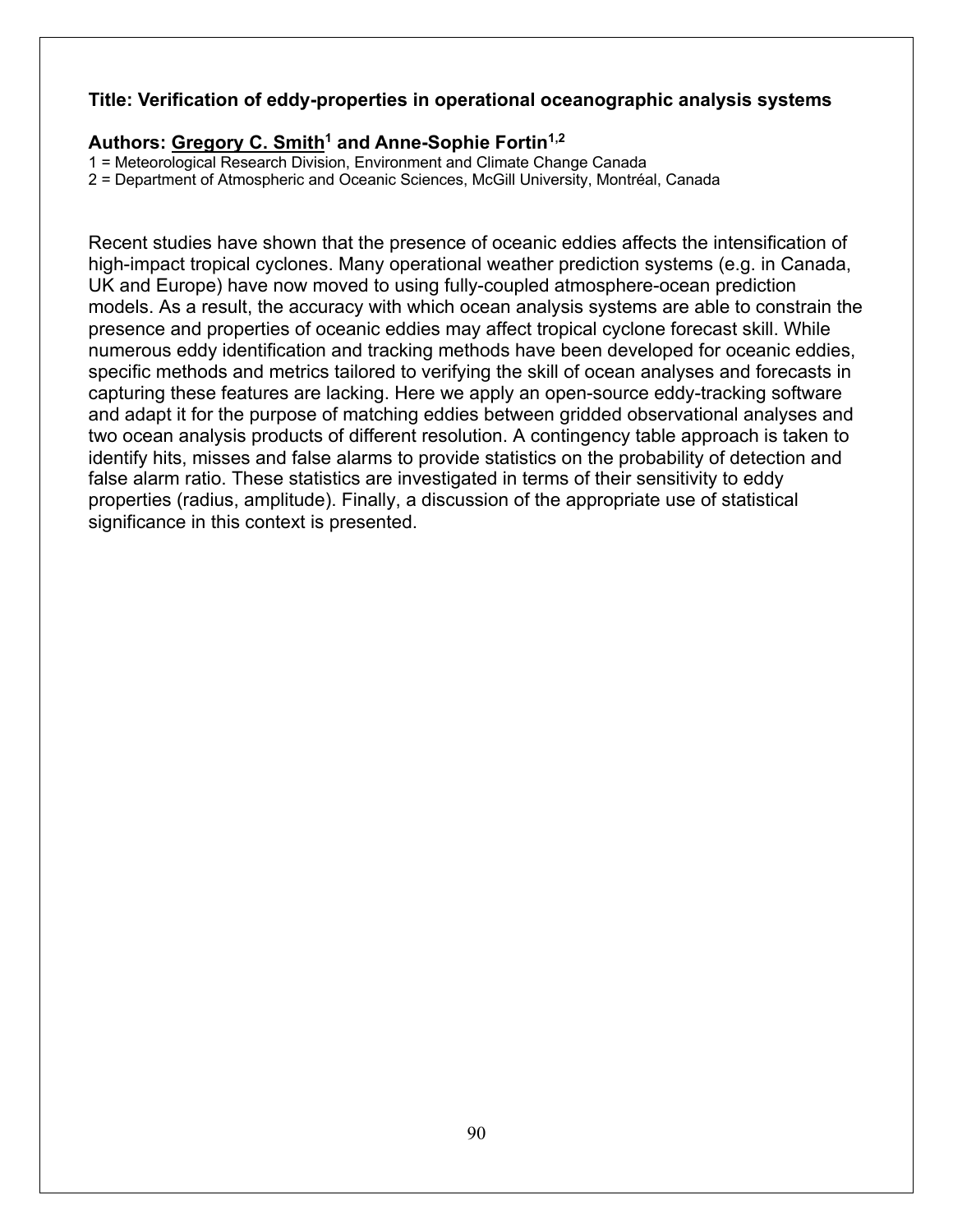**Title: Verification of eddy-properties in operational oceanographic analysis systems**

**Authors: Gregory C. Smith[1] and Anne-Sophie Fortin[1,2]**

1 = Meteorological Research Division, Environment and Climate Change Canada
2 = Department of Atmospheric and Oceanic Sciences, McGill University, Montréal, Canada

Recent studies have shown that the presence of oceanic eddies affects the intensification of high-impact tropical cyclones. Many operational weather prediction systems (e.g. in Canada, UK and Europe) have now moved to using fully-coupled atmosphere-ocean prediction models. As a result, the accuracy with which ocean analysis systems are able to constrain the presence and properties of oceanic eddies may affect tropical cyclone forecast skill. While numerous eddy identification and tracking methods have been developed for oceanic eddies, specific methods and metrics tailored to verifying the skill of ocean analyses and forecasts in capturing these features are lacking. Here we apply an open-source eddy-tracking software and adapt it for the purpose of matching eddies between gridded observational analyses and two ocean analysis products of different resolution. A contingency table approach is taken to identify hits, misses and false alarms to provide statistics on the probability of detection and false alarm ratio. These statistics are investigated in terms of their sensitivity to eddy properties (radius, amplitude). Finally, a discussion of the appropriate use of statistical significance in this context is presented.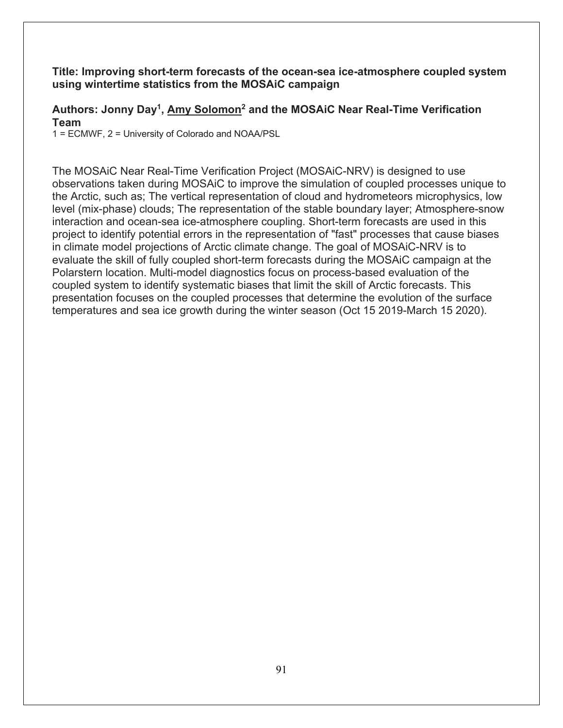**Title: Improving short-term forecasts of the ocean-sea ice-atmosphere coupled system using wintertime statistics from the MOSAiC campaign**

**Authors: Jonny Day[1], <u>Amy Solomon</u>[2] and the MOSAiC Near Real-Time Verification Team**

1 = ECMWF, 2 = University of Colorado and NOAA/PSL

The MOSAiC Near Real-Time Verification Project (MOSAiC-NRV) is designed to use observations taken during MOSAiC to improve the simulation of coupled processes unique to the Arctic, such as; The vertical representation of cloud and hydrometeors microphysics, low level (mix-phase) clouds; The representation of the stable boundary layer; Atmosphere-snow interaction and ocean-sea ice-atmosphere coupling. Short-term forecasts are used in this project to identify potential errors in the representation of "fast" processes that cause biases in climate model projections of Arctic climate change. The goal of MOSAiC-NRV is to evaluate the skill of fully coupled short-term forecasts during the MOSAiC campaign at the Polarstern location. Multi-model diagnostics focus on process-based evaluation of the coupled system to identify systematic biases that limit the skill of Arctic forecasts. This presentation focuses on the coupled processes that determine the evolution of the surface temperatures and sea ice growth during the winter season (Oct 15 2019-March 15 2020).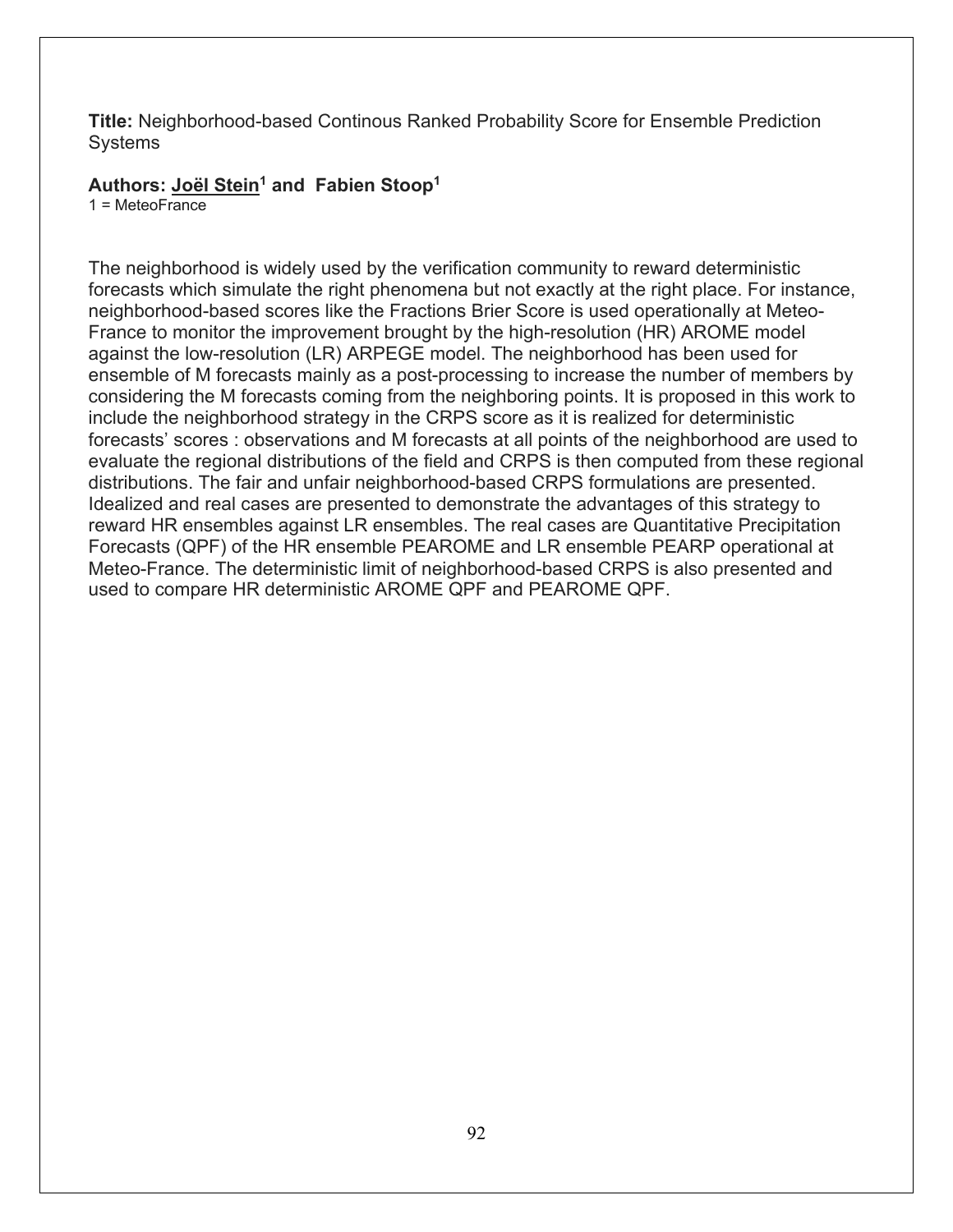**Title:** Neighborhood-based Continous Ranked Probability Score for Ensemble Prediction Systems

**Authors: Joël Stein[1] and Fabien Stoop[1]**

1 = MeteoFrance

The neighborhood is widely used by the verification community to reward deterministic forecasts which simulate the right phenomena but not exactly at the right place. For instance, neighborhood-based scores like the Fractions Brier Score is used operationally at Meteo-France to monitor the improvement brought by the high-resolution (HR) AROME model against the low-resolution (LR) ARPEGE model. The neighborhood has been used for ensemble of M forecasts mainly as a post-processing to increase the number of members by considering the M forecasts coming from the neighboring points. It is proposed in this work to include the neighborhood strategy in the CRPS score as it is realized for deterministic forecasts' scores : observations and M forecasts at all points of the neighborhood are used to evaluate the regional distributions of the field and CRPS is then computed from these regional distributions. The fair and unfair neighborhood-based CRPS formulations are presented. Idealized and real cases are presented to demonstrate the advantages of this strategy to reward HR ensembles against LR ensembles. The real cases are Quantitative Precipitation Forecasts (QPF) of the HR ensemble PEAROME and LR ensemble PEARP operational at Meteo-France. The deterministic limit of neighborhood-based CRPS is also presented and used to compare HR deterministic AROME QPF and PEAROME QPF.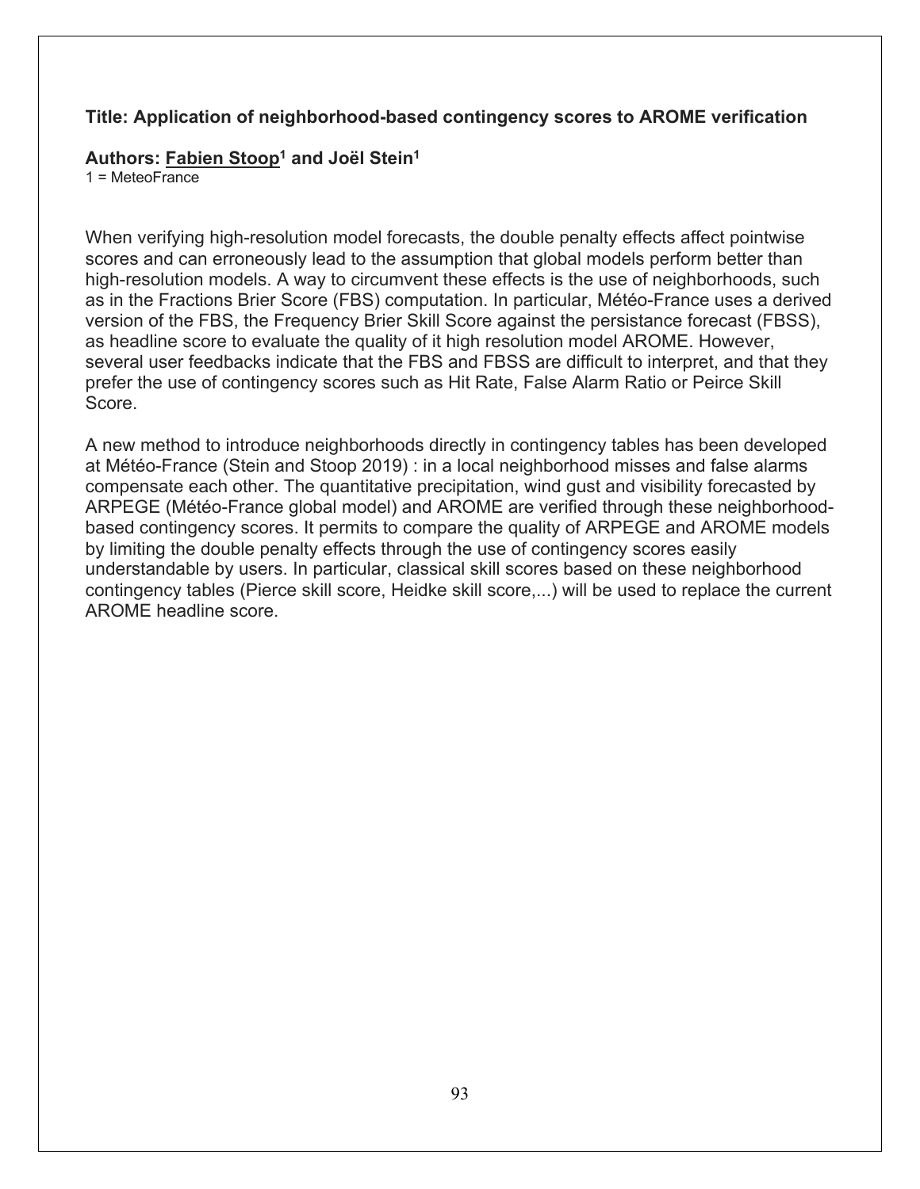**Title: Application of neighborhood-based contingency scores to AROME verification**

**Authors: Fabien Stoop[1] and Joël Stein[1]**
1 = MeteoFrance

When verifying high-resolution model forecasts, the double penalty effects affect pointwise scores and can erroneously lead to the assumption that global models perform better than high-resolution models. A way to circumvent these effects is the use of neighborhoods, such as in the Fractions Brier Score (FBS) computation. In particular, Météo-France uses a derived version of the FBS, the Frequency Brier Skill Score against the persistance forecast (FBSS), as headline score to evaluate the quality of it high resolution model AROME. However, several user feedbacks indicate that the FBS and FBSS are difficult to interpret, and that they prefer the use of contingency scores such as Hit Rate, False Alarm Ratio or Peirce Skill Score.

A new method to introduce neighborhoods directly in contingency tables has been developed at Météo-France (Stein and Stoop 2019) : in a local neighborhood misses and false alarms compensate each other. The quantitative precipitation, wind gust and visibility forecasted by ARPEGE (Météo-France global model) and AROME are verified through these neighborhood-based contingency scores. It permits to compare the quality of ARPEGE and AROME models by limiting the double penalty effects through the use of contingency scores easily understandable by users. In particular, classical skill scores based on these neighborhood contingency tables (Pierce skill score, Heidke skill score,...) will be used to replace the current AROME headline score.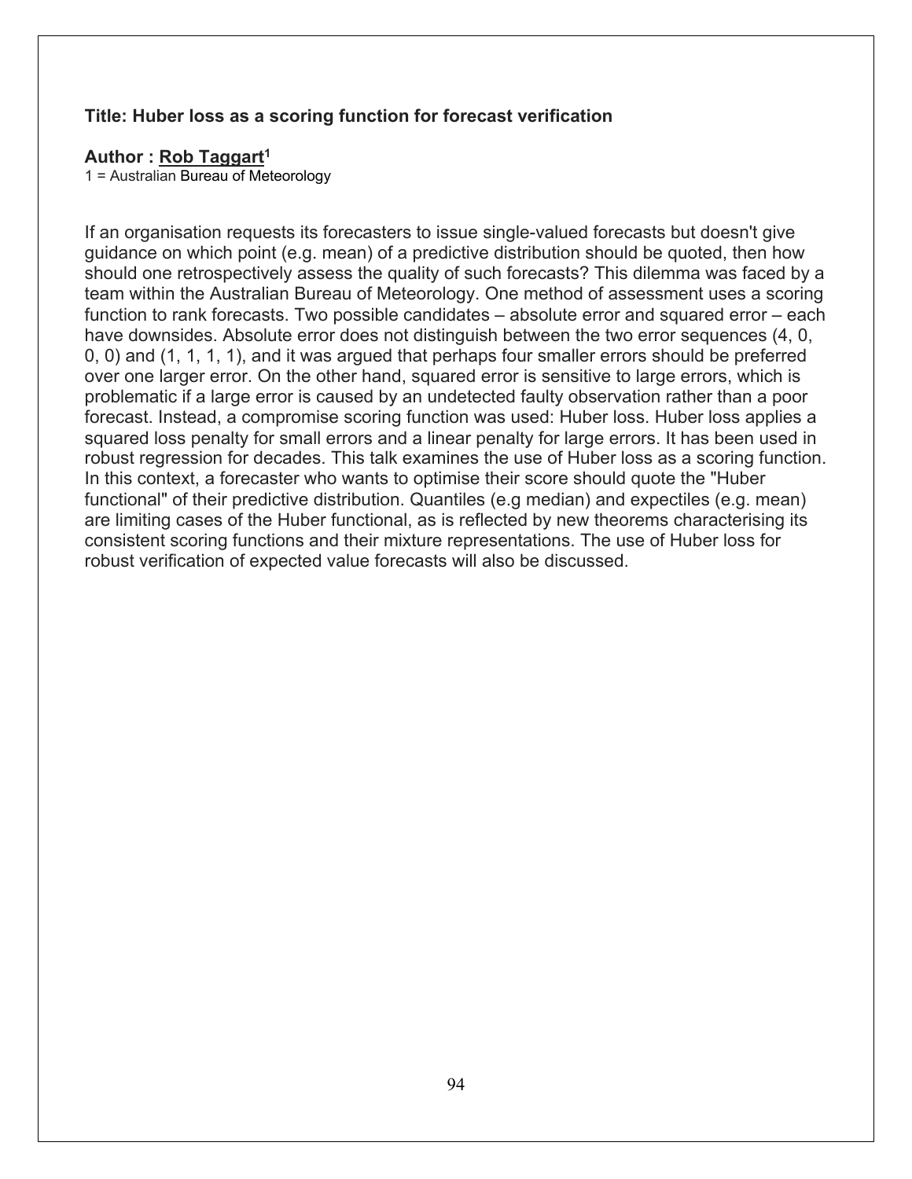**Title: Huber loss as a scoring function for forecast verification**

**Author : Rob Taggart[1]**

1 = Australian Bureau of Meteorology

If an organisation requests its forecasters to issue single-valued forecasts but doesn't give guidance on which point (e.g. mean) of a predictive distribution should be quoted, then how should one retrospectively assess the quality of such forecasts? This dilemma was faced by a team within the Australian Bureau of Meteorology. One method of assessment uses a scoring function to rank forecasts. Two possible candidates – absolute error and squared error – each have downsides. Absolute error does not distinguish between the two error sequences (4, 0, 0, 0) and (1, 1, 1, 1), and it was argued that perhaps four smaller errors should be preferred over one larger error. On the other hand, squared error is sensitive to large errors, which is problematic if a large error is caused by an undetected faulty observation rather than a poor forecast. Instead, a compromise scoring function was used: Huber loss. Huber loss applies a squared loss penalty for small errors and a linear penalty for large errors. It has been used in robust regression for decades. This talk examines the use of Huber loss as a scoring function. In this context, a forecaster who wants to optimise their score should quote the "Huber functional" of their predictive distribution. Quantiles (e.g median) and expectiles (e.g. mean) are limiting cases of the Huber functional, as is reflected by new theorems characterising its consistent scoring functions and their mixture representations. The use of Huber loss for robust verification of expected value forecasts will also be discussed.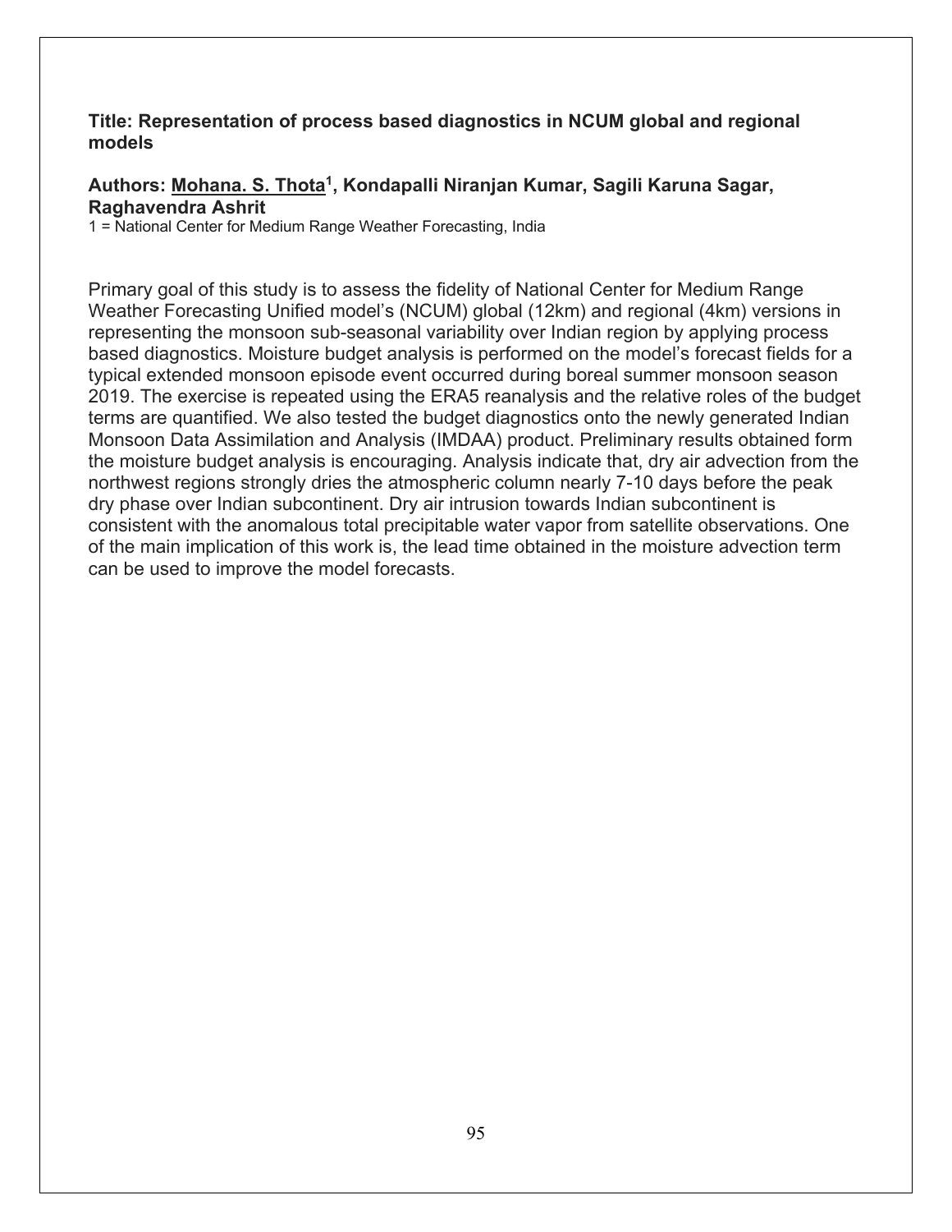**Title: Representation of process based diagnostics in NCUM global and regional models**

**Authors: Mohana. S. Thota[1], Kondapalli Niranjan Kumar, Sagili Karuna Sagar, Raghavendra Ashrit**

1 = National Center for Medium Range Weather Forecasting, India

Primary goal of this study is to assess the fidelity of National Center for Medium Range Weather Forecasting Unified model's (NCUM) global (12km) and regional (4km) versions in representing the monsoon sub-seasonal variability over Indian region by applying process based diagnostics. Moisture budget analysis is performed on the model's forecast fields for a typical extended monsoon episode event occurred during boreal summer monsoon season 2019. The exercise is repeated using the ERA5 reanalysis and the relative roles of the budget terms are quantified. We also tested the budget diagnostics onto the newly generated Indian Monsoon Data Assimilation and Analysis (IMDAA) product. Preliminary results obtained form the moisture budget analysis is encouraging. Analysis indicate that, dry air advection from the northwest regions strongly dries the atmospheric column nearly 7-10 days before the peak dry phase over Indian subcontinent. Dry air intrusion towards Indian subcontinent is consistent with the anomalous total precipitable water vapor from satellite observations. One of the main implication of this work is, the lead time obtained in the moisture advection term can be used to improve the model forecasts.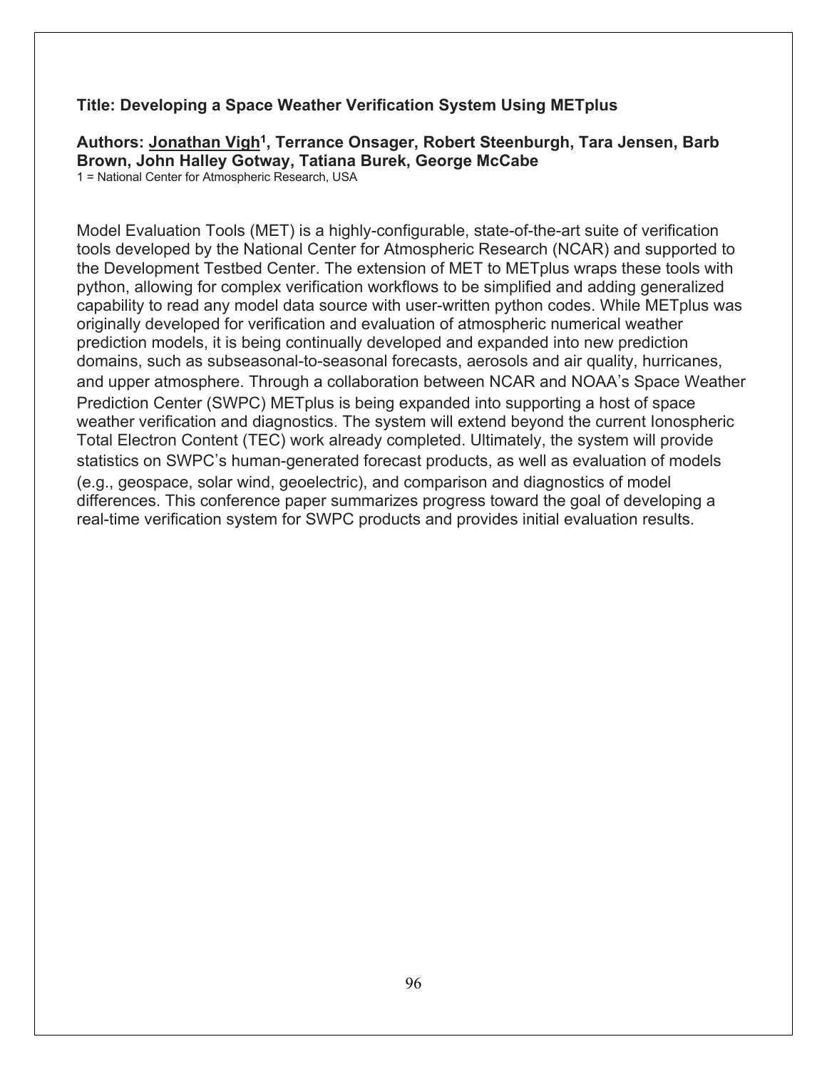**Title: Developing a Space Weather Verification System Using METplus**

**Authors: Jonathan Vigh[1], Terrance Onsager, Robert Steenburgh, Tara Jensen, Barb Brown, John Halley Gotway, Tatiana Burek, George McCabe**

1 = National Center for Atmospheric Research, USA

Model Evaluation Tools (MET) is a highly-configurable, state-of-the-art suite of verification tools developed by the National Center for Atmospheric Research (NCAR) and supported to the Development Testbed Center. The extension of MET to METplus wraps these tools with python, allowing for complex verification workflows to be simplified and adding generalized capability to read any model data source with user-written python codes. While METplus was originally developed for verification and evaluation of atmospheric numerical weather prediction models, it is being continually developed and expanded into new prediction domains, such as subseasonal-to-seasonal forecasts, aerosols and air quality, hurricanes, and upper atmosphere. Through a collaboration between NCAR and NOAA's Space Weather Prediction Center (SWPC) METplus is being expanded into supporting a host of space weather verification and diagnostics. The system will extend beyond the current Ionospheric Total Electron Content (TEC) work already completed. Ultimately, the system will provide statistics on SWPC's human-generated forecast products, as well as evaluation of models (e.g., geospace, solar wind, geoelectric), and comparison and diagnostics of model differences. This conference paper summarizes progress toward the goal of developing a real-time verification system for SWPC products and provides initial evaluation results.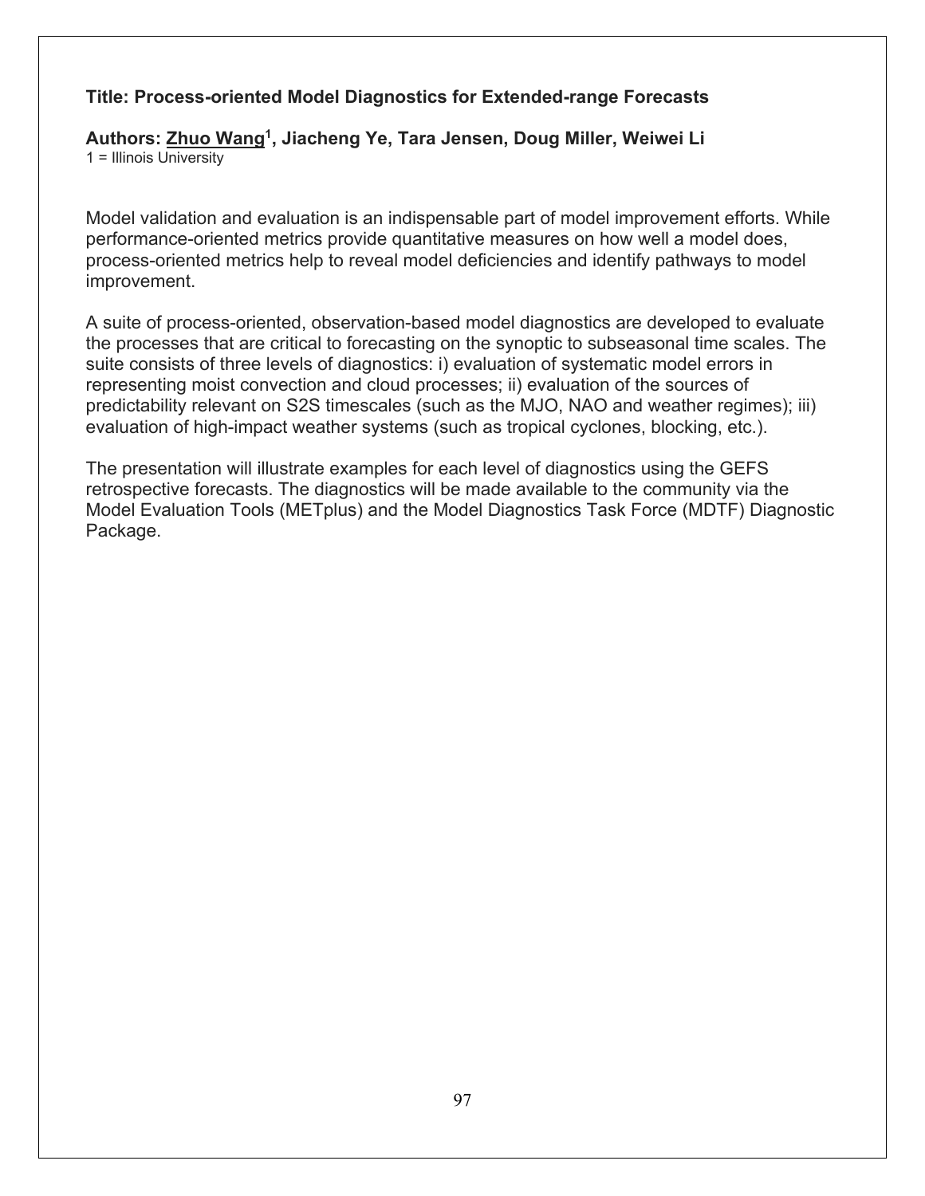**Title: Process-oriented Model Diagnostics for Extended-range Forecasts**

**Authors: Zhuo Wang[1], Jiacheng Ye, Tara Jensen, Doug Miller, Weiwei Li**
1 = Illinois University

Model validation and evaluation is an indispensable part of model improvement efforts. While performance-oriented metrics provide quantitative measures on how well a model does, process-oriented metrics help to reveal model deficiencies and identify pathways to model improvement.

A suite of process-oriented, observation-based model diagnostics are developed to evaluate the processes that are critical to forecasting on the synoptic to subseasonal time scales. The suite consists of three levels of diagnostics: i) evaluation of systematic model errors in representing moist convection and cloud processes; ii) evaluation of the sources of predictability relevant on S2S timescales (such as the MJO, NAO and weather regimes); iii) evaluation of high-impact weather systems (such as tropical cyclones, blocking, etc.).

The presentation will illustrate examples for each level of diagnostics using the GEFS retrospective forecasts. The diagnostics will be made available to the community via the Model Evaluation Tools (METplus) and the Model Diagnostics Task Force (MDTF) Diagnostic Package.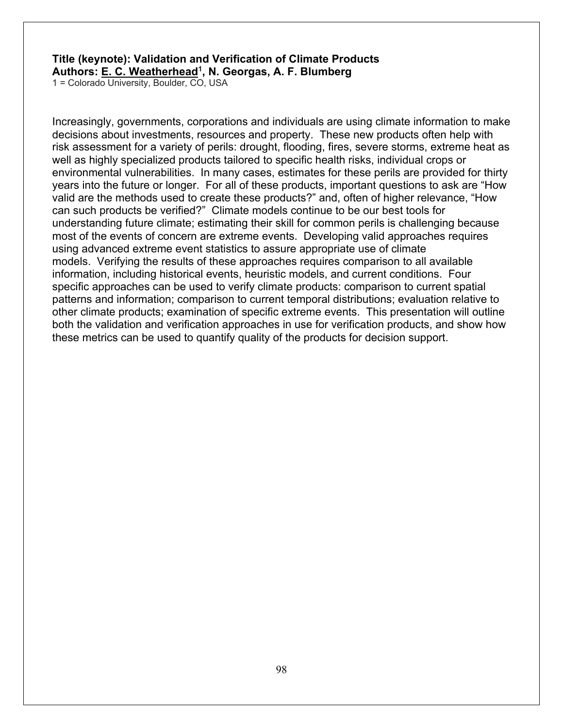**Title (keynote): Validation and Verification of Climate Products**
**Authors: E. C. Weatherhead[1], N. Georgas, A. F. Blumberg**
1 = Colorado University, Boulder, CO, USA

Increasingly, governments, corporations and individuals are using climate information to make decisions about investments, resources and property. These new products often help with risk assessment for a variety of perils: drought, flooding, fires, severe storms, extreme heat as well as highly specialized products tailored to specific health risks, individual crops or environmental vulnerabilities. In many cases, estimates for these perils are provided for thirty years into the future or longer. For all of these products, important questions to ask are "How valid are the methods used to create these products?" and, often of higher relevance, "How can such products be verified?" Climate models continue to be our best tools for understanding future climate; estimating their skill for common perils is challenging because most of the events of concern are extreme events. Developing valid approaches requires using advanced extreme event statistics to assure appropriate use of climate models. Verifying the results of these approaches requires comparison to all available information, including historical events, heuristic models, and current conditions. Four specific approaches can be used to verify climate products: comparison to current spatial patterns and information; comparison to current temporal distributions; evaluation relative to other climate products; examination of specific extreme events. This presentation will outline both the validation and verification approaches in use for verification products, and show how these metrics can be used to quantify quality of the products for decision support.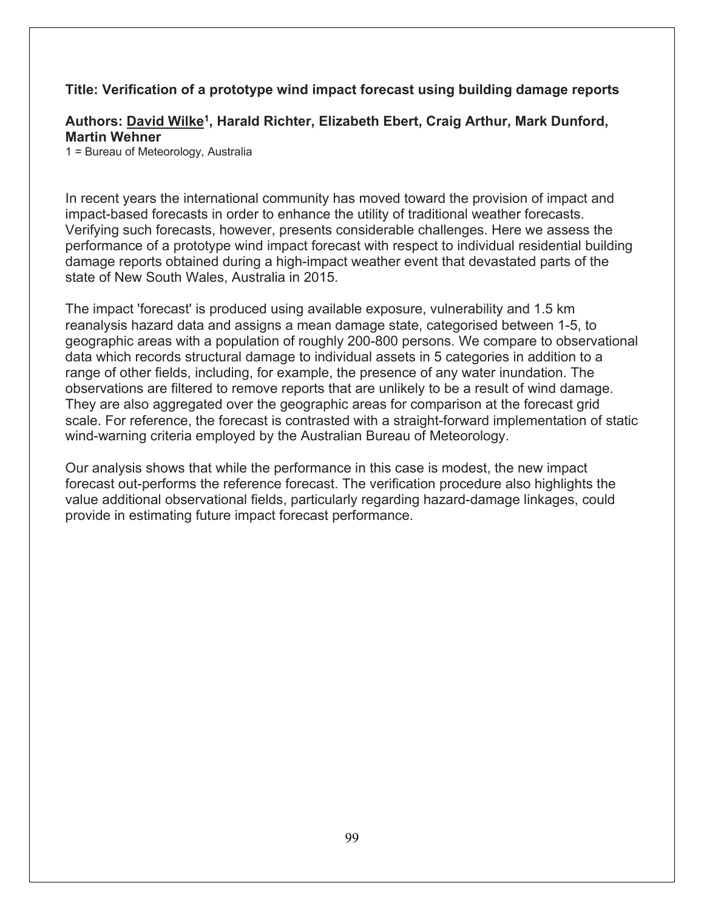**Title: Verification of a prototype wind impact forecast using building damage reports**

**Authors: David Wilke[1], Harald Richter, Elizabeth Ebert, Craig Arthur, Mark Dunford, Martin Wehner**

1 = Bureau of Meteorology, Australia

In recent years the international community has moved toward the provision of impact and impact-based forecasts in order to enhance the utility of traditional weather forecasts. Verifying such forecasts, however, presents considerable challenges. Here we assess the performance of a prototype wind impact forecast with respect to individual residential building damage reports obtained during a high-impact weather event that devastated parts of the state of New South Wales, Australia in 2015.

The impact 'forecast' is produced using available exposure, vulnerability and 1.5 km reanalysis hazard data and assigns a mean damage state, categorised between 1-5, to geographic areas with a population of roughly 200-800 persons. We compare to observational data which records structural damage to individual assets in 5 categories in addition to a range of other fields, including, for example, the presence of any water inundation. The observations are filtered to remove reports that are unlikely to be a result of wind damage. They are also aggregated over the geographic areas for comparison at the forecast grid scale. For reference, the forecast is contrasted with a straight-forward implementation of static wind-warning criteria employed by the Australian Bureau of Meteorology.

Our analysis shows that while the performance in this case is modest, the new impact forecast out-performs the reference forecast. The verification procedure also highlights the value additional observational fields, particularly regarding hazard-damage linkages, could provide in estimating future impact forecast performance.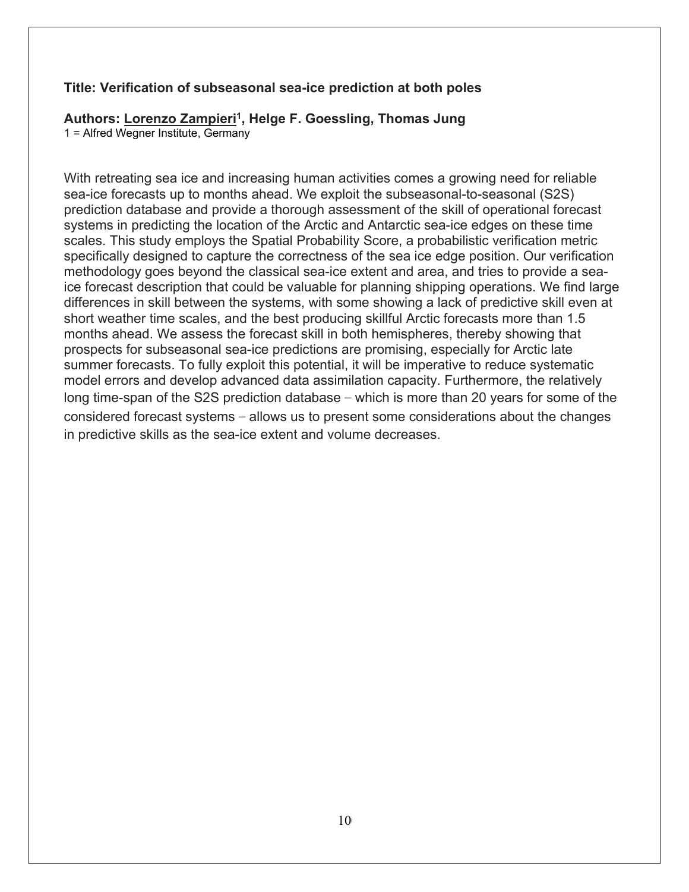**Title: Verification of subseasonal sea-ice prediction at both poles**

**Authors: Lorenzo Zampieri[1], Helge F. Goessling, Thomas Jung**
1 = Alfred Wegner Institute, Germany

With retreating sea ice and increasing human activities comes a growing need for reliable sea-ice forecasts up to months ahead. We exploit the subseasonal-to-seasonal (S2S) prediction database and provide a thorough assessment of the skill of operational forecast systems in predicting the location of the Arctic and Antarctic sea-ice edges on these time scales. This study employs the Spatial Probability Score, a probabilistic verification metric specifically designed to capture the correctness of the sea ice edge position. Our verification methodology goes beyond the classical sea-ice extent and area, and tries to provide a sea-ice forecast description that could be valuable for planning shipping operations. We find large differences in skill between the systems, with some showing a lack of predictive skill even at short weather time scales, and the best producing skillful Arctic forecasts more than 1.5 months ahead. We assess the forecast skill in both hemispheres, thereby showing that prospects for subseasonal sea-ice predictions are promising, especially for Arctic late summer forecasts. To fully exploit this potential, it will be imperative to reduce systematic model errors and develop advanced data assimilation capacity. Furthermore, the relatively long time-span of the S2S prediction database – which is more than 20 years for some of the considered forecast systems – allows us to present some considerations about the changes in predictive skills as the sea-ice extent and volume decreases.